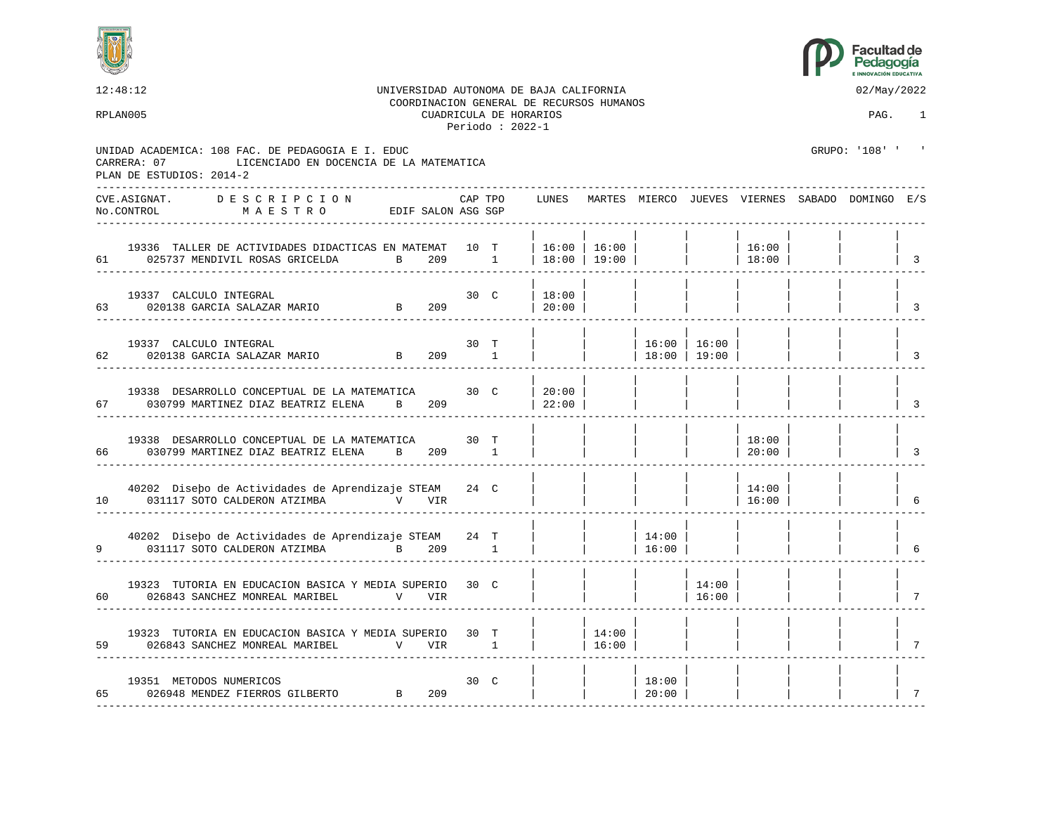12:48:12 UNIVERSIDAD AUTONOMA DE BAJA CALIFORNIA 02/May/2022

COORDINACION GENERAL DE RECURSOS HUMANOS

RPLAN005 CUADRICULA DE HORARIOS

Periodo : 2022-1

UNIDAD ACADEMICA: 108 FAC. DE PEDAGOGIA E I. EDUC GRUPO: '108' ' '

CARRERA: 07 LICENCIADO EN DOCENCIA DE LA MATEMATICA

PLAN DE ESTUDIOS: 2014-2

| CVE.ASIGNAT. No.CONTROL | DESCRIPCION MAESTRO | EDIF | SALON | CAP | TPO ASG SGP | LUNES | MARTES | MIERCO | JUEVES | VIERNES | SABADO | DOMINGO | E/S |
|---|---|---|---|---|---|---|---|---|---|---|---|---|---|
| 19336 / 61 | TALLER DE ACTIVIDADES DIDACTICAS EN MATEMAT / 025737 MENDIVIL ROSAS GRICELDA | B | 209 | 10 | T 1 | 16:00 18:00 | 16:00 19:00 | | | 16:00 18:00 | | | 3 |
| 19337 / 63 | CALCULO INTEGRAL / 020138 GARCIA SALAZAR MARIO | B | 209 | 30 | C | 18:00 20:00 | | | | | | | 3 |
| 19337 / 62 | CALCULO INTEGRAL / 020138 GARCIA SALAZAR MARIO | B | 209 | 30 | T 1 | | | 16:00 18:00 | 16:00 19:00 | | | | 3 |
| 19338 / 67 | DESARROLLO CONCEPTUAL DE LA MATEMATICA / 030799 MARTINEZ DIAZ BEATRIZ ELENA | B | 209 | 30 | C | 20:00 22:00 | | | | | | | 3 |
| 19338 / 66 | DESARROLLO CONCEPTUAL DE LA MATEMATICA / 030799 MARTINEZ DIAZ BEATRIZ ELENA | B | 209 | 30 | T 1 | | | | | 18:00 20:00 | | | 3 |
| 40202 / 10 | Diseþo de Actividades de Aprendizaje STEAM / 031117 SOTO CALDERON ATZIMBA | V | VIR | 24 | C | | | | | 14:00 16:00 | | | 6 |
| 40202 / 9 | Diseþo de Actividades de Aprendizaje STEAM / 031117 SOTO CALDERON ATZIMBA | B | 209 | 24 | T 1 | | | 14:00 16:00 | | | | | 6 |
| 19323 / 60 | TUTORIA EN EDUCACION BASICA Y MEDIA SUPERIO / 026843 SANCHEZ MONREAL MARIBEL | V | VIR | 30 | C | | | | 14:00 16:00 | | | | 7 |
| 19323 / 59 | TUTORIA EN EDUCACION BASICA Y MEDIA SUPERIO / 026843 SANCHEZ MONREAL MARIBEL | V | VIR | 30 | T 1 | | 14:00 16:00 | | | | | | 7 |
| 19351 / 65 | METODOS NUMERICOS / 026948 MENDEZ FIERROS GILBERTO | B | 209 | 30 | C | | | 18:00 20:00 | | | | | 7 |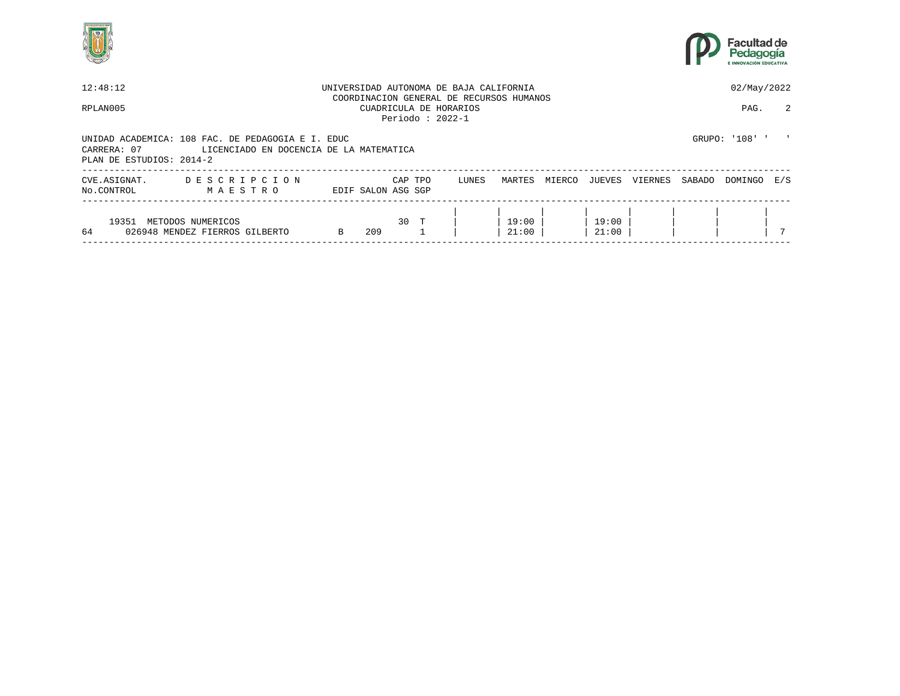12:48:12 UNIVERSIDAD AUTONOMA DE BAJA CALIFORNIA 02/May/2022

COORDINACION GENERAL DE RECURSOS HUMANOS

RPLAN005 CUADRICULA DE HORARIOS

Periodo : 2022-1

UNIDAD ACADEMICA: 108 FAC. DE PEDAGOGIA E I. EDUC GRUPO: '108' ' '

CARRERA: 07 LICENCIADO EN DOCENCIA DE LA MATEMATICA

PLAN DE ESTUDIOS: 2014-2

| CVE.ASIGNAT. No.CONTROL | D E S C R I P C I O N M A E S T R O | EDIF | SALON | CAP ASG | TPO SGP | LUNES | MARTES | MIERCO | JUEVES | VIERNES | SABADO | DOMINGO | E/S |
|---|---|---|---|---|---|---|---|---|---|---|---|---|---|
| 19351 | METODOS NUMERICOS | | | 30 | T | | 19:00 | | 19:00 | | | | |
| 64 | 026948 MENDEZ FIERROS GILBERTO | B | 209 | | 1 | | 21:00 | | 21:00 | | | | 7 |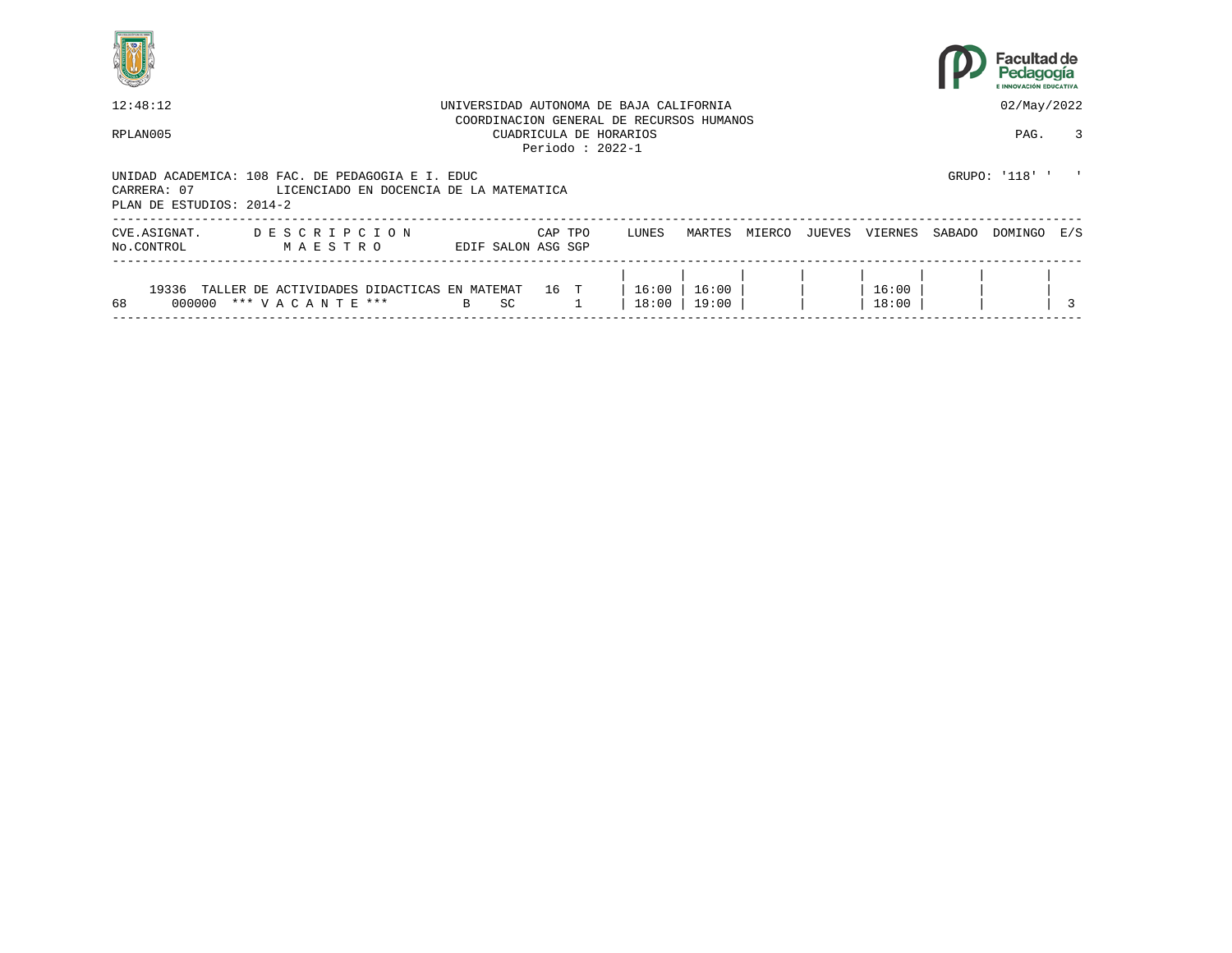12:48:12 UNIVERSIDAD AUTONOMA DE BAJA CALIFORNIA 02/May/2022

COORDINACION GENERAL DE RECURSOS HUMANOS

RPLAN005 CUADRICULA DE HORARIOS

Periodo : 2022-1

UNIDAD ACADEMICA: 108 FAC. DE PEDAGOGIA E I. EDUC GRUPO: '118' ' '

CARRERA: 07 LICENCIADO EN DOCENCIA DE LA MATEMATICA

PLAN DE ESTUDIOS: 2014-2

| CVE.ASIGNAT. / No.CONTROL | DESCRIPCION / MAESTRO | EDIF | SALON | CAP / ASG | TPO / SGP | LUNES | MARTES | MIERCO | JUEVES | VIERNES | SABADO | DOMINGO | E/S |
|---|---|---|---|---|---|---|---|---|---|---|---|---|---|
| 19336 | TALLER DE ACTIVIDADES DIDACTICAS EN MATEMAT | | | 16 | T | 16:00 | 16:00 | | | 16:00 | | | |
| 68 000000 | *** V A C A N T E *** | B | SC | | 1 | 18:00 | 19:00 | | | 18:00 | | | 3 |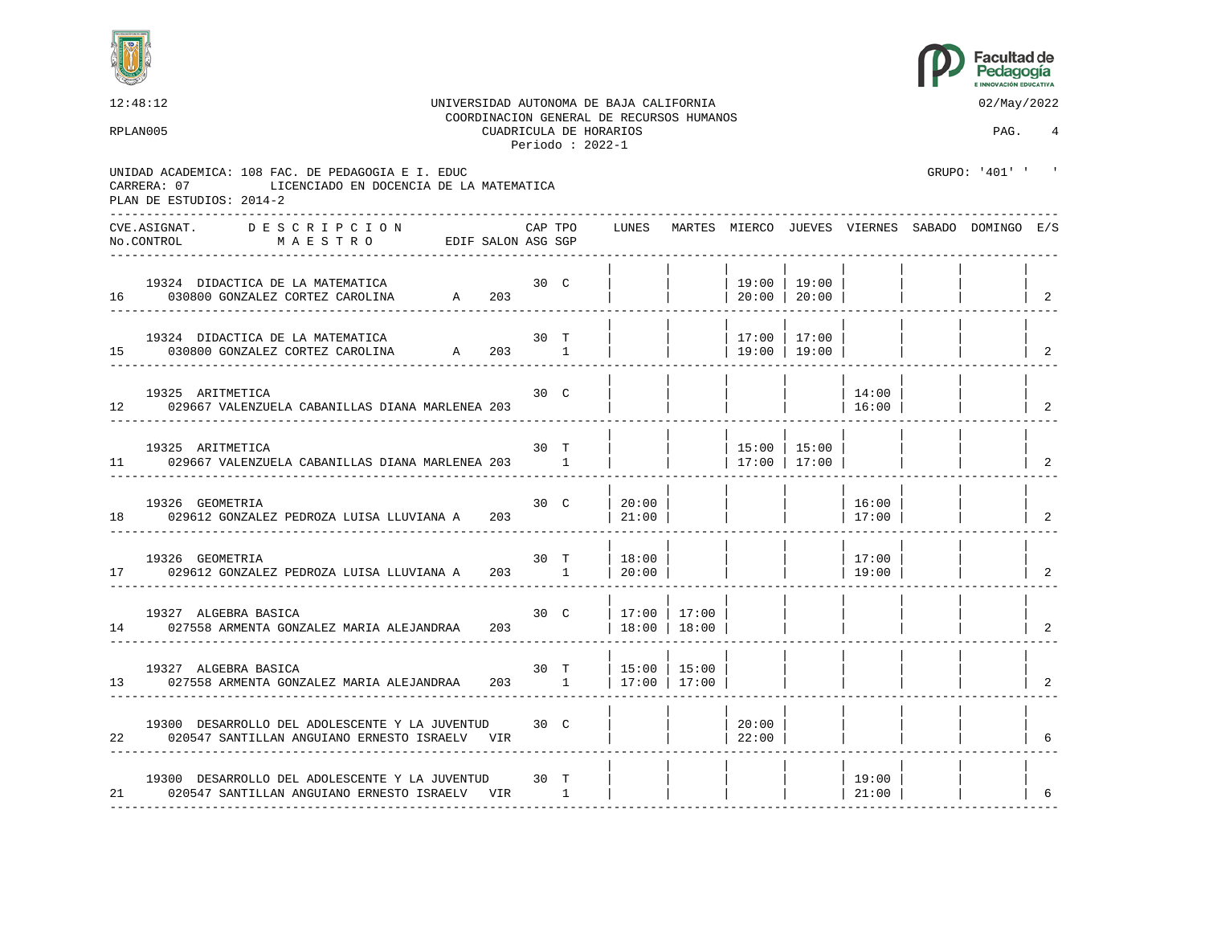12:48:12 — UNIVERSIDAD AUTONOMA DE BAJA CALIFORNIA — 02/May/2022

COORDINACION GENERAL DE RECURSOS HUMANOS

RPLAN005 — CUADRICULA DE HORARIOS

Periodo : 2022-1

UNIDAD ACADEMICA: 108 FAC. DE PEDAGOGIA E I. EDUC

GRUPO: '401' ' '

CARRERA: 07 LICENCIADO EN DOCENCIA DE LA MATEMATICA

PLAN DE ESTUDIOS: 2014-2

| CVE.ASIGNAT. No.CONTROL | DESCRIPCION MAESTRO | EDIF | SALON | CAP ASG | TPO SGP | LUNES | MARTES | MIERCO | JUEVES | VIERNES | SABADO | DOMINGO | E/S |
|---|---|---|---|---|---|---|---|---|---|---|---|---|---|
| 19324 / 16 | DIDACTICA DE LA MATEMATICA / 030800 GONZALEZ CORTEZ CAROLINA | A | 203 | 30 | C | | | 19:00 20:00 | 19:00 20:00 | | | | 2 |
| 19324 / 15 | DIDACTICA DE LA MATEMATICA / 030800 GONZALEZ CORTEZ CAROLINA | A | 203 | 30 | T 1 | | | 17:00 19:00 | 17:00 19:00 | | | | 2 |
| 19325 / 12 | ARITMETICA / 029667 VALENZUELA CABANILLAS DIANA MARLENEA | | 203 | 30 | C | | | | | 14:00 16:00 | | | 2 |
| 19325 / 11 | ARITMETICA / 029667 VALENZUELA CABANILLAS DIANA MARLENEA | | 203 | 30 | T 1 | | | 15:00 17:00 | 15:00 17:00 | | | | 2 |
| 19326 / 18 | GEOMETRIA / 029612 GONZALEZ PEDROZA LUISA LLUVIANA | A | 203 | 30 | C | 20:00 21:00 | | | | 16:00 17:00 | | | 2 |
| 19326 / 17 | GEOMETRIA / 029612 GONZALEZ PEDROZA LUISA LLUVIANA | A | 203 | 30 | T 1 | 18:00 20:00 | | | | 17:00 19:00 | | | 2 |
| 19327 / 14 | ALGEBRA BASICA / 027558 ARMENTA GONZALEZ MARIA ALEJANDRA | A | 203 | 30 | C | 17:00 18:00 | 17:00 18:00 | | | | | | 2 |
| 19327 / 13 | ALGEBRA BASICA / 027558 ARMENTA GONZALEZ MARIA ALEJANDRA | A | 203 | 30 | T 1 | 15:00 17:00 | 15:00 17:00 | | | | | | 2 |
| 19300 / 22 | DESARROLLO DEL ADOLESCENTE Y LA JUVENTUD / 020547 SANTILLAN ANGUIANO ERNESTO ISRAEL | V | VIR | 30 | C | | | 20:00 22:00 | | | | | 6 |
| 19300 / 21 | DESARROLLO DEL ADOLESCENTE Y LA JUVENTUD / 020547 SANTILLAN ANGUIANO ERNESTO ISRAEL | V | VIR | 30 | T 1 | | | | | 19:00 21:00 | | | 6 |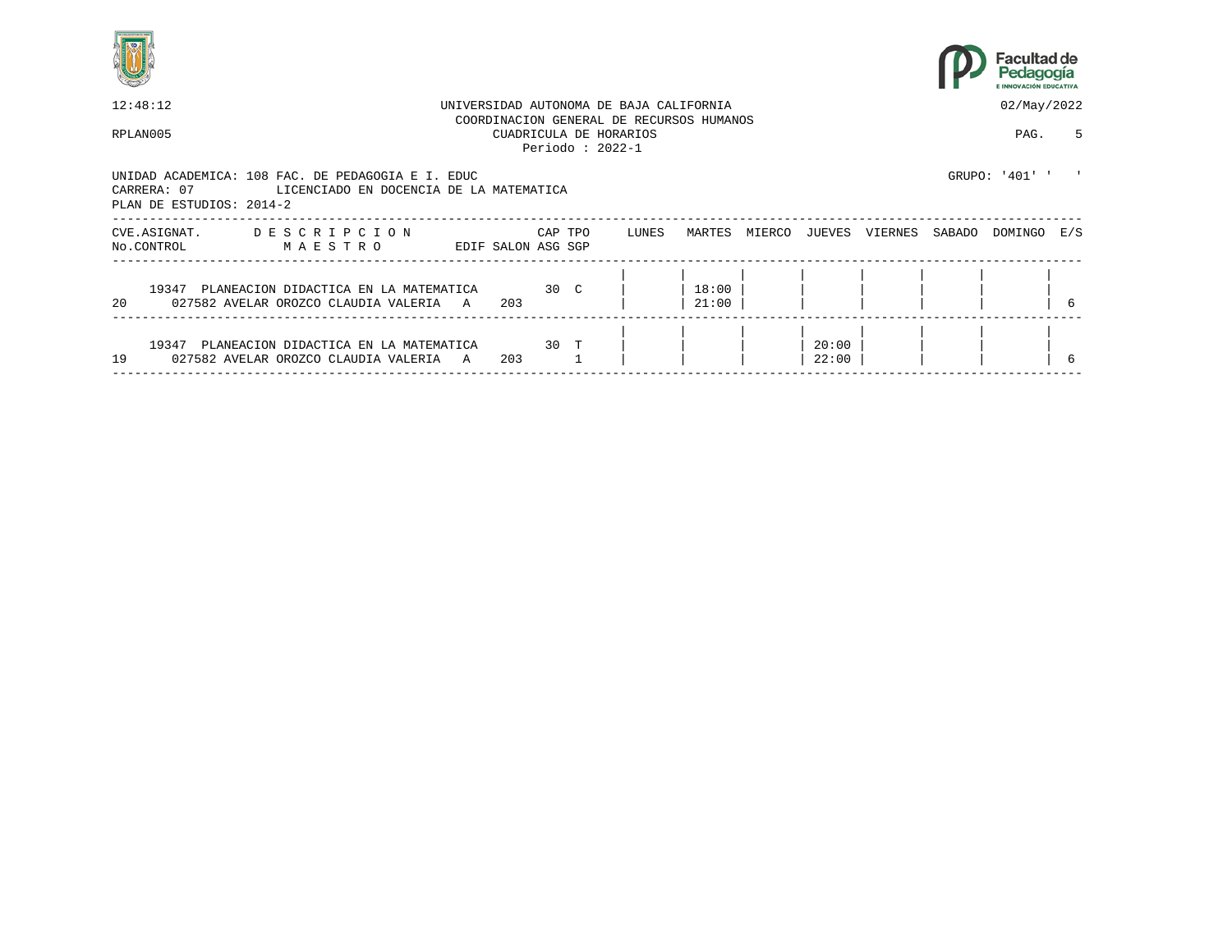12:48:12 UNIVERSIDAD AUTONOMA DE BAJA CALIFORNIA 02/May/2022

COORDINACION GENERAL DE RECURSOS HUMANOS

RPLAN005 CUADRICULA DE HORARIOS

Periodo : 2022-1

UNIDAD ACADEMICA: 108 FAC. DE PEDAGOGIA E I. EDUC GRUPO: '401' ' '

CARRERA: 07 LICENCIADO EN DOCENCIA DE LA MATEMATICA

PLAN DE ESTUDIOS: 2014-2

| CVE.ASIGNAT. / No.CONTROL | DESCRIPCION / MAESTRO | EDIF | SALON | CAP / ASG | TPO / SGP | LUNES | MARTES | MIERCO | JUEVES | VIERNES | SABADO | DOMINGO | E/S |
|---|---|---|---|---|---|---|---|---|---|---|---|---|---|
| 19347 / 20 | PLANEACION DIDACTICA EN LA MATEMATICA / 027582 AVELAR OROZCO CLAUDIA VALERIA | A | 203 | 30 | C | | 18:00 21:00 | | | | | | 6 |
| 19347 / 19 | PLANEACION DIDACTICA EN LA MATEMATICA / 027582 AVELAR OROZCO CLAUDIA VALERIA | A | 203 | 30 | T 1 | | | | 20:00 22:00 | | | | 6 |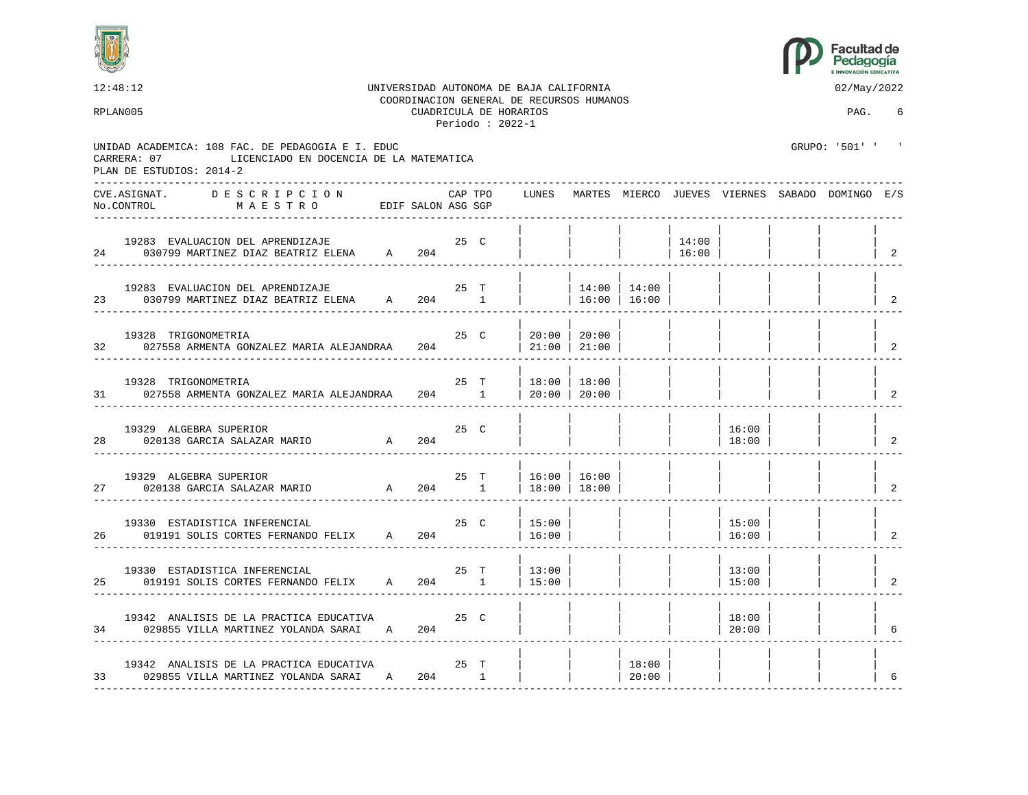UNIVERSIDAD AUTONOMA DE BAJA CALIFORNIA
COORDINACION GENERAL DE RECURSOS HUMANOS
CUADRICULA DE HORARIOS
Periodo : 2022-1

12:48:12 — 02/May/2022

RPLAN005 — PAG. 6

UNIDAD ACADEMICA: 108 FAC. DE PEDAGOGIA E I. EDUC — GRUPO: '501' ' '
CARRERA: 07 LICENCIADO EN DOCENCIA DE LA MATEMATICA
PLAN DE ESTUDIOS: 2014-2

| CVE.ASIGNAT. / No.CONTROL | DESCRIPCION / MAESTRO | EDIF | SALON | CAP ASG | TPO SGP | LUNES | MARTES | MIERCO | JUEVES | VIERNES | SABADO | DOMINGO | E/S |
|---|---|---|---|---|---|---|---|---|---|---|---|---|---|
| 19283 / 24 | EVALUACION DEL APRENDIZAJE / 030799 MARTINEZ DIAZ BEATRIZ ELENA | A | 204 | 25 | C | | | | 14:00 16:00 | | | | 2 |
| 19283 / 23 | EVALUACION DEL APRENDIZAJE / 030799 MARTINEZ DIAZ BEATRIZ ELENA | A | 204 | 25 | T 1 | | 14:00 16:00 | 14:00 16:00 | | | | | 2 |
| 19328 / 32 | TRIGONOMETRIA / 027558 ARMENTA GONZALEZ MARIA ALEJANDRA | A | 204 | 25 | C | 20:00 21:00 | 20:00 21:00 | | | | | | 2 |
| 19328 / 31 | TRIGONOMETRIA / 027558 ARMENTA GONZALEZ MARIA ALEJANDRA | A | 204 | 25 | T 1 | 18:00 20:00 | 18:00 20:00 | | | | | | 2 |
| 19329 / 28 | ALGEBRA SUPERIOR / 020138 GARCIA SALAZAR MARIO | A | 204 | 25 | C | | | | | 16:00 18:00 | | | 2 |
| 19329 / 27 | ALGEBRA SUPERIOR / 020138 GARCIA SALAZAR MARIO | A | 204 | 25 | T 1 | 16:00 18:00 | 16:00 18:00 | | | | | | 2 |
| 19330 / 26 | ESTADISTICA INFERENCIAL / 019191 SOLIS CORTES FERNANDO FELIX | A | 204 | 25 | C | 15:00 16:00 | | | | 15:00 16:00 | | | 2 |
| 19330 / 25 | ESTADISTICA INFERENCIAL / 019191 SOLIS CORTES FERNANDO FELIX | A | 204 | 25 | T 1 | 13:00 15:00 | | | | 13:00 15:00 | | | 2 |
| 19342 / 34 | ANALISIS DE LA PRACTICA EDUCATIVA / 029855 VILLA MARTINEZ YOLANDA SARAI | A | 204 | 25 | C | | | | | 18:00 20:00 | | | 6 |
| 19342 / 33 | ANALISIS DE LA PRACTICA EDUCATIVA / 029855 VILLA MARTINEZ YOLANDA SARAI | A | 204 | 25 | T 1 | | | 18:00 20:00 | | | | | 6 |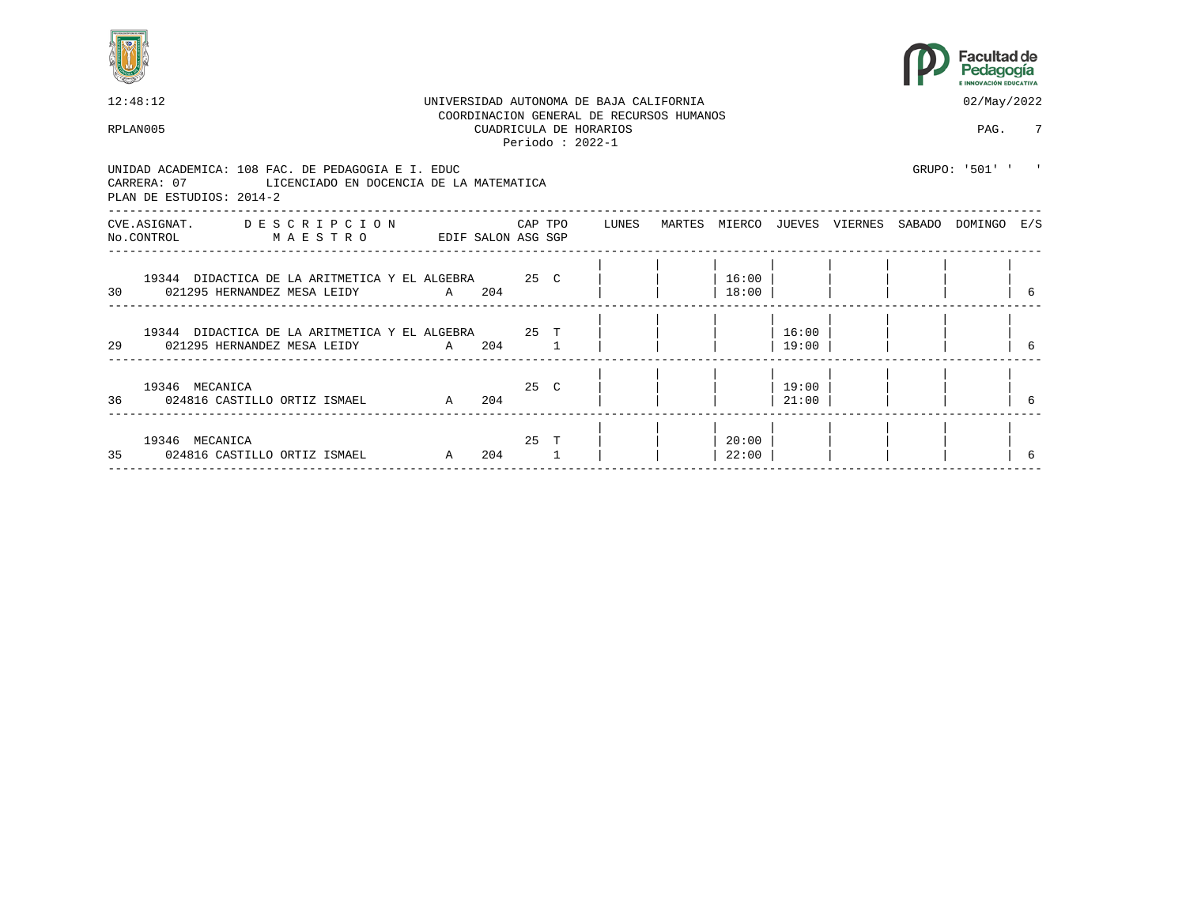12:48:12 UNIVERSIDAD AUTONOMA DE BAJA CALIFORNIA 02/May/2022

COORDINACION GENERAL DE RECURSOS HUMANOS

RPLAN005 CUADRICULA DE HORARIOS PAG. 7

Periodo : 2022-1

UNIDAD ACADEMICA: 108 FAC. DE PEDAGOGIA E I. EDUC GRUPO: '501' ' '

CARRERA: 07 LICENCIADO EN DOCENCIA DE LA MATEMATICA

PLAN DE ESTUDIOS: 2014-2

| CVE.ASIGNAT. / No.CONTROL | DESCRIPCION / MAESTRO | EDIF | SALON | CAP / ASG | TPO / SGP | LUNES | MARTES | MIERCO | JUEVES | VIERNES | SABADO | DOMINGO | E/S |
|---|---|---|---|---|---|---|---|---|---|---|---|---|---|
| 19344 / 30 | DIDACTICA DE LA ARITMETICA Y EL ALGEBRA / 021295 HERNANDEZ MESA LEIDY | A | 204 | 25 | C | | | 16:00 18:00 | | | | | 6 |
| 19344 / 29 | DIDACTICA DE LA ARITMETICA Y EL ALGEBRA / 021295 HERNANDEZ MESA LEIDY | A | 204 | 25 | T 1 | | | | 16:00 19:00 | | | | 6 |
| 19346 / 36 | MECANICA / 024816 CASTILLO ORTIZ ISMAEL | A | 204 | 25 | C | | | | 19:00 21:00 | | | | 6 |
| 19346 / 35 | MECANICA / 024816 CASTILLO ORTIZ ISMAEL | A | 204 | 25 | T 1 | | | 20:00 22:00 | | | | | 6 |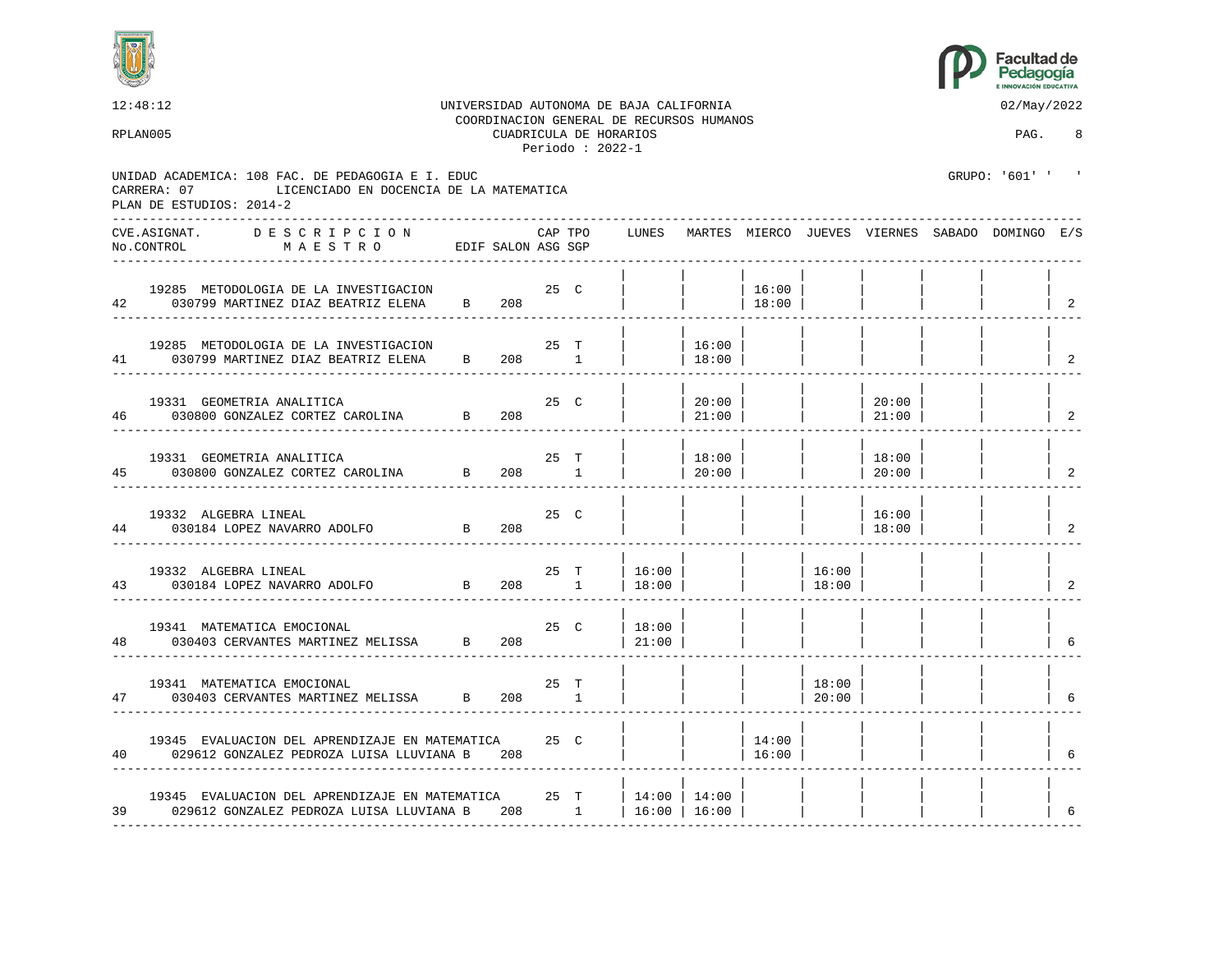12:48:12 UNIVERSIDAD AUTONOMA DE BAJA CALIFORNIA 02/May/2022

COORDINACION GENERAL DE RECURSOS HUMANOS

RPLAN005 CUADRICULA DE HORARIOS PAG. 8

Periodo : 2022-1

UNIDAD ACADEMICA: 108 FAC. DE PEDAGOGIA E I. EDUC GRUPO: '601' ' '

CARRERA: 07 LICENCIADO EN DOCENCIA DE LA MATEMATICA

PLAN DE ESTUDIOS: 2014-2

| No.CONTROL | CVE.ASIGNAT. | DESCRIPCION / MAESTRO | EDIF | SALON | CAP | TPO | ASG SGP | LUNES | MARTES | MIERCO | JUEVES | VIERNES | SABADO | DOMINGO | E/S |
|---|---|---|---|---|---|---|---|---|---|---|---|---|---|---|---|
| 42 | 19285 | METODOLOGIA DE LA INVESTIGACION / 030799 MARTINEZ DIAZ BEATRIZ ELENA | B | 208 | 25 | C | | | | 16:00 18:00 | | | | | 2 |
| 41 | 19285 | METODOLOGIA DE LA INVESTIGACION / 030799 MARTINEZ DIAZ BEATRIZ ELENA | B | 208 | 25 | T | 1 | | 16:00 18:00 | | | | | | 2 |
| 46 | 19331 | GEOMETRIA ANALITICA / 030800 GONZALEZ CORTEZ CAROLINA | B | 208 | 25 | C | | | 20:00 21:00 | | | 20:00 21:00 | | | 2 |
| 45 | 19331 | GEOMETRIA ANALITICA / 030800 GONZALEZ CORTEZ CAROLINA | B | 208 | 25 | T | 1 | | 18:00 20:00 | | | 18:00 20:00 | | | 2 |
| 44 | 19332 | ALGEBRA LINEAL / 030184 LOPEZ NAVARRO ADOLFO | B | 208 | 25 | C | | | | | | 16:00 18:00 | | | 2 |
| 43 | 19332 | ALGEBRA LINEAL / 030184 LOPEZ NAVARRO ADOLFO | B | 208 | 25 | T | 1 | 16:00 18:00 | | | 16:00 18:00 | | | | 2 |
| 48 | 19341 | MATEMATICA EMOCIONAL / 030403 CERVANTES MARTINEZ MELISSA | B | 208 | 25 | C | | 18:00 21:00 | | | | | | | 6 |
| 47 | 19341 | MATEMATICA EMOCIONAL / 030403 CERVANTES MARTINEZ MELISSA | B | 208 | 25 | T | 1 | | | | 18:00 20:00 | | | | 6 |
| 40 | 19345 | EVALUACION DEL APRENDIZAJE EN MATEMATICA / 029612 GONZALEZ PEDROZA LUISA LLUVIANA | B | 208 | 25 | C | | | | 14:00 16:00 | | | | | 6 |
| 39 | 19345 | EVALUACION DEL APRENDIZAJE EN MATEMATICA / 029612 GONZALEZ PEDROZA LUISA LLUVIANA | B | 208 | 25 | T | 1 | 14:00 16:00 | 14:00 16:00 | | | | | | 6 |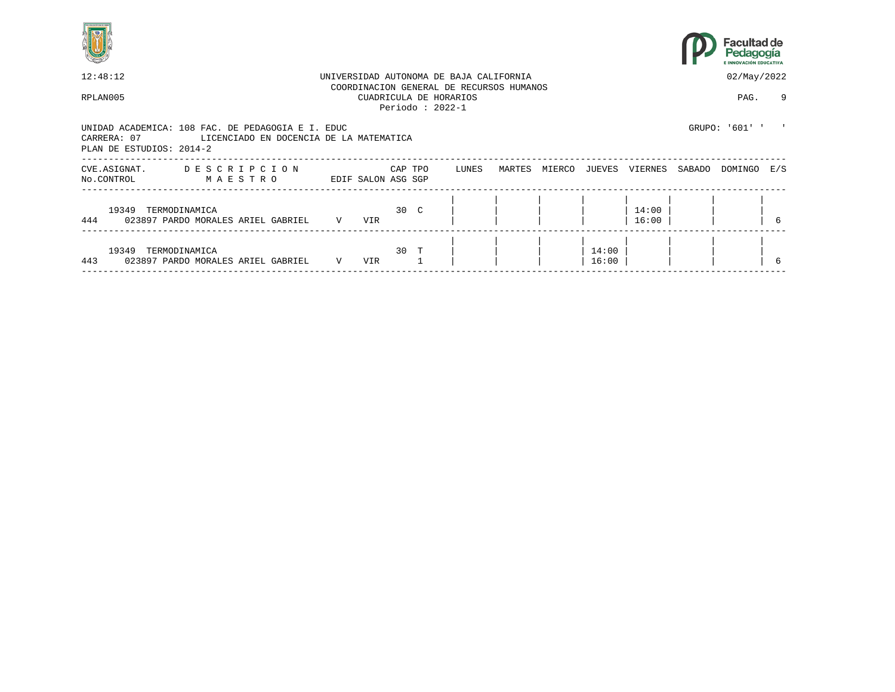12:48:12 UNIVERSIDAD AUTONOMA DE BAJA CALIFORNIA 02/May/2022
COORDINACION GENERAL DE RECURSOS HUMANOS
RPLAN005 CUADRICULA DE HORARIOS PAG. 9
Periodo : 2022-1

UNIDAD ACADEMICA: 108 FAC. DE PEDAGOGIA E I. EDUC GRUPO: '601' ' '
CARRERA: 07 LICENCIADO EN DOCENCIA DE LA MATEMATICA
PLAN DE ESTUDIOS: 2014-2

| CVE.ASIGNAT. / No.CONTROL | DESCRIPCION / MAESTRO | EDIF | SALON | CAP / ASG | TPO / SGP | LUNES | MARTES | MIERCO | JUEVES | VIERNES | SABADO | DOMINGO | E/S |
|---|---|---|---|---|---|---|---|---|---|---|---|---|---|
| 19349 / 444 | TERMODINAMICA / 023897 PARDO MORALES ARIEL GABRIEL | V | VIR | 30 | C | | | | | 14:00 16:00 | | | 6 |
| 19349 / 443 | TERMODINAMICA / 023897 PARDO MORALES ARIEL GABRIEL | V | VIR | 30 | T 1 | | | | 14:00 16:00 | | | | 6 |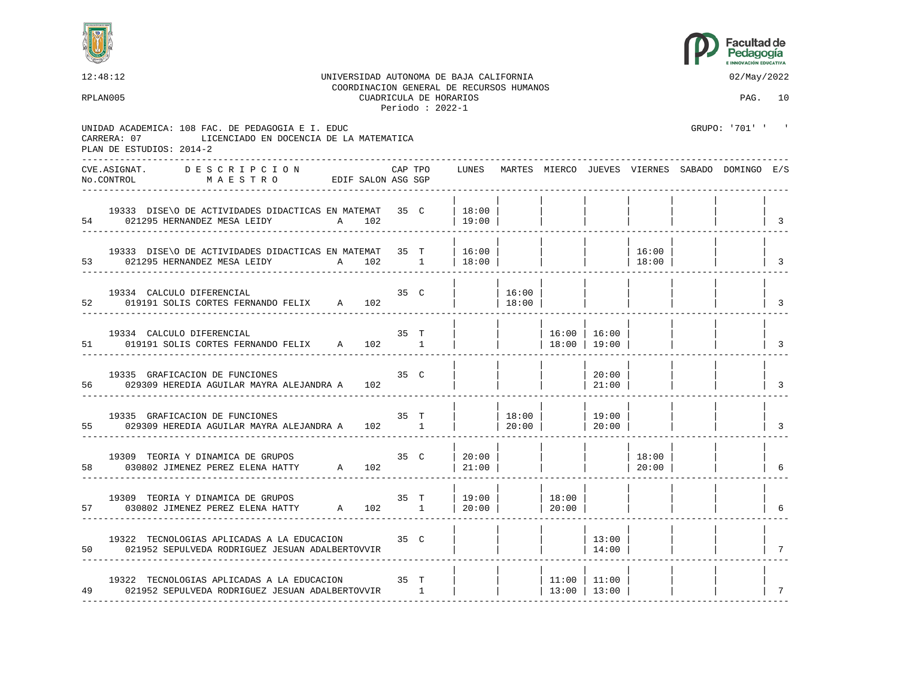UNIVERSIDAD AUTONOMA DE BAJA CALIFORNIA
COORDINACION GENERAL DE RECURSOS HUMANOS
CUADRICULA DE HORARIOS
Periodo : 2022-1

12:48:12 — 02/May/2022

RPLAN005

UNIDAD ACADEMICA: 108 FAC. DE PEDAGOGIA E I. EDUC
CARRERA: 07 LICENCIADO EN DOCENCIA DE LA MATEMATICA
PLAN DE ESTUDIOS: 2014-2

GRUPO: '701' ' '

| No.CONTROL | CVE.ASIGNAT. | DESCRIPCION / MAESTRO | EDIF | SALON | CAP | TPO | ASG | SGP | LUNES | MARTES | MIERCO | JUEVES | VIERNES | SABADO | DOMINGO | E/S |
|---|---|---|---|---|---|---|---|---|---|---|---|---|---|---|---|---|
| 54 | 19333 | DISE\O DE ACTIVIDADES DIDACTICAS EN MATEMAT / 021295 HERNANDEZ MESA LEIDY | A | 102 | 35 | C | | | 18:00 19:00 | | | | | | | 3 |
| 53 | 19333 | DISE\O DE ACTIVIDADES DIDACTICAS EN MATEMAT / 021295 HERNANDEZ MESA LEIDY | A | 102 | 35 | T | 1 | | 16:00 18:00 | | | | 16:00 18:00 | | | 3 |
| 52 | 19334 | CALCULO DIFERENCIAL / 019191 SOLIS CORTES FERNANDO FELIX | A | 102 | 35 | C | | | | 16:00 18:00 | | | | | | 3 |
| 51 | 19334 | CALCULO DIFERENCIAL / 019191 SOLIS CORTES FERNANDO FELIX | A | 102 | 35 | T | 1 | | | | 16:00 18:00 | 16:00 19:00 | | | | 3 |
| 56 | 19335 | GRAFICACION DE FUNCIONES / 029309 HEREDIA AGUILAR MAYRA ALEJANDRA | A | 102 | 35 | C | | | | | | 20:00 21:00 | | | | 3 |
| 55 | 19335 | GRAFICACION DE FUNCIONES / 029309 HEREDIA AGUILAR MAYRA ALEJANDRA | A | 102 | 35 | T | 1 | | | 18:00 20:00 | | 19:00 20:00 | | | | 3 |
| 58 | 19309 | TEORIA Y DINAMICA DE GRUPOS / 030802 JIMENEZ PEREZ ELENA HATTY | A | 102 | 35 | C | | | 20:00 21:00 | | | | 18:00 20:00 | | | 6 |
| 57 | 19309 | TEORIA Y DINAMICA DE GRUPOS / 030802 JIMENEZ PEREZ ELENA HATTY | A | 102 | 35 | T | 1 | | 19:00 20:00 | | 18:00 20:00 | | | | | 6 |
| 50 | 19322 | TECNOLOGIAS APLICADAS A LA EDUCACION / 021952 SEPULVEDA RODRIGUEZ JESUAN ADALBERTOVVIR | | | 35 | C | | | | | | 13:00 14:00 | | | | 7 |
| 49 | 19322 | TECNOLOGIAS APLICADAS A LA EDUCACION / 021952 SEPULVEDA RODRIGUEZ JESUAN ADALBERTOVVIR | | | 35 | T | 1 | | | | 11:00 13:00 | 11:00 13:00 | | | | 7 |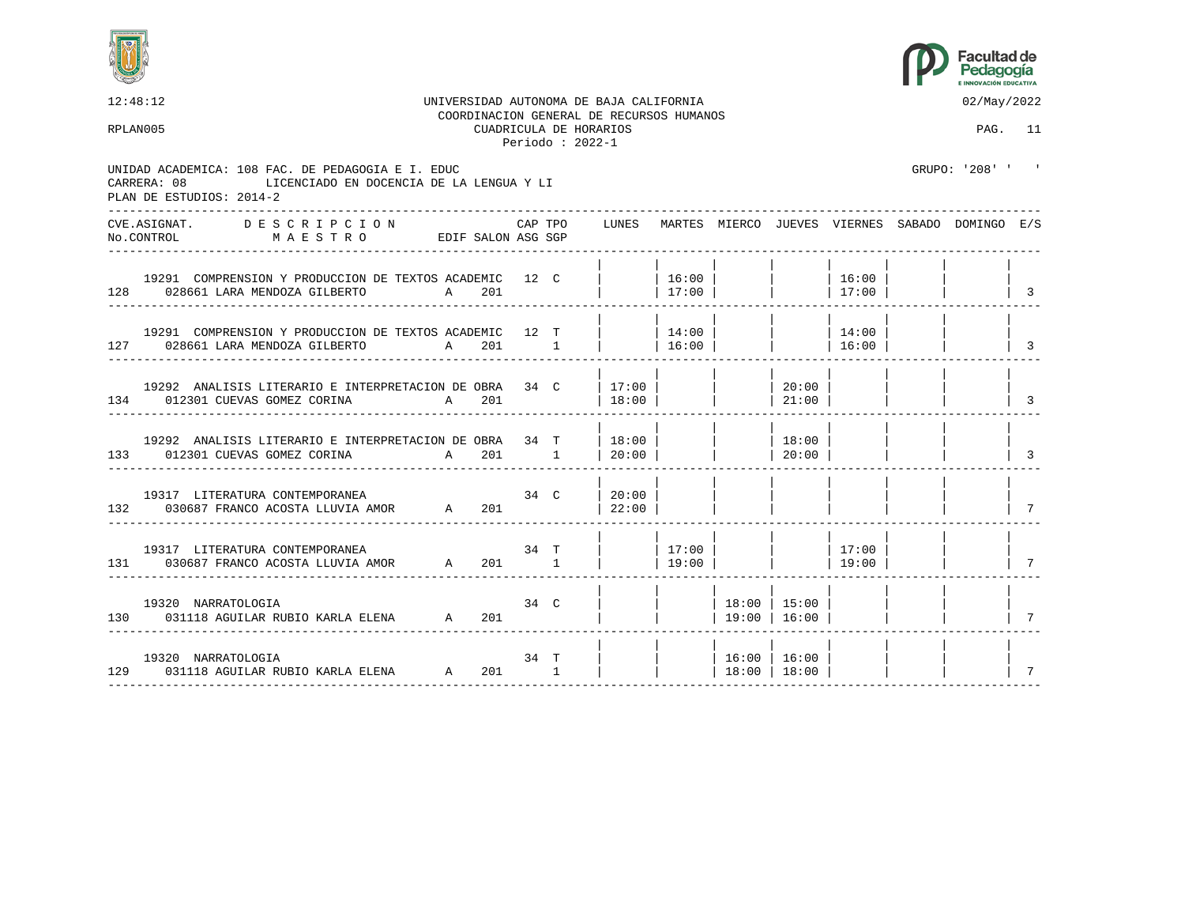12:48:12 UNIVERSIDAD AUTONOMA DE BAJA CALIFORNIA 02/May/2022

COORDINACION GENERAL DE RECURSOS HUMANOS

RPLAN005 CUADRICULA DE HORARIOS PAG. 11

Periodo : 2022-1

UNIDAD ACADEMICA: 108 FAC. DE PEDAGOGIA E I. EDUC GRUPO: '208' ' '

CARRERA: 08 LICENCIADO EN DOCENCIA DE LA LENGUA Y LI

PLAN DE ESTUDIOS: 2014-2

| CVE.ASIGNAT. No.CONTROL | DESCRIPCION MAESTRO | EDIF | SALON | CAP ASG | TPO SGP | LUNES | MARTES | MIERCO | JUEVES | VIERNES | SABADO | DOMINGO | E/S |
|---|---|---|---|---|---|---|---|---|---|---|---|---|---|
| 19291 128 | COMPRENSION Y PRODUCCION DE TEXTOS ACADEMIC 028661 LARA MENDOZA GILBERTO | A | 201 | 12 | C | | 16:00 17:00 | | | 16:00 17:00 | | | 3 |
| 19291 127 | COMPRENSION Y PRODUCCION DE TEXTOS ACADEMIC 028661 LARA MENDOZA GILBERTO | A | 201 | 12 | T 1 | | 14:00 16:00 | | | 14:00 16:00 | | | 3 |
| 19292 134 | ANALISIS LITERARIO E INTERPRETACION DE OBRA 012301 CUEVAS GOMEZ CORINA | A | 201 | 34 | C | 17:00 18:00 | | | 20:00 21:00 | | | | 3 |
| 19292 133 | ANALISIS LITERARIO E INTERPRETACION DE OBRA 012301 CUEVAS GOMEZ CORINA | A | 201 | 34 | T 1 | 18:00 20:00 | | | 18:00 20:00 | | | | 3 |
| 19317 132 | LITERATURA CONTEMPORANEA 030687 FRANCO ACOSTA LLUVIA AMOR | A | 201 | 34 | C | 20:00 22:00 | | | | | | | 7 |
| 19317 131 | LITERATURA CONTEMPORANEA 030687 FRANCO ACOSTA LLUVIA AMOR | A | 201 | 34 | T 1 | | 17:00 19:00 | | | 17:00 19:00 | | | 7 |
| 19320 130 | NARRATOLOGIA 031118 AGUILAR RUBIO KARLA ELENA | A | 201 | 34 | C | | | 18:00 19:00 | 15:00 16:00 | | | | 7 |
| 19320 129 | NARRATOLOGIA 031118 AGUILAR RUBIO KARLA ELENA | A | 201 | 34 | T 1 | | | 16:00 18:00 | 16:00 18:00 | | | | 7 |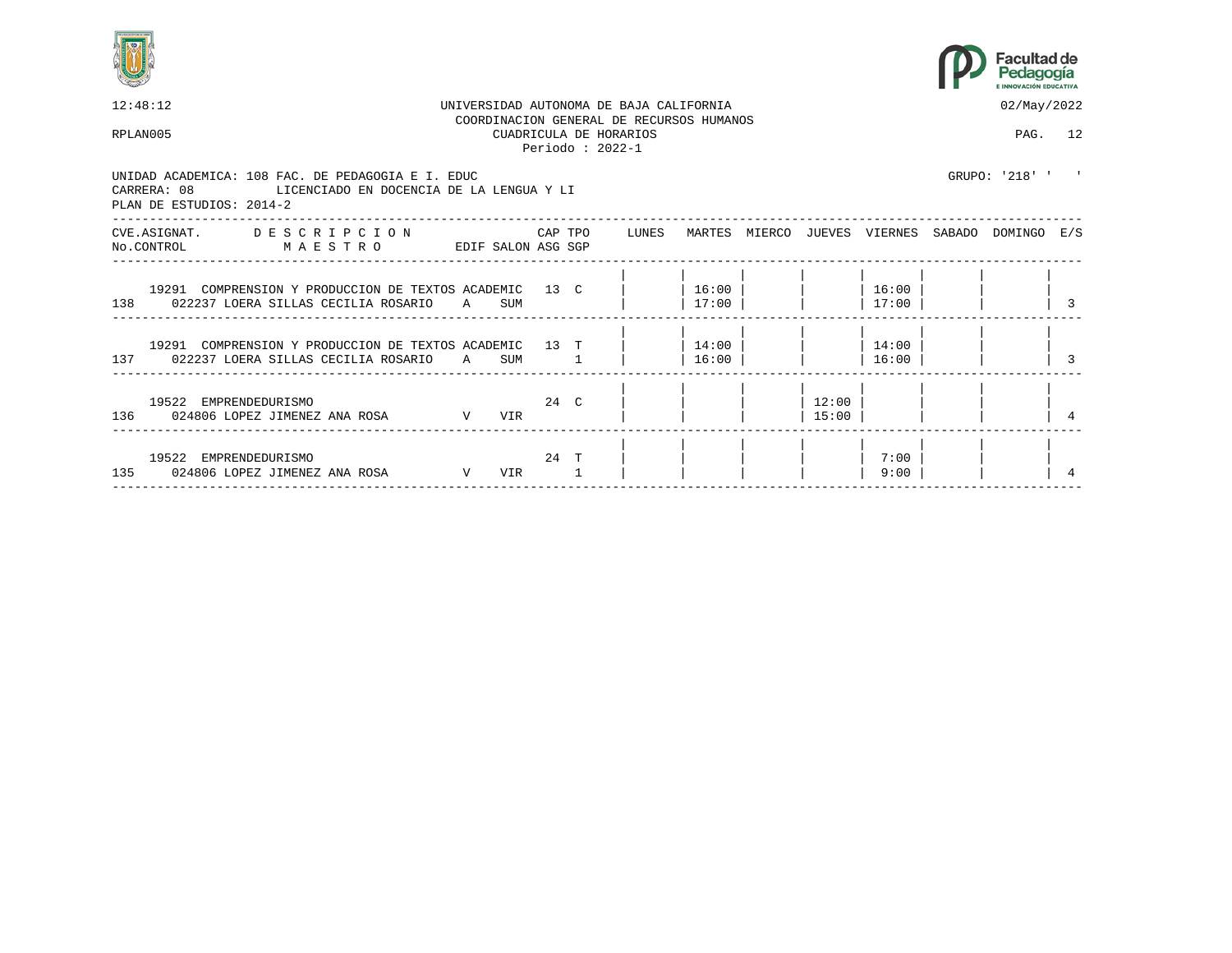12:48:12 UNIVERSIDAD AUTONOMA DE BAJA CALIFORNIA 02/May/2022

COORDINACION GENERAL DE RECURSOS HUMANOS

RPLAN005 CUADRICULA DE HORARIOS

Periodo : 2022-1

UNIDAD ACADEMICA: 108 FAC. DE PEDAGOGIA E I. EDUC GRUPO: '218' ' '

CARRERA: 08 LICENCIADO EN DOCENCIA DE LA LENGUA Y LI

PLAN DE ESTUDIOS: 2014-2

| CVE.ASIGNAT. No.CONTROL | DESCRIPCION MAESTRO | EDIF | SALON | CAP ASG | TPO SGP | LUNES | MARTES | MIERCO | JUEVES | VIERNES | SABADO | DOMINGO | E/S |
|---|---|---|---|---|---|---|---|---|---|---|---|---|---|
| 19291 | COMPRENSION Y PRODUCCION DE TEXTOS ACADEMIC | | | 13 | C | | 16:00 | | | 16:00 | | | |
| 138 | 022237 LOERA SILLAS CECILIA ROSARIO | A | SUM | | | | 17:00 | | | 17:00 | | | 3 |
| 19291 | COMPRENSION Y PRODUCCION DE TEXTOS ACADEMIC | | | 13 | T | | 14:00 | | | 14:00 | | | |
| 137 | 022237 LOERA SILLAS CECILIA ROSARIO | A | SUM | | 1 | | 16:00 | | | 16:00 | | | 3 |
| 19522 | EMPRENDEDURISMO | | | 24 | C | | | | 12:00 | | | | |
| 136 | 024806 LOPEZ JIMENEZ ANA ROSA | V | VIR | | | | | | 15:00 | | | | 4 |
| 19522 | EMPRENDEDURISMO | | | 24 | T | | | | | 7:00 | | | |
| 135 | 024806 LOPEZ JIMENEZ ANA ROSA | V | VIR | | 1 | | | | | 9:00 | | | 4 |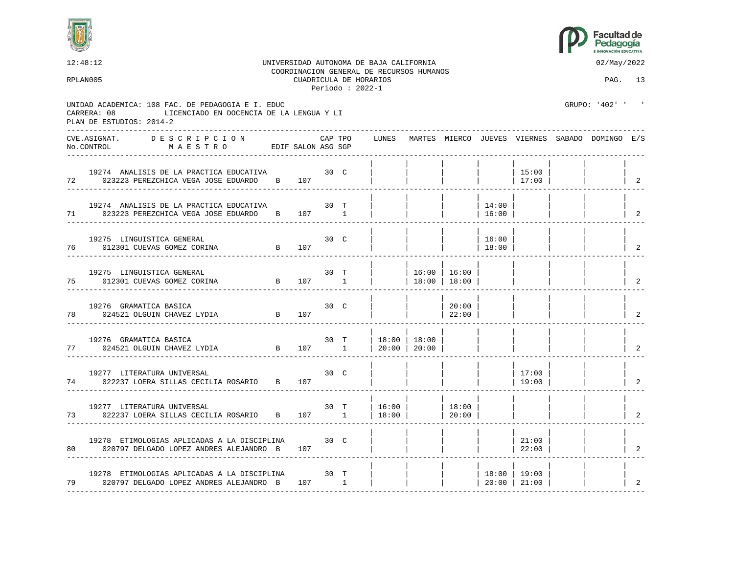12:48:12 UNIVERSIDAD AUTONOMA DE BAJA CALIFORNIA 02/May/2022

COORDINACION GENERAL DE RECURSOS HUMANOS

RPLAN005 CUADRICULA DE HORARIOS PAG. 13

Periodo : 2022-1

UNIDAD ACADEMICA: 108 FAC. DE PEDAGOGIA E I. EDUC GRUPO: '402' ' '

CARRERA: 08 LICENCIADO EN DOCENCIA DE LA LENGUA Y LI

PLAN DE ESTUDIOS: 2014-2

| CVE.ASIGNAT. / No.CONTROL | DESCRIPCION / MAESTRO | EDIF | SALON | CAP | TPO | ASG SGP | LUNES | MARTES | MIERCO | JUEVES | VIERNES | SABADO | DOMINGO | E/S |
|---|---|---|---|---|---|---|---|---|---|---|---|---|---|---|
| 19274 / 72 | ANALISIS DE LA PRACTICA EDUCATIVA / 023223 PEREZCHICA VEGA JOSE EDUARDO | B | 107 | 30 | C | | | | | | 15:00 17:00 | | | 2 |
| 19274 / 71 | ANALISIS DE LA PRACTICA EDUCATIVA / 023223 PEREZCHICA VEGA JOSE EDUARDO | B | 107 | 30 | T | 1 | | | | 14:00 16:00 | | | | 2 |
| 19275 / 76 | LINGUISTICA GENERAL / 012301 CUEVAS GOMEZ CORINA | B | 107 | 30 | C | | | | | 16:00 18:00 | | | | 2 |
| 19275 / 75 | LINGUISTICA GENERAL / 012301 CUEVAS GOMEZ CORINA | B | 107 | 30 | T | 1 | | 16:00 18:00 | 16:00 18:00 | | | | | 2 |
| 19276 / 78 | GRAMATICA BASICA / 024521 OLGUIN CHAVEZ LYDIA | B | 107 | 30 | C | | | | 20:00 22:00 | | | | | 2 |
| 19276 / 77 | GRAMATICA BASICA / 024521 OLGUIN CHAVEZ LYDIA | B | 107 | 30 | T | 1 | 18:00 20:00 | 18:00 20:00 | | | | | | 2 |
| 19277 / 74 | LITERATURA UNIVERSAL / 022237 LOERA SILLAS CECILIA ROSARIO | B | 107 | 30 | C | | | | | | 17:00 19:00 | | | 2 |
| 19277 / 73 | LITERATURA UNIVERSAL / 022237 LOERA SILLAS CECILIA ROSARIO | B | 107 | 30 | T | 1 | 16:00 18:00 | | 18:00 20:00 | | | | | 2 |
| 19278 / 80 | ETIMOLOGIAS APLICADAS A LA DISCIPLINA / 020797 DELGADO LOPEZ ANDRES ALEJANDRO | B | 107 | 30 | C | | | | | | 21:00 22:00 | | | 2 |
| 19278 / 79 | ETIMOLOGIAS APLICADAS A LA DISCIPLINA / 020797 DELGADO LOPEZ ANDRES ALEJANDRO | B | 107 | 30 | T | 1 | | | | 18:00 20:00 | 19:00 21:00 | | | 2 |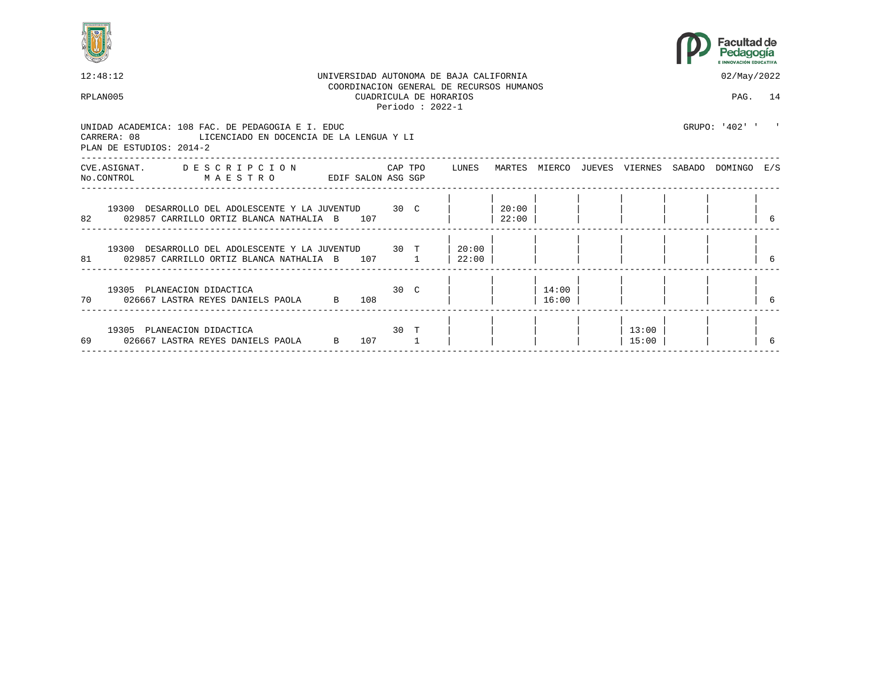UNIVERSIDAD AUTONOMA DE BAJA CALIFORNIA
COORDINACION GENERAL DE RECURSOS HUMANOS
CUADRICULA DE HORARIOS
Periodo : 2022-1

12:48:12 — 02/May/2022

RPLAN005

UNIDAD ACADEMICA: 108 FAC. DE PEDAGOGIA E I. EDUC — GRUPO: '402' ' '
CARRERA: 08 LICENCIADO EN DOCENCIA DE LA LENGUA Y LI
PLAN DE ESTUDIOS: 2014-2

| CVE.ASIGNAT. / No.CONTROL | DESCRIPCION / MAESTRO | EDIF | SALON | CAP / ASG | TPO / SGP | LUNES | MARTES | MIERCO | JUEVES | VIERNES | SABADO | DOMINGO | E/S |
|---|---|---|---|---|---|---|---|---|---|---|---|---|---|
| 19300 / 82 | DESARROLLO DEL ADOLESCENTE Y LA JUVENTUD / 029857 CARRILLO ORTIZ BLANCA NATHALIA | B | 107 | 30 | C | | 20:00 22:00 | | | | | | 6 |
| 19300 / 81 | DESARROLLO DEL ADOLESCENTE Y LA JUVENTUD / 029857 CARRILLO ORTIZ BLANCA NATHALIA | B | 107 | 30 | T / 1 | 20:00 22:00 | | | | | | | 6 |
| 19305 / 70 | PLANEACION DIDACTICA / 026667 LASTRA REYES DANIELS PAOLA | B | 108 | 30 | C | | | 14:00 16:00 | | | | | 6 |
| 19305 / 69 | PLANEACION DIDACTICA / 026667 LASTRA REYES DANIELS PAOLA | B | 107 | 30 | T / 1 | | | | | 13:00 15:00 | | | 6 |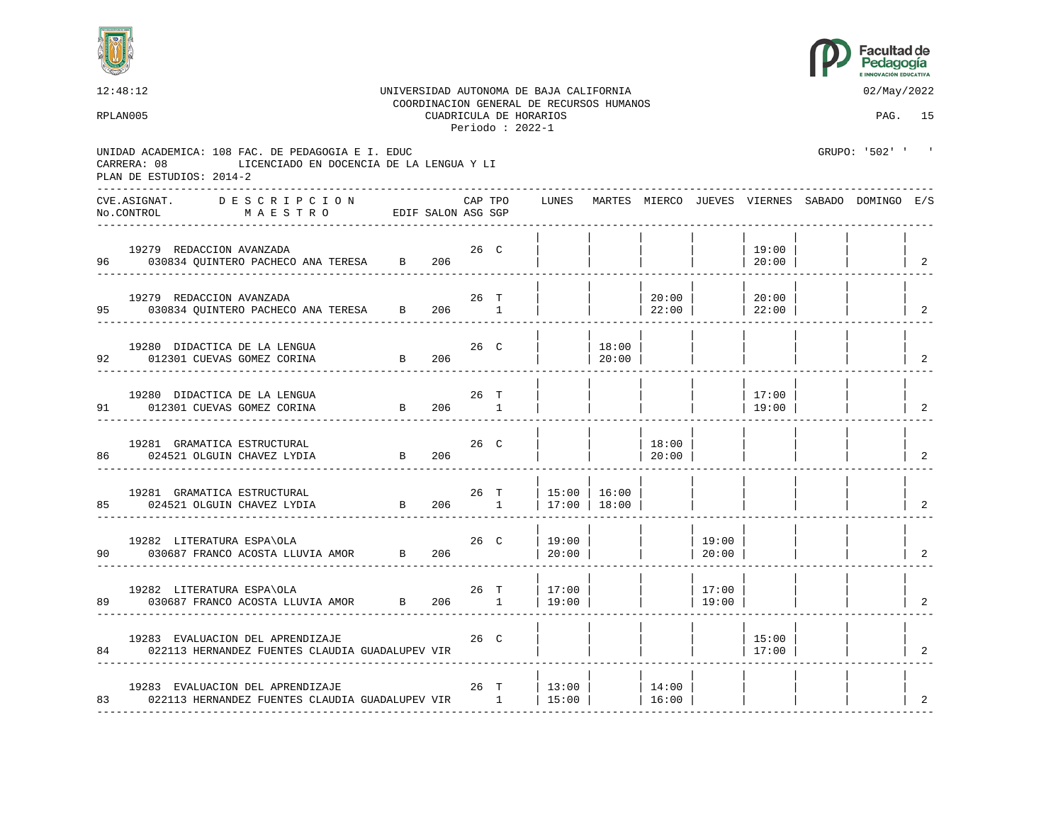UNIVERSIDAD AUTONOMA DE BAJA CALIFORNIA
COORDINACION GENERAL DE RECURSOS HUMANOS
CUADRICULA DE HORARIOS
Periodo : 2022-1

12:48:12 — 02/May/2022
RPLAN005 — PAG. 15

UNIDAD ACADEMICA: 108 FAC. DE PEDAGOGIA E I. EDUC — GRUPO: '502' ' '
CARRERA: 08 LICENCIADO EN DOCENCIA DE LA LENGUA Y LI
PLAN DE ESTUDIOS: 2014-2

| CVE.ASIGNAT. / No.CONTROL | DESCRIPCION / MAESTRO | EDIF | SALON | CAP | TPO | ASG SGP | LUNES | MARTES | MIERCO | JUEVES | VIERNES | SABADO | DOMINGO | E/S |
|---|---|---|---|---|---|---|---|---|---|---|---|---|---|---|
| 19279 / 96 | REDACCION AVANZADA / 030834 QUINTERO PACHECO ANA TERESA | B | 206 | 26 | C | | | | | | 19:00 20:00 | | | 2 |
| 19279 / 95 | REDACCION AVANZADA / 030834 QUINTERO PACHECO ANA TERESA | B | 206 | 26 | T | 1 | | | 20:00 22:00 | | 20:00 22:00 | | | 2 |
| 19280 / 92 | DIDACTICA DE LA LENGUA / 012301 CUEVAS GOMEZ CORINA | B | 206 | 26 | C | | | 18:00 20:00 | | | | | | 2 |
| 19280 / 91 | DIDACTICA DE LA LENGUA / 012301 CUEVAS GOMEZ CORINA | B | 206 | 26 | T | 1 | | | | | 17:00 19:00 | | | 2 |
| 19281 / 86 | GRAMATICA ESTRUCTURAL / 024521 OLGUIN CHAVEZ LYDIA | B | 206 | 26 | C | | | | 18:00 20:00 | | | | | 2 |
| 19281 / 85 | GRAMATICA ESTRUCTURAL / 024521 OLGUIN CHAVEZ LYDIA | B | 206 | 26 | T | 1 | 15:00 17:00 | 16:00 18:00 | | | | | | 2 |
| 19282 / 90 | LITERATURA ESPA\OLA / 030687 FRANCO ACOSTA LLUVIA AMOR | B | 206 | 26 | C | | 19:00 20:00 | | | 19:00 20:00 | | | | 2 |
| 19282 / 89 | LITERATURA ESPA\OLA / 030687 FRANCO ACOSTA LLUVIA AMOR | B | 206 | 26 | T | 1 | 17:00 19:00 | | | 17:00 19:00 | | | | 2 |
| 19283 / 84 | EVALUACION DEL APRENDIZAJE / 022113 HERNANDEZ FUENTES CLAUDIA GUADALUPEV VIR | | | 26 | C | | | | | | 15:00 17:00 | | | 2 |
| 19283 / 83 | EVALUACION DEL APRENDIZAJE / 022113 HERNANDEZ FUENTES CLAUDIA GUADALUPEV VIR | | | 26 | T | 1 | 13:00 15:00 | | 14:00 16:00 | | | | | 2 |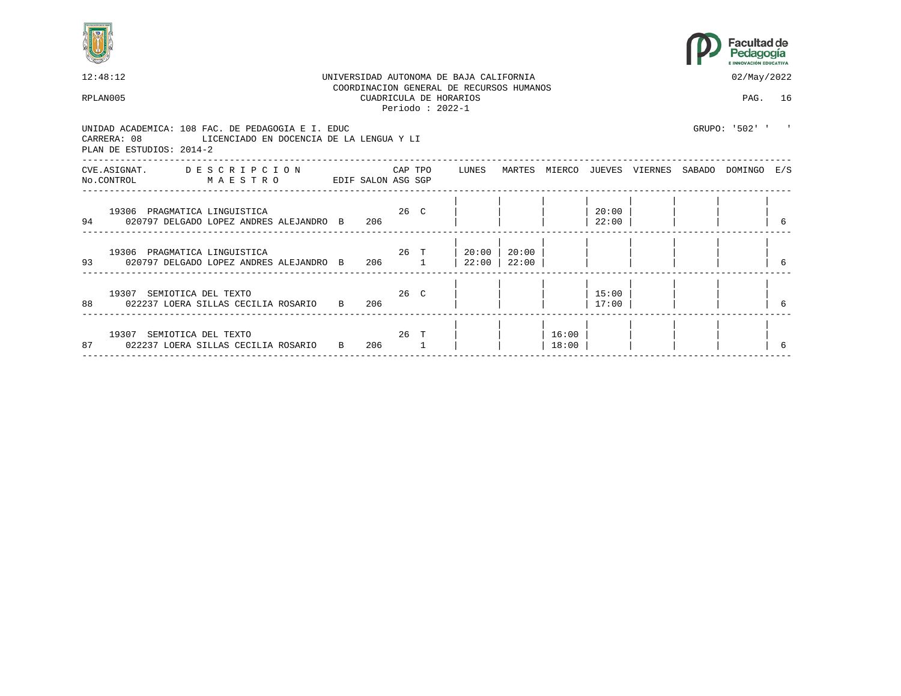12:48:12 UNIVERSIDAD AUTONOMA DE BAJA CALIFORNIA 02/May/2022

COORDINACION GENERAL DE RECURSOS HUMANOS

RPLAN005 CUADRICULA DE HORARIOS

Periodo : 2022-1

UNIDAD ACADEMICA: 108 FAC. DE PEDAGOGIA E I. EDUC GRUPO: '502' ' '

CARRERA: 08 LICENCIADO EN DOCENCIA DE LA LENGUA Y LI

PLAN DE ESTUDIOS: 2014-2

| CVE.ASIGNAT. / No.CONTROL | DESCRIPCION / MAESTRO | EDIF | SALON | CAP ASG | TPO SGP | LUNES | MARTES | MIERCO | JUEVES | VIERNES | SABADO | DOMINGO | E/S |
|---|---|---|---|---|---|---|---|---|---|---|---|---|---|
| 19306 / 94 | PRAGMATICA LINGUISTICA / 020797 DELGADO LOPEZ ANDRES ALEJANDRO | B | 206 | 26 | C | | | | 20:00 22:00 | | | | 6 |
| 19306 / 93 | PRAGMATICA LINGUISTICA / 020797 DELGADO LOPEZ ANDRES ALEJANDRO | B | 206 | 26 | T 1 | 20:00 22:00 | 20:00 22:00 | | | | | | 6 |
| 19307 / 88 | SEMIOTICA DEL TEXTO / 022237 LOERA SILLAS CECILIA ROSARIO | B | 206 | 26 | C | | | | 15:00 17:00 | | | | 6 |
| 19307 / 87 | SEMIOTICA DEL TEXTO / 022237 LOERA SILLAS CECILIA ROSARIO | B | 206 | 26 | T 1 | | | 16:00 18:00 | | | | | 6 |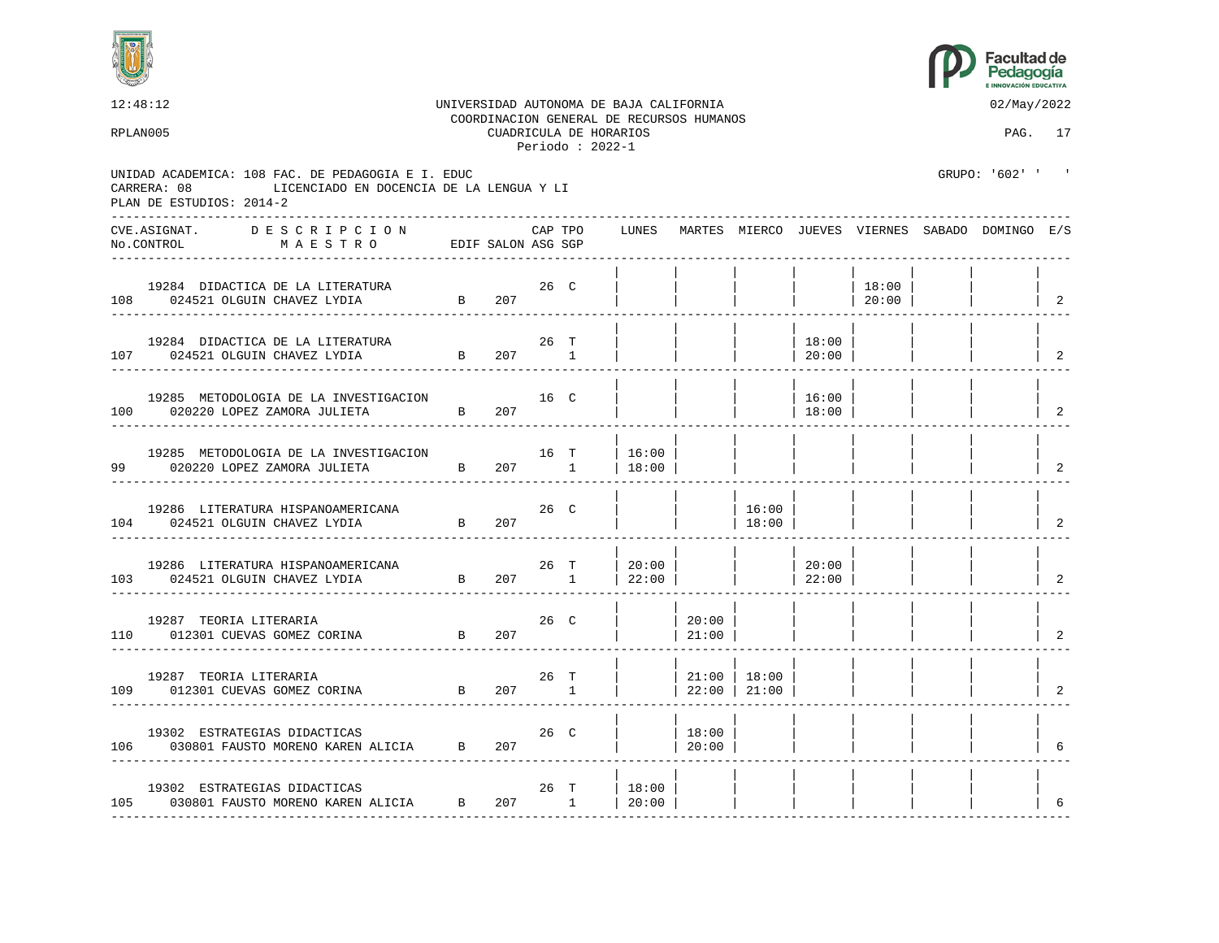UNIVERSIDAD AUTONOMA DE BAJA CALIFORNIA
COORDINACION GENERAL DE RECURSOS HUMANOS
CUADRICULA DE HORARIOS
Periodo : 2022-1

12:48:12 — 02/May/2022

RPLAN005

UNIDAD ACADEMICA: 108 FAC. DE PEDAGOGIA E I. EDUC
CARRERA: 08 LICENCIADO EN DOCENCIA DE LA LENGUA Y LI
PLAN DE ESTUDIOS: 2014-2

GRUPO: '602' ' '

| CVE.ASIGNAT. / No.CONTROL | DESCRIPCION / MAESTRO | EDIF | SALON | CAP | TPO | ASG SGP | LUNES | MARTES | MIERCO | JUEVES | VIERNES | SABADO | DOMINGO | E/S |
|---|---|---|---|---|---|---|---|---|---|---|---|---|---|---|
| 19284 / 108 | DIDACTICA DE LA LITERATURA / 024521 OLGUIN CHAVEZ LYDIA | B | 207 | 26 | C | | | | | | 18:00 20:00 | | | 2 |
| 19284 / 107 | DIDACTICA DE LA LITERATURA / 024521 OLGUIN CHAVEZ LYDIA | B | 207 | 26 | T | 1 | | | | 18:00 20:00 | | | | 2 |
| 19285 / 100 | METODOLOGIA DE LA INVESTIGACION / 020220 LOPEZ ZAMORA JULIETA | B | 207 | 16 | C | | | | | 16:00 18:00 | | | | 2 |
| 19285 / 99 | METODOLOGIA DE LA INVESTIGACION / 020220 LOPEZ ZAMORA JULIETA | B | 207 | 16 | T | 1 | 16:00 18:00 | | | | | | | 2 |
| 19286 / 104 | LITERATURA HISPANOAMERICANA / 024521 OLGUIN CHAVEZ LYDIA | B | 207 | 26 | C | | | | 16:00 18:00 | | | | | 2 |
| 19286 / 103 | LITERATURA HISPANOAMERICANA / 024521 OLGUIN CHAVEZ LYDIA | B | 207 | 26 | T | 1 | 20:00 22:00 | | | 20:00 22:00 | | | | 2 |
| 19287 / 110 | TEORIA LITERARIA / 012301 CUEVAS GOMEZ CORINA | B | 207 | 26 | C | | | 20:00 21:00 | | | | | | 2 |
| 19287 / 109 | TEORIA LITERARIA / 012301 CUEVAS GOMEZ CORINA | B | 207 | 26 | T | 1 | | 21:00 22:00 | 18:00 21:00 | | | | | 2 |
| 19302 / 106 | ESTRATEGIAS DIDACTICAS / 030801 FAUSTO MORENO KAREN ALICIA | B | 207 | 26 | C | | | 18:00 20:00 | | | | | | 6 |
| 19302 / 105 | ESTRATEGIAS DIDACTICAS / 030801 FAUSTO MORENO KAREN ALICIA | B | 207 | 26 | T | 1 | 18:00 20:00 | | | | | | | 6 |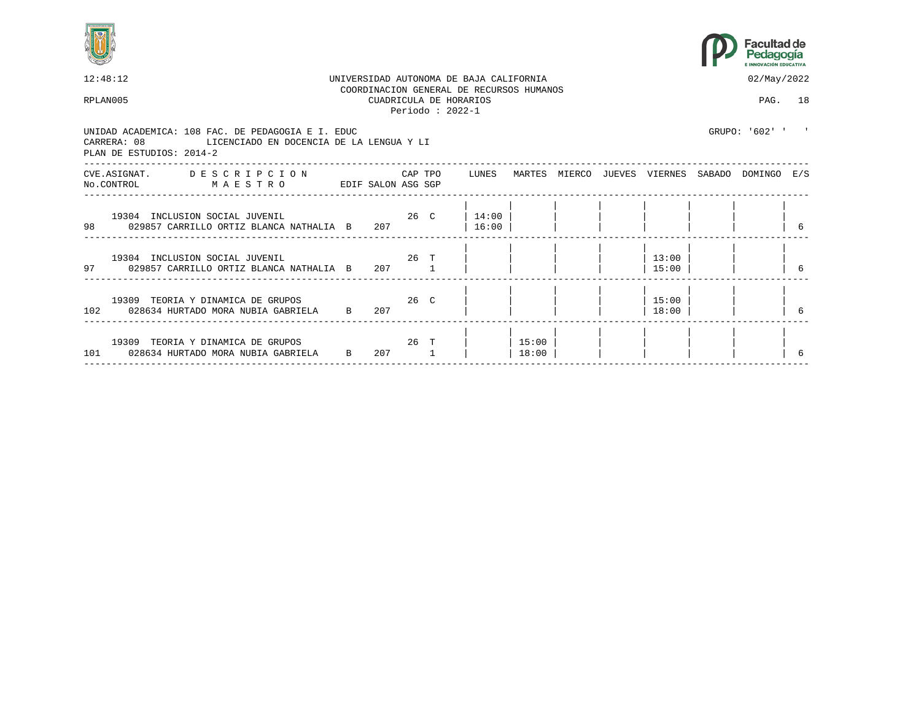UNIVERSIDAD AUTONOMA DE BAJA CALIFORNIA
COORDINACION GENERAL DE RECURSOS HUMANOS
CUADRICULA DE HORARIOS
Periodo : 2022-1

12:48:12 — 02/May/2022

RPLAN005

UNIDAD ACADEMICA: 108 FAC. DE PEDAGOGIA E I. EDUC — GRUPO: '602' ' '
CARRERA: 08 LICENCIADO EN DOCENCIA DE LA LENGUA Y LI
PLAN DE ESTUDIOS: 2014-2

| CVE.ASIGNAT. / No.CONTROL | DESCRIPCION / MAESTRO | EDIF | SALON | CAP / ASG | TPO / SGP | LUNES | MARTES | MIERCO | JUEVES | VIERNES | SABADO | DOMINGO | E/S |
|---|---|---|---|---|---|---|---|---|---|---|---|---|---|
| 19304 / 98 | INCLUSION SOCIAL JUVENIL / 029857 CARRILLO ORTIZ BLANCA NATHALIA | B | 207 | 26 | C | 14:00 16:00 | | | | | | | 6 |
| 19304 / 97 | INCLUSION SOCIAL JUVENIL / 029857 CARRILLO ORTIZ BLANCA NATHALIA | B | 207 | 26 | T 1 | | | | | 13:00 15:00 | | | 6 |
| 19309 / 102 | TEORIA Y DINAMICA DE GRUPOS / 028634 HURTADO MORA NUBIA GABRIELA | B | 207 | 26 | C | | | | | 15:00 18:00 | | | 6 |
| 19309 / 101 | TEORIA Y DINAMICA DE GRUPOS / 028634 HURTADO MORA NUBIA GABRIELA | B | 207 | 26 | T 1 | | 15:00 18:00 | | | | | | 6 |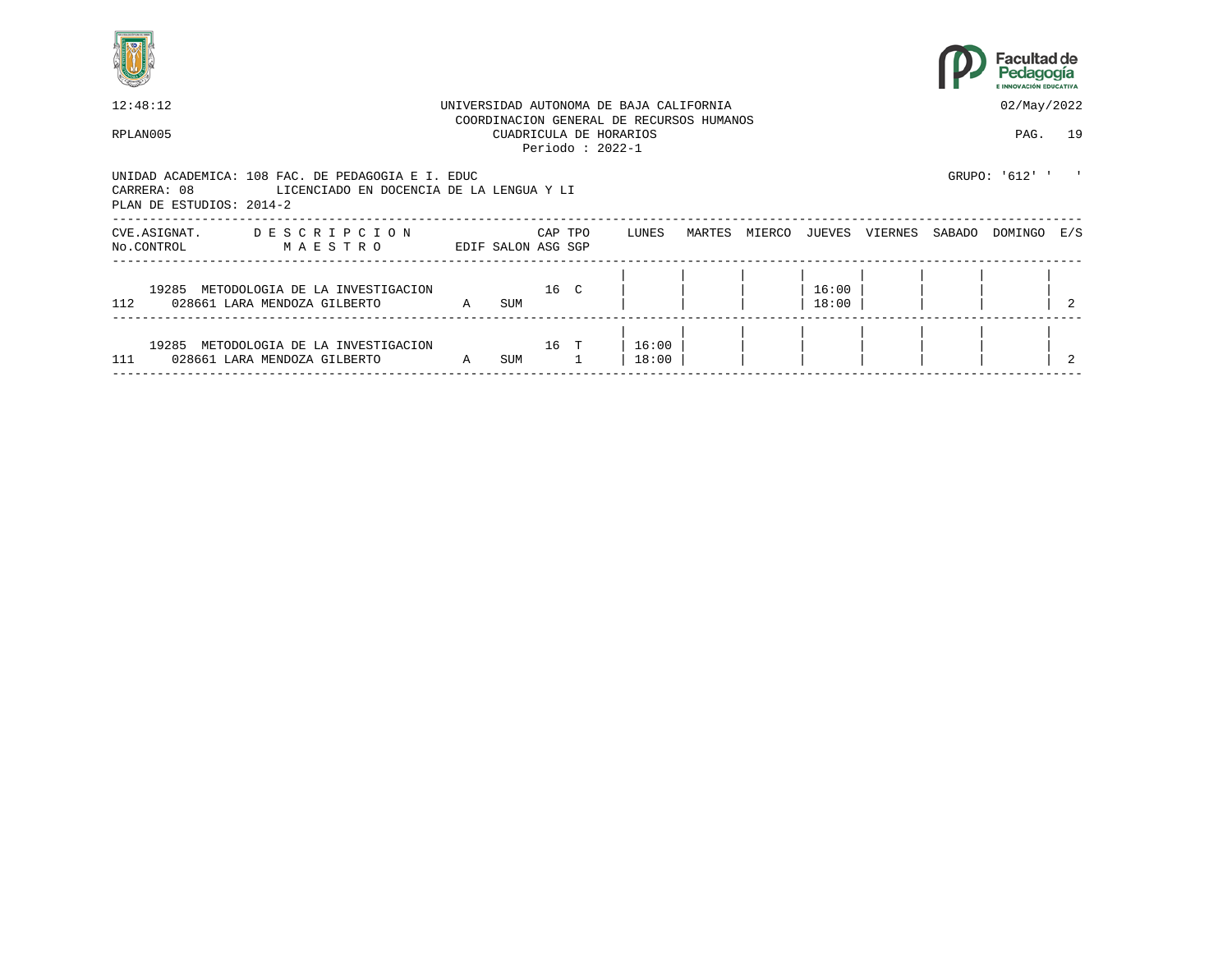12:48:12 UNIVERSIDAD AUTONOMA DE BAJA CALIFORNIA 02/May/2022
COORDINACION GENERAL DE RECURSOS HUMANOS
RPLAN005 CUADRICULA DE HORARIOS PAG. 19
Periodo : 2022-1

UNIDAD ACADEMICA: 108 FAC. DE PEDAGOGIA E I. EDUC GRUPO: '612' ' '
CARRERA: 08 LICENCIADO EN DOCENCIA DE LA LENGUA Y LI
PLAN DE ESTUDIOS: 2014-2

| CVE.ASIGNAT. / No.CONTROL | DESCRIPCION / MAESTRO | EDIF | SALON | CAP / ASG | TPO / SGP | LUNES | MARTES | MIERCO | JUEVES | VIERNES | SABADO | DOMINGO | E/S |
|---|---|---|---|---|---|---|---|---|---|---|---|---|---|
| 19285 / 112 | METODOLOGIA DE LA INVESTIGACION / 028661 LARA MENDOZA GILBERTO | A | SUM | 16 | C | | | | 16:00 18:00 | | | | 2 |
| 19285 / 111 | METODOLOGIA DE LA INVESTIGACION / 028661 LARA MENDOZA GILBERTO | A | SUM | 16 | T 1 | 16:00 18:00 | | | | | | | 2 |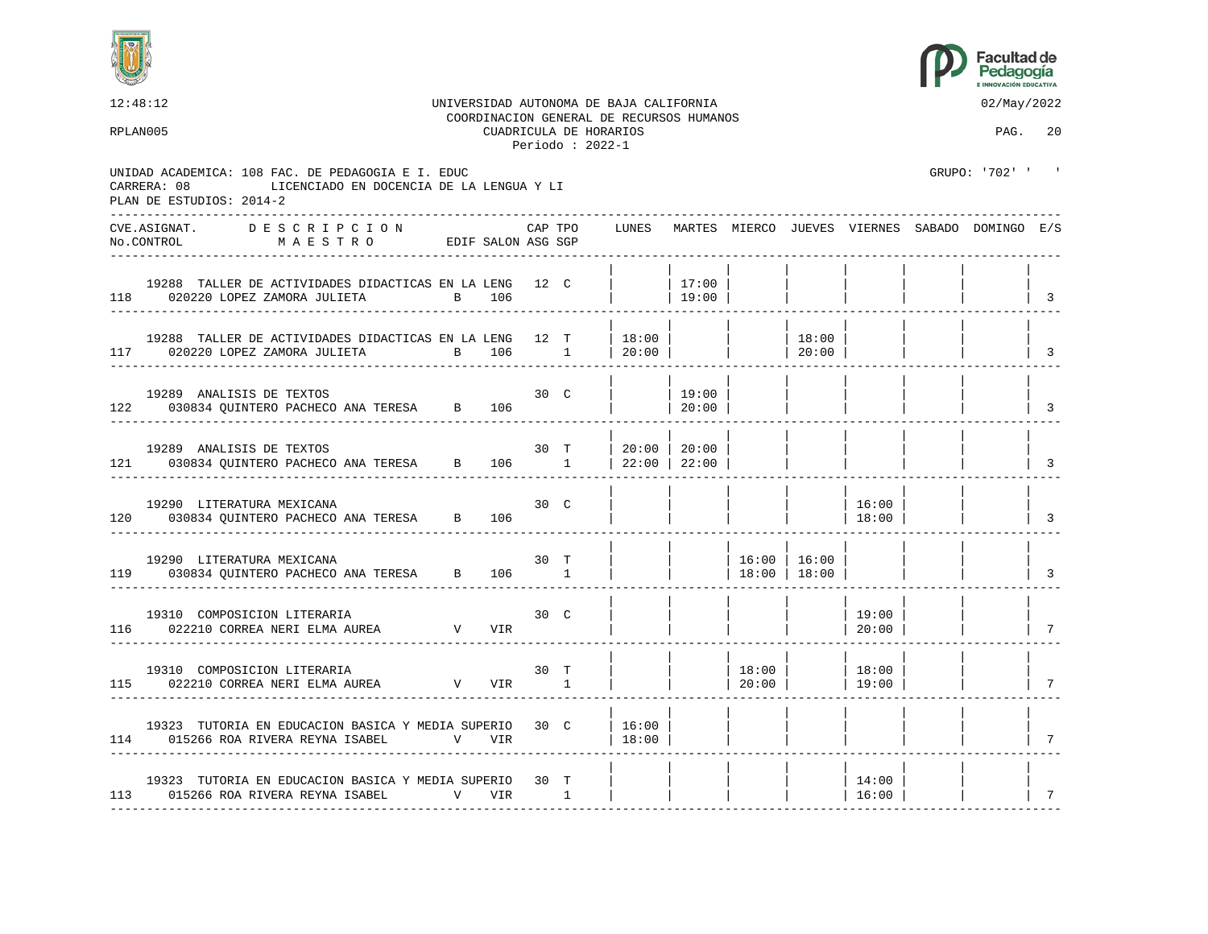UNIVERSIDAD AUTONOMA DE BAJA CALIFORNIA
COORDINACION GENERAL DE RECURSOS HUMANOS
CUADRICULA DE HORARIOS
Periodo : 2022-1

12:48:12 — 02/May/2022
RPLAN005

UNIDAD ACADEMICA: 108 FAC. DE PEDAGOGIA E I. EDUC — GRUPO: '702' ' '
CARRERA: 08 LICENCIADO EN DOCENCIA DE LA LENGUA Y LI
PLAN DE ESTUDIOS: 2014-2

| CVE.ASIGNAT. / No.CONTROL | DESCRIPCION / MAESTRO | EDIF | SALON | CAP | TPO | ASG SGP | LUNES | MARTES | MIERCO | JUEVES | VIERNES | SABADO | DOMINGO | E/S |
|---|---|---|---|---|---|---|---|---|---|---|---|---|---|---|
| 19288 / 118 | TALLER DE ACTIVIDADES DIDACTICAS EN LA LENG / 020220 LOPEZ ZAMORA JULIETA | B | 106 | 12 | C | | | 17:00 19:00 | | | | | | 3 |
| 19288 / 117 | TALLER DE ACTIVIDADES DIDACTICAS EN LA LENG / 020220 LOPEZ ZAMORA JULIETA | B | 106 | 12 | T | 1 | 18:00 20:00 | | | 18:00 20:00 | | | | 3 |
| 19289 / 122 | ANALISIS DE TEXTOS / 030834 QUINTERO PACHECO ANA TERESA | B | 106 | 30 | C | | | 19:00 20:00 | | | | | | 3 |
| 19289 / 121 | ANALISIS DE TEXTOS / 030834 QUINTERO PACHECO ANA TERESA | B | 106 | 30 | T | 1 | 20:00 22:00 | 20:00 22:00 | | | | | | 3 |
| 19290 / 120 | LITERATURA MEXICANA / 030834 QUINTERO PACHECO ANA TERESA | B | 106 | 30 | C | | | | | | 16:00 18:00 | | | 3 |
| 19290 / 119 | LITERATURA MEXICANA / 030834 QUINTERO PACHECO ANA TERESA | B | 106 | 30 | T | 1 | | | 16:00 18:00 | 16:00 18:00 | | | | 3 |
| 19310 / 116 | COMPOSICION LITERARIA / 022210 CORREA NERI ELMA AUREA | V | VIR | 30 | C | | | | | | 19:00 20:00 | | | 7 |
| 19310 / 115 | COMPOSICION LITERARIA / 022210 CORREA NERI ELMA AUREA | V | VIR | 30 | T | 1 | | | 18:00 20:00 | | 18:00 19:00 | | | 7 |
| 19323 / 114 | TUTORIA EN EDUCACION BASICA Y MEDIA SUPERIO / 015266 ROA RIVERA REYNA ISABEL | V | VIR | 30 | C | | 16:00 18:00 | | | | | | | 7 |
| 19323 / 113 | TUTORIA EN EDUCACION BASICA Y MEDIA SUPERIO / 015266 ROA RIVERA REYNA ISABEL | V | VIR | 30 | T | 1 | | | | | 14:00 16:00 | | | 7 |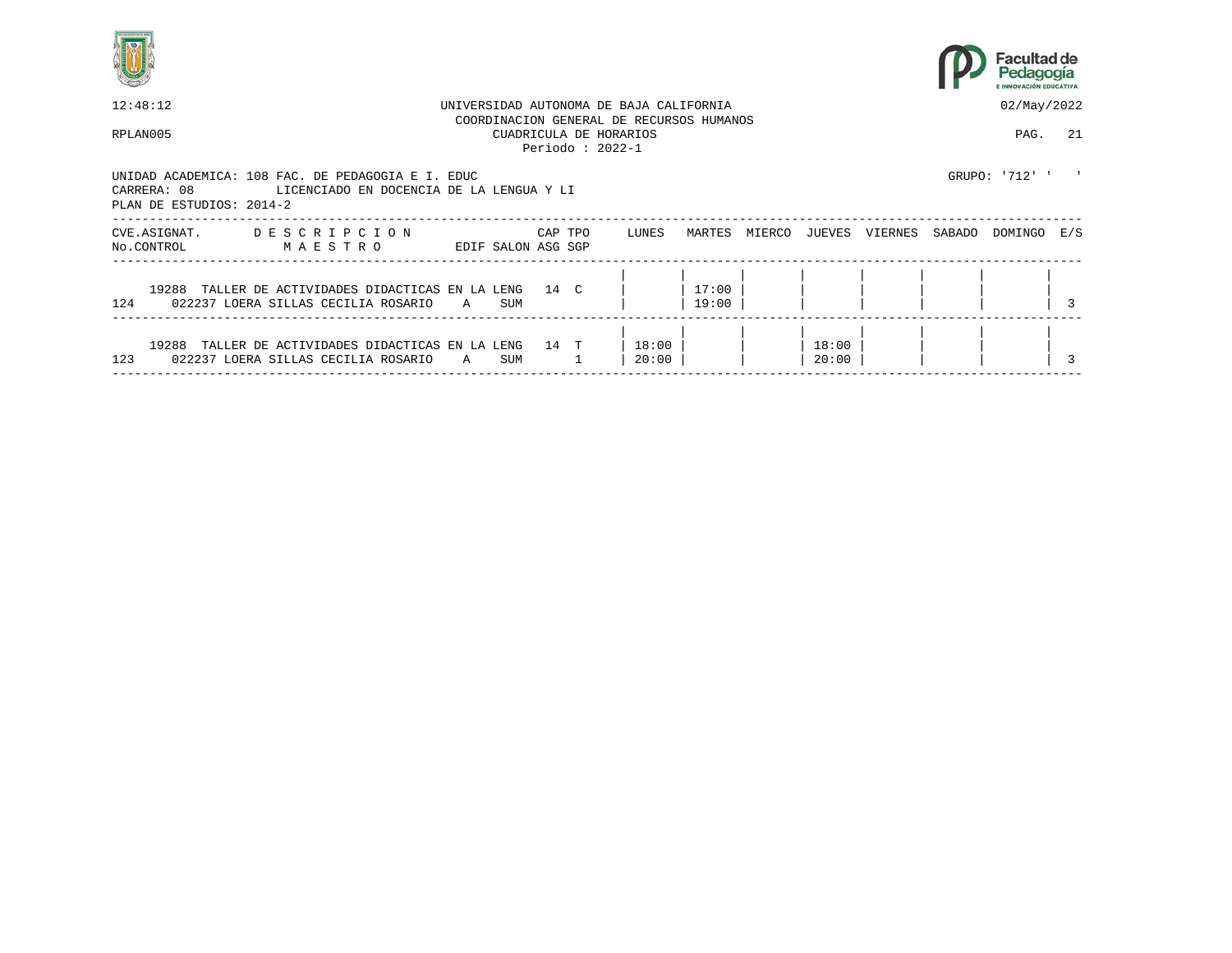12:48:12 UNIVERSIDAD AUTONOMA DE BAJA CALIFORNIA 02/May/2022

COORDINACION GENERAL DE RECURSOS HUMANOS

RPLAN005 CUADRICULA DE HORARIOS

Periodo : 2022-1

UNIDAD ACADEMICA: 108 FAC. DE PEDAGOGIA E I. EDUC GRUPO: '712' ' '

CARRERA: 08 LICENCIADO EN DOCENCIA DE LA LENGUA Y LI

PLAN DE ESTUDIOS: 2014-2

| CVE.ASIGNAT. No.CONTROL | D E S C R I P C I O N / M A E S T R O | EDIF | SALON | CAP ASG | TPO SGP | LUNES | MARTES | MIERCO | JUEVES | VIERNES | SABADO | DOMINGO | E/S |
|---|---|---|---|---|---|---|---|---|---|---|---|---|---|
| 19288 / 124 | TALLER DE ACTIVIDADES DIDACTICAS EN LA LENG / 022237 LOERA SILLAS CECILIA ROSARIO | A | SUM | 14 | C | | 17:00 19:00 | | | | | | 3 |
| 19288 / 123 | TALLER DE ACTIVIDADES DIDACTICAS EN LA LENG / 022237 LOERA SILLAS CECILIA ROSARIO | A | SUM | 14 | T 1 | 18:00 20:00 | | | 18:00 20:00 | | | | 3 |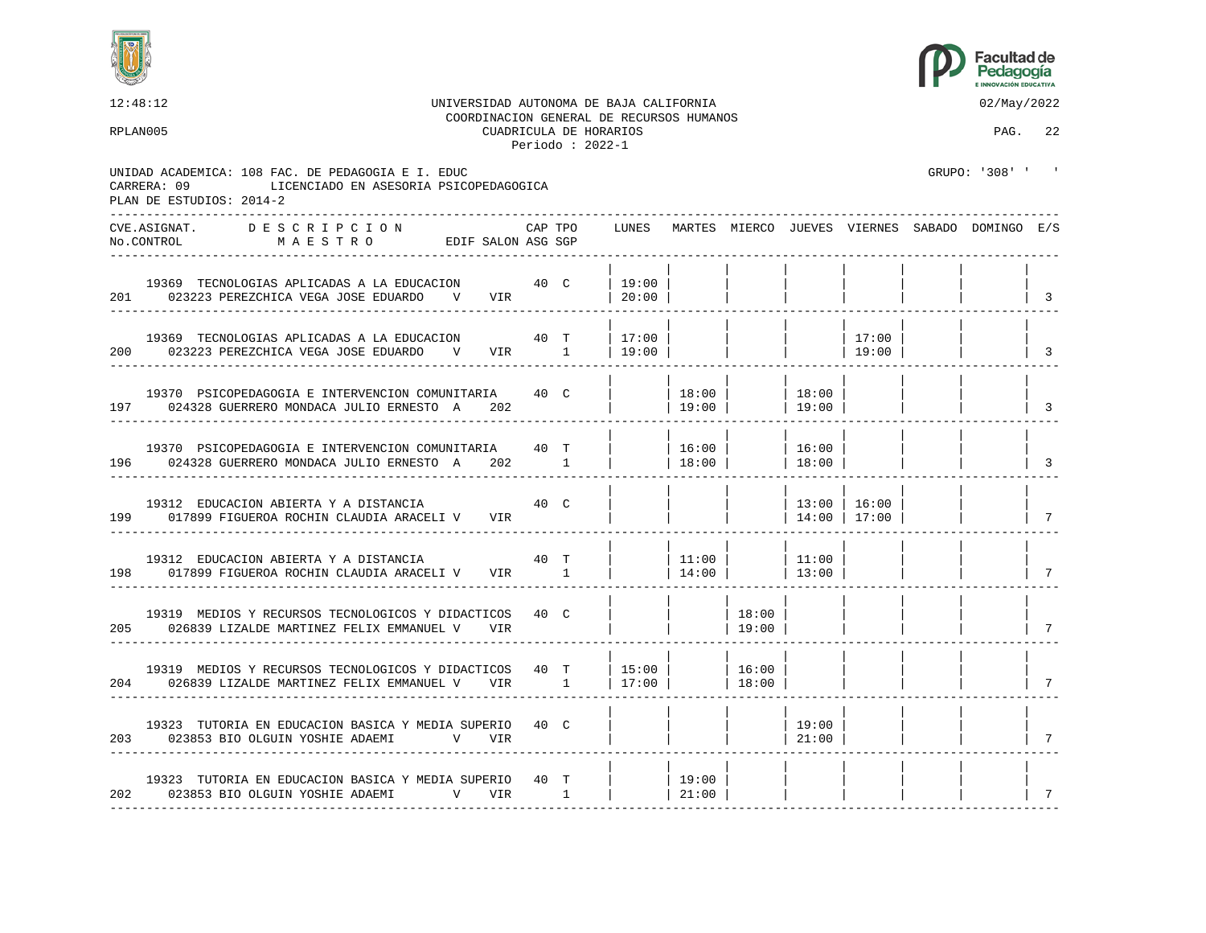UNIVERSIDAD AUTONOMA DE BAJA CALIFORNIA
COORDINACION GENERAL DE RECURSOS HUMANOS
CUADRICULA DE HORARIOS
Periodo : 2022-1

12:48:12 — 02/May/2022
RPLAN005

UNIDAD ACADEMICA: 108 FAC. DE PEDAGOGIA E I. EDUC
CARRERA: 09 LICENCIADO EN ASESORIA PSICOPEDAGOGICA
PLAN DE ESTUDIOS: 2014-2
GRUPO: '308' ' '

| CVE.ASIGNAT. / No.CONTROL | DESCRIPCION / MAESTRO | EDIF | SALON | CAP | TPO | ASG SGP | LUNES | MARTES | MIERCO | JUEVES | VIERNES | SABADO | DOMINGO | E/S |
|---|---|---|---|---|---|---|---|---|---|---|---|---|---|---|
| 19369 / 201 | TECNOLOGIAS APLICADAS A LA EDUCACION / 023223 PEREZCHICA VEGA JOSE EDUARDO | V | VIR | 40 | C | | 19:00 20:00 | | | | | | | 3 |
| 19369 / 200 | TECNOLOGIAS APLICADAS A LA EDUCACION / 023223 PEREZCHICA VEGA JOSE EDUARDO | V | VIR | 40 | T | 1 | 17:00 19:00 | | | | 17:00 19:00 | | | 3 |
| 19370 / 197 | PSICOPEDAGOGIA E INTERVENCION COMUNITARIA / 024328 GUERRERO MONDACA JULIO ERNESTO | A | 202 | 40 | C | | | 18:00 19:00 | | 18:00 19:00 | | | | 3 |
| 19370 / 196 | PSICOPEDAGOGIA E INTERVENCION COMUNITARIA / 024328 GUERRERO MONDACA JULIO ERNESTO | A | 202 | 40 | T | 1 | | 16:00 18:00 | | 16:00 18:00 | | | | 3 |
| 19312 / 199 | EDUCACION ABIERTA Y A DISTANCIA / 017899 FIGUEROA ROCHIN CLAUDIA ARACELI | V | VIR | 40 | C | | | | | 13:00 14:00 | 16:00 17:00 | | | 7 |
| 19312 / 198 | EDUCACION ABIERTA Y A DISTANCIA / 017899 FIGUEROA ROCHIN CLAUDIA ARACELI | V | VIR | 40 | T | 1 | | 11:00 14:00 | | 11:00 13:00 | | | | 7 |
| 19319 / 205 | MEDIOS Y RECURSOS TECNOLOGICOS Y DIDACTICOS / 026839 LIZALDE MARTINEZ FELIX EMMANUEL | V | VIR | 40 | C | | | | 18:00 19:00 | | | | | 7 |
| 19319 / 204 | MEDIOS Y RECURSOS TECNOLOGICOS Y DIDACTICOS / 026839 LIZALDE MARTINEZ FELIX EMMANUEL | V | VIR | 40 | T | 1 | 15:00 17:00 | | 16:00 18:00 | | | | | 7 |
| 19323 / 203 | TUTORIA EN EDUCACION BASICA Y MEDIA SUPERIO / 023853 BIO OLGUIN YOSHIE ADAEMI | V | VIR | 40 | C | | | | | 19:00 21:00 | | | | 7 |
| 19323 / 202 | TUTORIA EN EDUCACION BASICA Y MEDIA SUPERIO / 023853 BIO OLGUIN YOSHIE ADAEMI | V | VIR | 40 | T | 1 | | 19:00 21:00 | | | | | | 7 |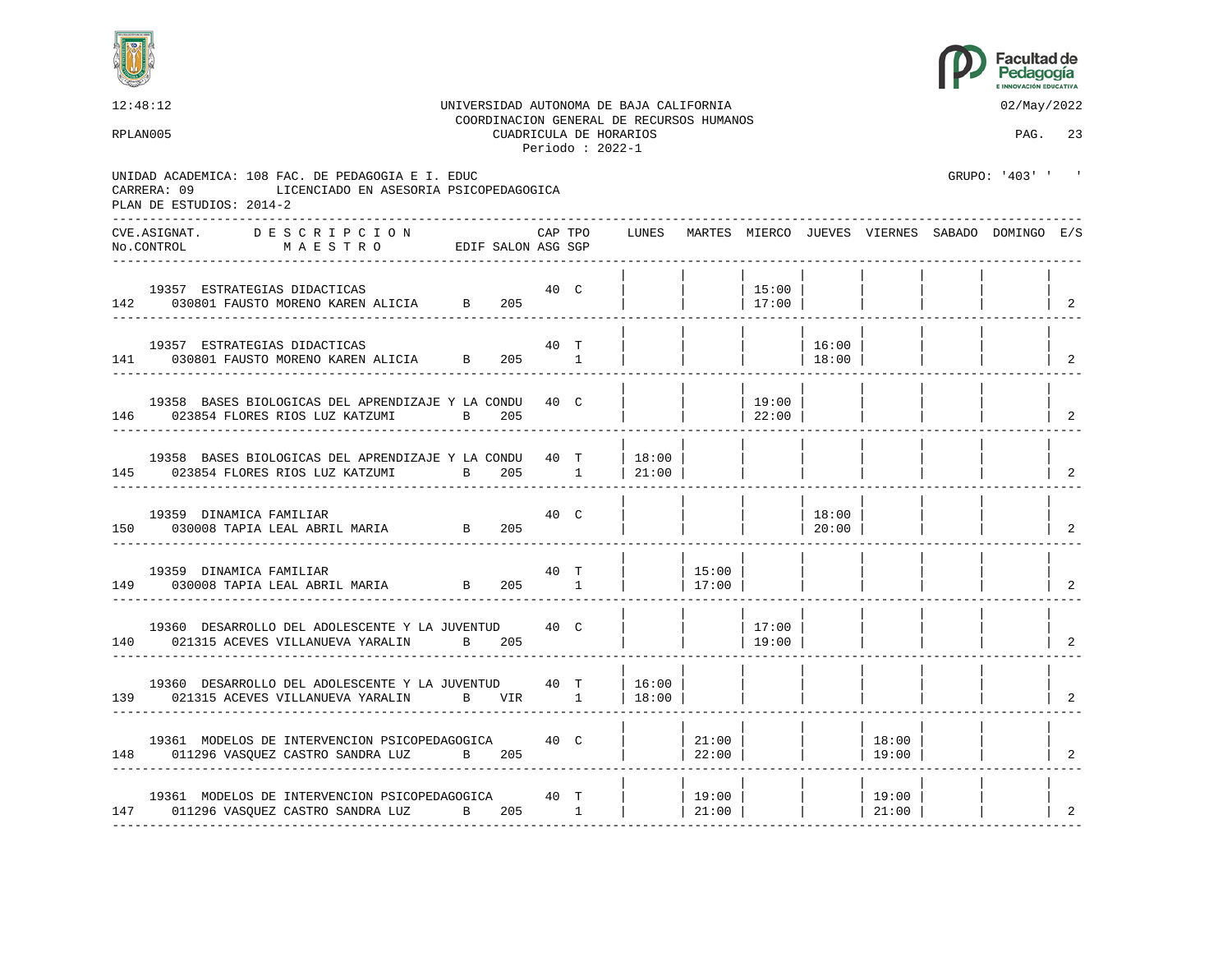UNIVERSIDAD AUTONOMA DE BAJA CALIFORNIA
COORDINACION GENERAL DE RECURSOS HUMANOS
CUADRICULA DE HORARIOS
Periodo : 2022-1

12:48:12 — 02/May/2022

RPLAN005

UNIDAD ACADEMICA: 108 FAC. DE PEDAGOGIA E I. EDUC
CARRERA: 09 LICENCIADO EN ASESORIA PSICOPEDAGOGICA
PLAN DE ESTUDIOS: 2014-2

GRUPO: '403' ' '

| CVE.ASIGNAT. / No.CONTROL | DESCRIPCION / MAESTRO | EDIF | SALON | CAP | TPO | ASG SGP | LUNES | MARTES | MIERCO | JUEVES | VIERNES | SABADO | DOMINGO | E/S |
|---|---|---|---|---|---|---|---|---|---|---|---|---|---|---|
| 19357 / 142 | ESTRATEGIAS DIDACTICAS / 030801 FAUSTO MORENO KAREN ALICIA | B | 205 | 40 | C | | | | 15:00 17:00 | | | | | 2 |
| 19357 / 141 | ESTRATEGIAS DIDACTICAS / 030801 FAUSTO MORENO KAREN ALICIA | B | 205 | 40 | T | 1 | | | | 16:00 18:00 | | | | 2 |
| 19358 / 146 | BASES BIOLOGICAS DEL APRENDIZAJE Y LA CONDU / 023854 FLORES RIOS LUZ KATZUMI | B | 205 | 40 | C | | | | 19:00 22:00 | | | | | 2 |
| 19358 / 145 | BASES BIOLOGICAS DEL APRENDIZAJE Y LA CONDU / 023854 FLORES RIOS LUZ KATZUMI | B | 205 | 40 | T | 1 | 18:00 21:00 | | | | | | | 2 |
| 19359 / 150 | DINAMICA FAMILIAR / 030008 TAPIA LEAL ABRIL MARIA | B | 205 | 40 | C | | | | | 18:00 20:00 | | | | 2 |
| 19359 / 149 | DINAMICA FAMILIAR / 030008 TAPIA LEAL ABRIL MARIA | B | 205 | 40 | T | 1 | | 15:00 17:00 | | | | | | 2 |
| 19360 / 140 | DESARROLLO DEL ADOLESCENTE Y LA JUVENTUD / 021315 ACEVES VILLANUEVA YARALIN | B | 205 | 40 | C | | | | 17:00 19:00 | | | | | 2 |
| 19360 / 139 | DESARROLLO DEL ADOLESCENTE Y LA JUVENTUD / 021315 ACEVES VILLANUEVA YARALIN | B | VIR | 40 | T | 1 | 16:00 18:00 | | | | | | | 2 |
| 19361 / 148 | MODELOS DE INTERVENCION PSICOPEDAGOGICA / 011296 VASQUEZ CASTRO SANDRA LUZ | B | 205 | 40 | C | | | 21:00 22:00 | | | 18:00 19:00 | | | 2 |
| 19361 / 147 | MODELOS DE INTERVENCION PSICOPEDAGOGICA / 011296 VASQUEZ CASTRO SANDRA LUZ | B | 205 | 40 | T | 1 | | 19:00 21:00 | | | 19:00 21:00 | | | 2 |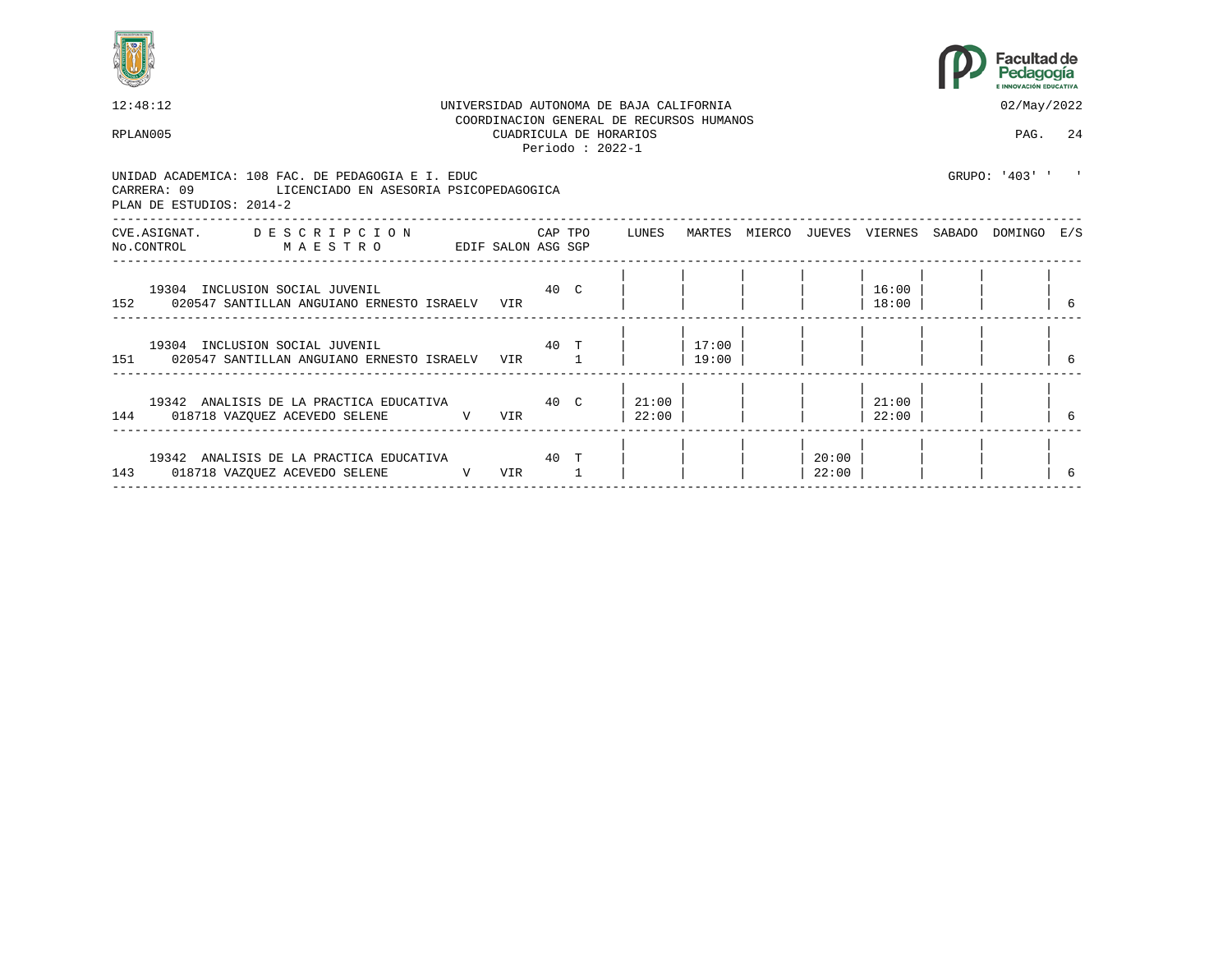12:48:12 UNIVERSIDAD AUTONOMA DE BAJA CALIFORNIA 02/May/2022

COORDINACION GENERAL DE RECURSOS HUMANOS

RPLAN005 CUADRICULA DE HORARIOS PAG. 24

Periodo : 2022-1

UNIDAD ACADEMICA: 108 FAC. DE PEDAGOGIA E I. EDUC GRUPO: '403' ' '

CARRERA: 09 LICENCIADO EN ASESORIA PSICOPEDAGOGICA

PLAN DE ESTUDIOS: 2014-2

| CVE.ASIGNAT. No.CONTROL | DESCRIPCION MAESTRO | EDIF | SALON | CAP ASG | TPO SGP | LUNES | MARTES | MIERCO | JUEVES | VIERNES | SABADO | DOMINGO | E/S |
|---|---|---|---|---|---|---|---|---|---|---|---|---|---|
| 19304 152 | INCLUSION SOCIAL JUVENIL 020547 SANTILLAN ANGUIANO ERNESTO ISRAEL | V | VIR | 40 | C | | | | | 16:00 18:00 | | | 6 |
| 19304 151 | INCLUSION SOCIAL JUVENIL 020547 SANTILLAN ANGUIANO ERNESTO ISRAEL | V | VIR | 40 | T 1 | | 17:00 19:00 | | | | | | 6 |
| 19342 144 | ANALISIS DE LA PRACTICA EDUCATIVA 018718 VAZQUEZ ACEVEDO SELENE | V | VIR | 40 | C | 21:00 22:00 | | | | 21:00 22:00 | | | 6 |
| 19342 143 | ANALISIS DE LA PRACTICA EDUCATIVA 018718 VAZQUEZ ACEVEDO SELENE | V | VIR | 40 | T 1 | | | | 20:00 22:00 | | | | 6 |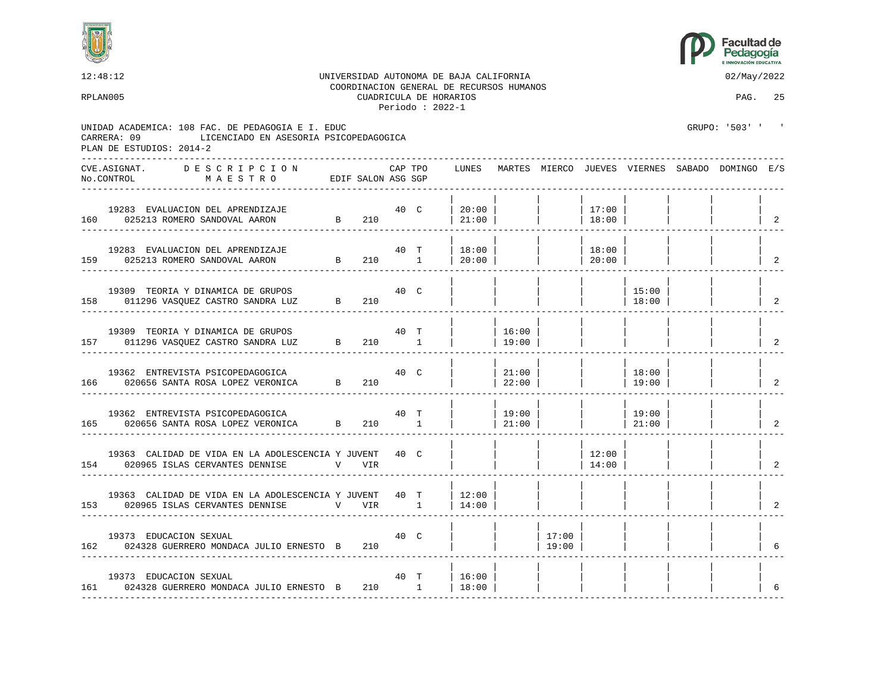12:48:12 UNIVERSIDAD AUTONOMA DE BAJA CALIFORNIA 02/May/2022
COORDINACION GENERAL DE RECURSOS HUMANOS
RPLAN005 CUADRICULA DE HORARIOS
Periodo : 2022-1

UNIDAD ACADEMICA: 108 FAC. DE PEDAGOGIA E I. EDUC GRUPO: '503' ' '
CARRERA: 09 LICENCIADO EN ASESORIA PSICOPEDAGOGICA
PLAN DE ESTUDIOS: 2014-2

| CVE.ASIGNAT. / No.CONTROL | DESCRIPCION / MAESTRO | EDIF | SALON | CAP | TPO | ASG SGP | LUNES | MARTES | MIERCO | JUEVES | VIERNES | SABADO | DOMINGO | E/S |
|---|---|---|---|---|---|---|---|---|---|---|---|---|---|---|
| 19283 / 160 | EVALUACION DEL APRENDIZAJE / 025213 ROMERO SANDOVAL AARON | B | 210 | 40 | C | | 20:00 21:00 | | | 17:00 18:00 | | | | 2 |
| 19283 / 159 | EVALUACION DEL APRENDIZAJE / 025213 ROMERO SANDOVAL AARON | B | 210 | 40 | T | 1 | 18:00 20:00 | | | 18:00 20:00 | | | | 2 |
| 19309 / 158 | TEORIA Y DINAMICA DE GRUPOS / 011296 VASQUEZ CASTRO SANDRA LUZ | B | 210 | 40 | C | | | | | | 15:00 18:00 | | | 2 |
| 19309 / 157 | TEORIA Y DINAMICA DE GRUPOS / 011296 VASQUEZ CASTRO SANDRA LUZ | B | 210 | 40 | T | 1 | | 16:00 19:00 | | | | | | 2 |
| 19362 / 166 | ENTREVISTA PSICOPEDAGOGICA / 020656 SANTA ROSA LOPEZ VERONICA | B | 210 | 40 | C | | | 21:00 22:00 | | | 18:00 19:00 | | | 2 |
| 19362 / 165 | ENTREVISTA PSICOPEDAGOGICA / 020656 SANTA ROSA LOPEZ VERONICA | B | 210 | 40 | T | 1 | | 19:00 21:00 | | | 19:00 21:00 | | | 2 |
| 19363 / 154 | CALIDAD DE VIDA EN LA ADOLESCENCIA Y JUVENT / 020965 ISLAS CERVANTES DENNISE | V | VIR | 40 | C | | | | | 12:00 14:00 | | | | 2 |
| 19363 / 153 | CALIDAD DE VIDA EN LA ADOLESCENCIA Y JUVENT / 020965 ISLAS CERVANTES DENNISE | V | VIR | 40 | T | 1 | 12:00 14:00 | | | | | | | 2 |
| 19373 / 162 | EDUCACION SEXUAL / 024328 GUERRERO MONDACA JULIO ERNESTO | B | 210 | 40 | C | | | | 17:00 19:00 | | | | | 6 |
| 19373 / 161 | EDUCACION SEXUAL / 024328 GUERRERO MONDACA JULIO ERNESTO | B | 210 | 40 | T | 1 | 16:00 18:00 | | | | | | | 6 |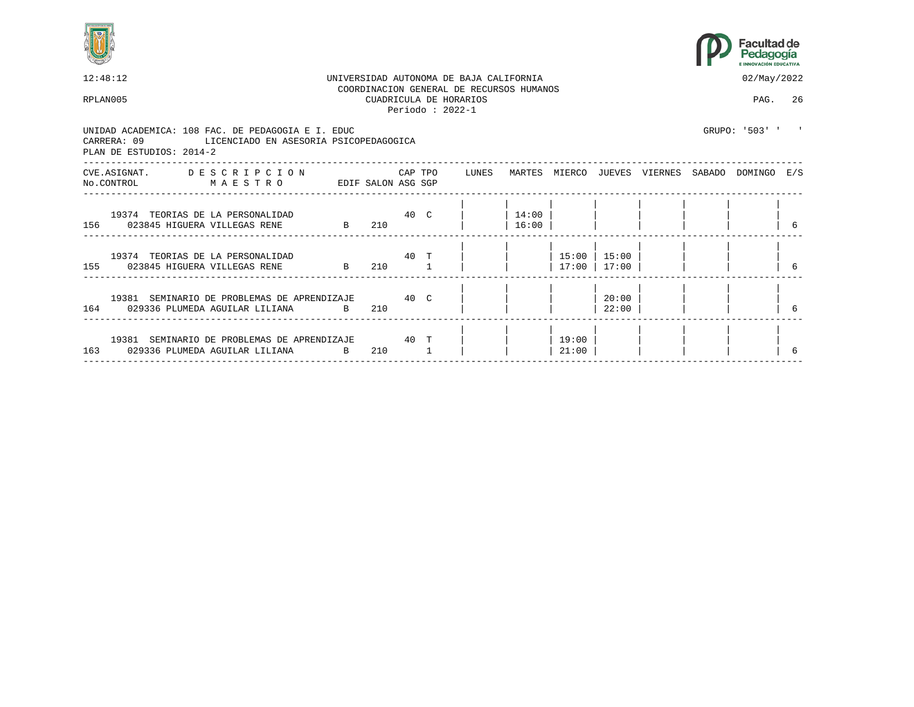UNIVERSIDAD AUTONOMA DE BAJA CALIFORNIA
COORDINACION GENERAL DE RECURSOS HUMANOS
CUADRICULA DE HORARIOS
Periodo : 2022-1

12:48:12 — 02/May/2022

RPLAN005 — PAG. 26

UNIDAD ACADEMICA: 108 FAC. DE PEDAGOGIA E I. EDUC — GRUPO: '503' ' '
CARRERA: 09 LICENCIADO EN ASESORIA PSICOPEDAGOGICA
PLAN DE ESTUDIOS: 2014-2

| CVE.ASIGNAT. / No.CONTROL | DESCRIPCION / MAESTRO | EDIF | SALON | CAP ASG | TPO SGP | LUNES | MARTES | MIERCO | JUEVES | VIERNES | SABADO | DOMINGO | E/S |
|---|---|---|---|---|---|---|---|---|---|---|---|---|---|
| 19374 / 156 | TEORIAS DE LA PERSONALIDAD / 023845 HIGUERA VILLEGAS RENE | B | 210 | 40 | C | | 14:00 16:00 | | | | | | 6 |
| 19374 / 155 | TEORIAS DE LA PERSONALIDAD / 023845 HIGUERA VILLEGAS RENE | B | 210 | 40 | T 1 | | | 15:00 17:00 | 15:00 17:00 | | | | 6 |
| 19381 / 164 | SEMINARIO DE PROBLEMAS DE APRENDIZAJE / 029336 PLUMEDA AGUILAR LILIANA | B | 210 | 40 | C | | | | 20:00 22:00 | | | | 6 |
| 19381 / 163 | SEMINARIO DE PROBLEMAS DE APRENDIZAJE / 029336 PLUMEDA AGUILAR LILIANA | B | 210 | 40 | T 1 | | | 19:00 21:00 | | | | | 6 |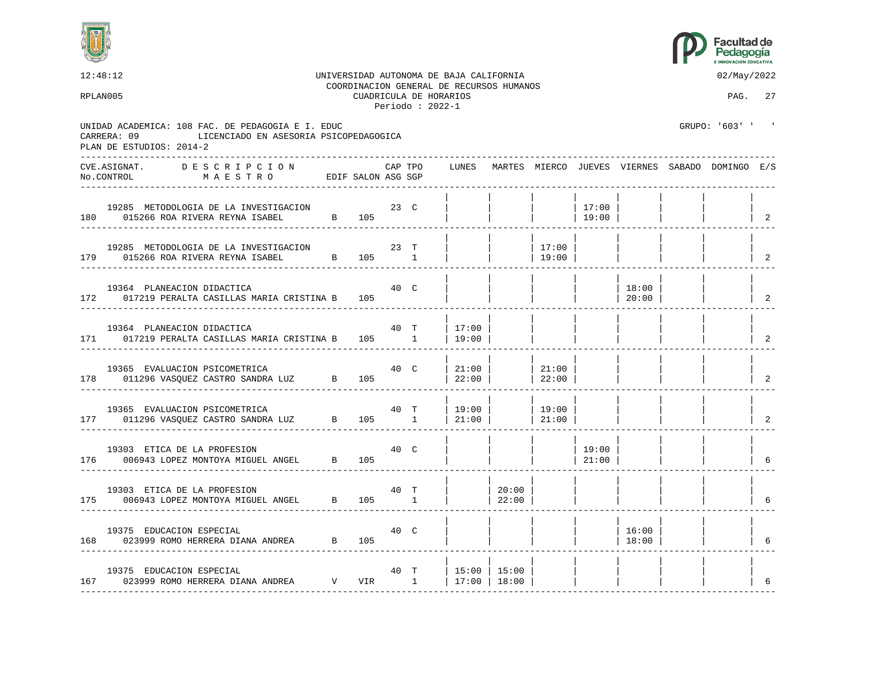12:48:12 UNIVERSIDAD AUTONOMA DE BAJA CALIFORNIA 02/May/2022

COORDINACION GENERAL DE RECURSOS HUMANOS

RPLAN005 CUADRICULA DE HORARIOS PAG. 27

Periodo : 2022-1

UNIDAD ACADEMICA: 108 FAC. DE PEDAGOGIA E I. EDUC GRUPO: '603' ' '

CARRERA: 09 LICENCIADO EN ASESORIA PSICOPEDAGOGICA

PLAN DE ESTUDIOS: 2014-2

| CVE.ASIGNAT. No.CONTROL | DESCRIPCION MAESTRO | EDIF | SALON | CAP ASG | TPO SGP | LUNES | MARTES | MIERCO | JUEVES | VIERNES | SABADO | DOMINGO | E/S |
|---|---|---|---|---|---|---|---|---|---|---|---|---|---|
| 19285 / 180 | METODOLOGIA DE LA INVESTIGACION / 015266 ROA RIVERA REYNA ISABEL | B | 105 | 23 | C | | | | 17:00 19:00 | | | | 2 |
| 19285 / 179 | METODOLOGIA DE LA INVESTIGACION / 015266 ROA RIVERA REYNA ISABEL | B | 105 | 23 | T 1 | | | 17:00 19:00 | | | | | 2 |
| 19364 / 172 | PLANEACION DIDACTICA / 017219 PERALTA CASILLAS MARIA CRISTINA | B | 105 | 40 | C | | | | | 18:00 20:00 | | | 2 |
| 19364 / 171 | PLANEACION DIDACTICA / 017219 PERALTA CASILLAS MARIA CRISTINA | B | 105 | 40 | T 1 | 17:00 19:00 | | | | | | | 2 |
| 19365 / 178 | EVALUACION PSICOMETRICA / 011296 VASQUEZ CASTRO SANDRA LUZ | B | 105 | 40 | C | 21:00 22:00 | | 21:00 22:00 | | | | | 2 |
| 19365 / 177 | EVALUACION PSICOMETRICA / 011296 VASQUEZ CASTRO SANDRA LUZ | B | 105 | 40 | T 1 | 19:00 21:00 | | 19:00 21:00 | | | | | 2 |
| 19303 / 176 | ETICA DE LA PROFESION / 006943 LOPEZ MONTOYA MIGUEL ANGEL | B | 105 | 40 | C | | | | 19:00 21:00 | | | | 6 |
| 19303 / 175 | ETICA DE LA PROFESION / 006943 LOPEZ MONTOYA MIGUEL ANGEL | B | 105 | 40 | T 1 | | 20:00 22:00 | | | | | | 6 |
| 19375 / 168 | EDUCACION ESPECIAL / 023999 ROMO HERRERA DIANA ANDREA | B | 105 | 40 | C | | | | | 16:00 18:00 | | | 6 |
| 19375 / 167 | EDUCACION ESPECIAL / 023999 ROMO HERRERA DIANA ANDREA | V | VIR | 40 | T 1 | 15:00 17:00 | 15:00 18:00 | | | | | | 6 |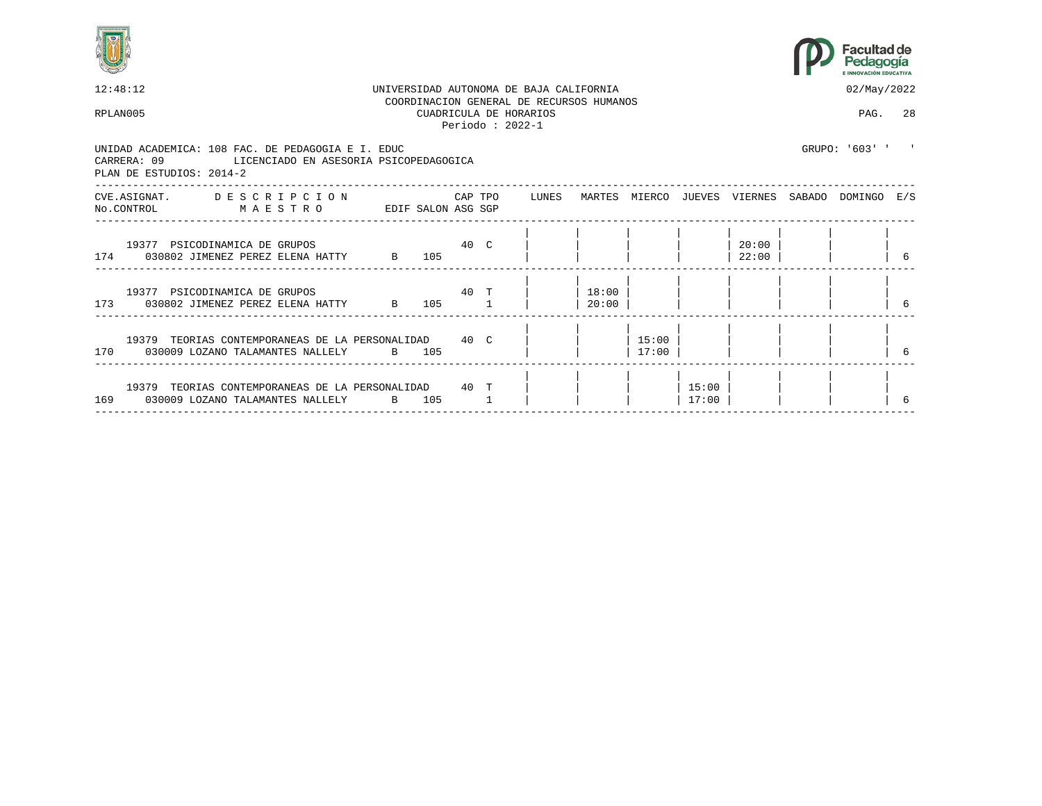12:48:12 UNIVERSIDAD AUTONOMA DE BAJA CALIFORNIA 02/May/2022

COORDINACION GENERAL DE RECURSOS HUMANOS

RPLAN005 CUADRICULA DE HORARIOS

Periodo : 2022-1

UNIDAD ACADEMICA: 108 FAC. DE PEDAGOGIA E I. EDUC GRUPO: '603' ' '

CARRERA: 09 LICENCIADO EN ASESORIA PSICOPEDAGOGICA

PLAN DE ESTUDIOS: 2014-2

| CVE.ASIGNAT. / No.CONTROL | DESCRIPCION / MAESTRO | EDIF | SALON | CAP ASG | TPO SGP | LUNES | MARTES | MIERCO | JUEVES | VIERNES | SABADO | DOMINGO | E/S |
|---|---|---|---|---|---|---|---|---|---|---|---|---|---|
| 19377 / 174 | PSICODINAMICA DE GRUPOS / 030802 JIMENEZ PEREZ ELENA HATTY | B | 105 | 40 | C | | | | | 20:00 22:00 | | | 6 |
| 19377 / 173 | PSICODINAMICA DE GRUPOS / 030802 JIMENEZ PEREZ ELENA HATTY | B | 105 | 40 | T 1 | | 18:00 20:00 | | | | | | 6 |
| 19379 / 170 | TEORIAS CONTEMPORANEAS DE LA PERSONALIDAD / 030009 LOZANO TALAMANTES NALLELY | B | 105 | 40 | C | | | 15:00 17:00 | | | | | 6 |
| 19379 / 169 | TEORIAS CONTEMPORANEAS DE LA PERSONALIDAD / 030009 LOZANO TALAMANTES NALLELY | B | 105 | 40 | T 1 | | | | 15:00 17:00 | | | | 6 |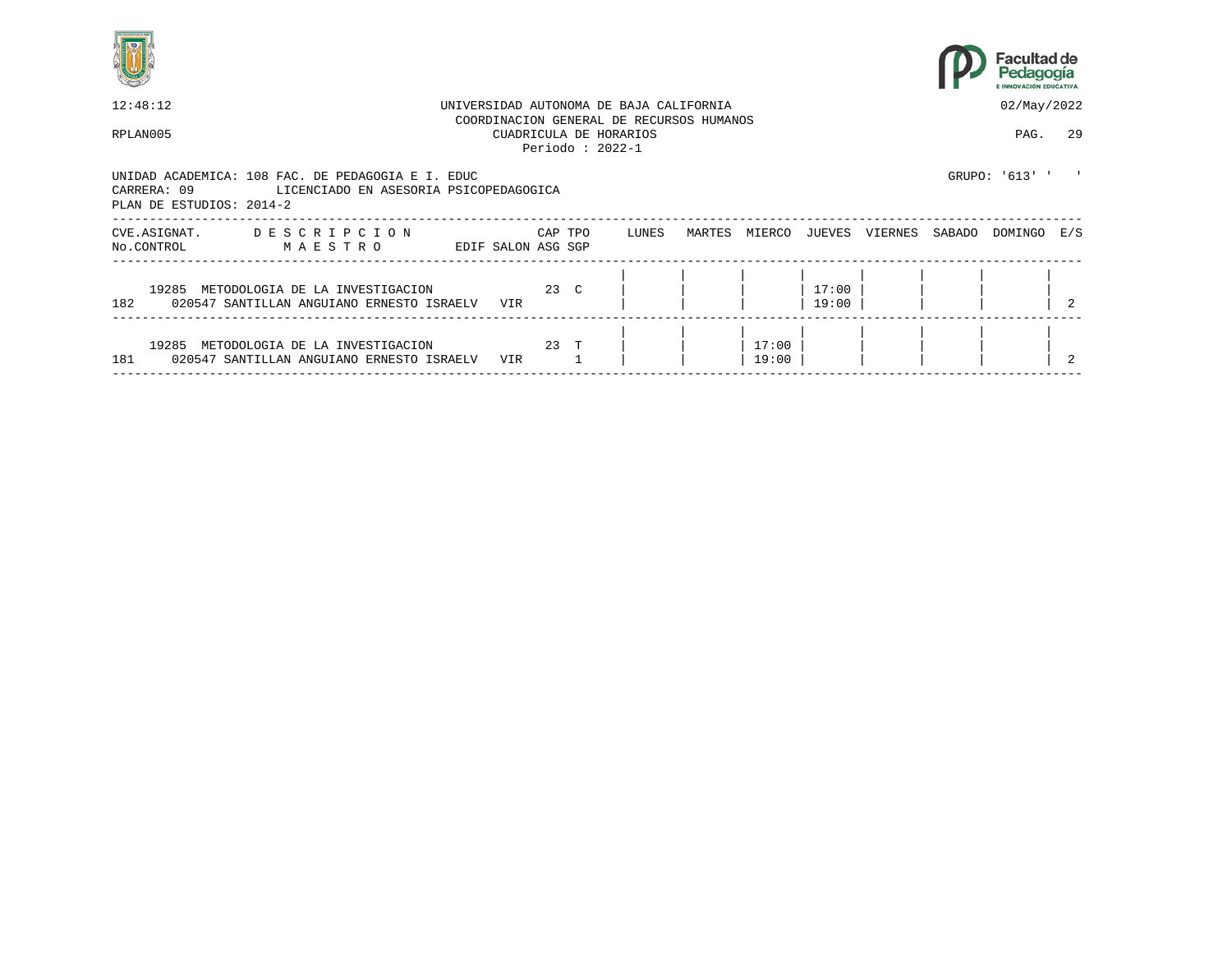UNIVERSIDAD AUTONOMA DE BAJA CALIFORNIA
COORDINACION GENERAL DE RECURSOS HUMANOS
CUADRICULA DE HORARIOS
Periodo : 2022-1

12:48:12 — 02/May/2022
RPLAN005 — PAG. 29

UNIDAD ACADEMICA: 108 FAC. DE PEDAGOGIA E I. EDUC — GRUPO: '613' ' '
CARRERA: 09 LICENCIADO EN ASESORIA PSICOPEDAGOGICA
PLAN DE ESTUDIOS: 2014-2

| CVE.ASIGNAT. / No.CONTROL | DESCRIPCION / MAESTRO | EDIF | SALON | CAP / ASG | TPO / SGP | LUNES | MARTES | MIERCO | JUEVES | VIERNES | SABADO | DOMINGO | E/S |
|---|---|---|---|---|---|---|---|---|---|---|---|---|---|
| 19285 / 182 | METODOLOGIA DE LA INVESTIGACION / 020547 SANTILLAN ANGUIANO ERNESTO ISRAELV | VIR | | 23 | C | | | | 17:00 19:00 | | | | 2 |
| 19285 / 181 | METODOLOGIA DE LA INVESTIGACION / 020547 SANTILLAN ANGUIANO ERNESTO ISRAELV | VIR | | 23 | T / 1 | | | 17:00 19:00 | | | | | 2 |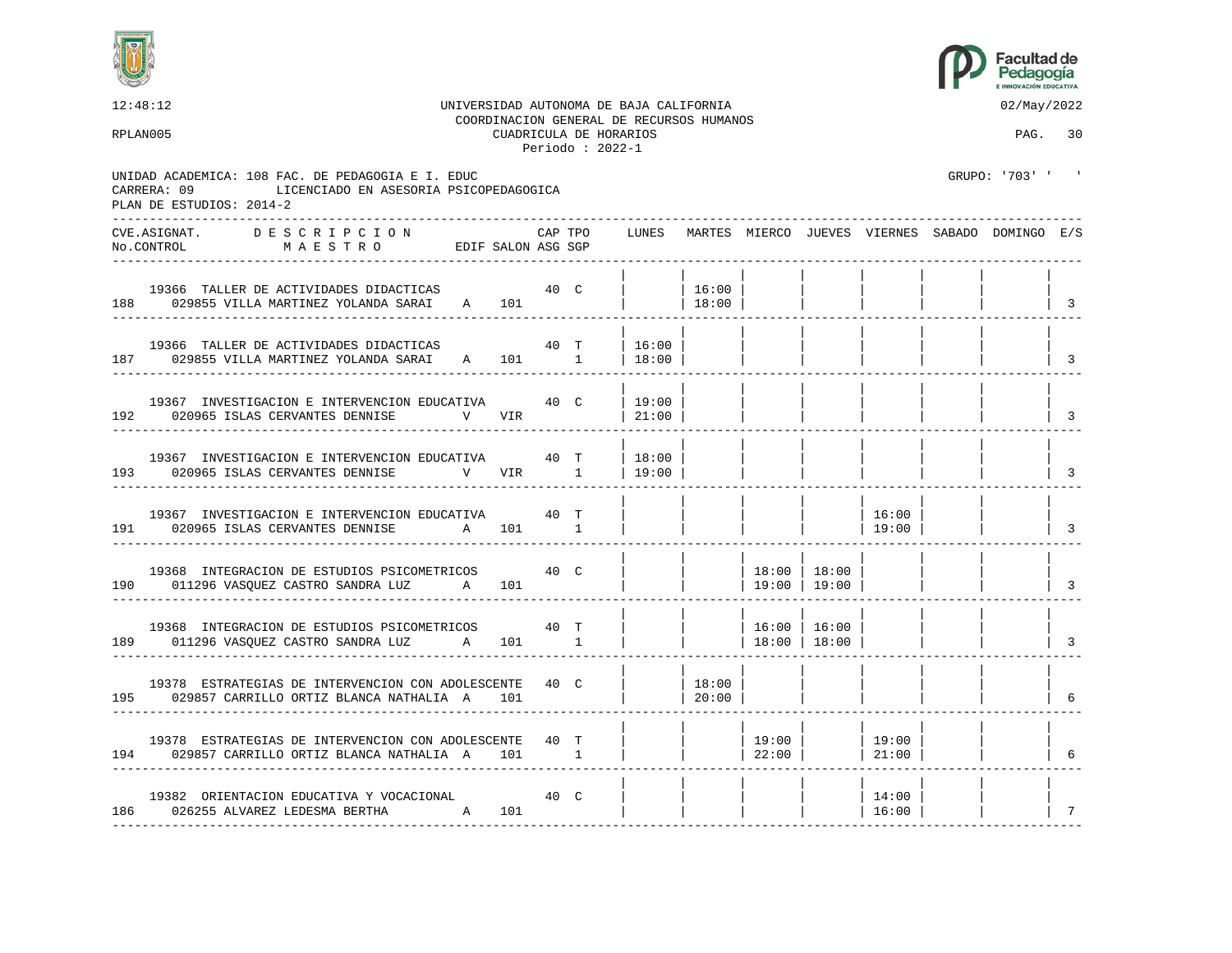UNIVERSIDAD AUTONOMA DE BAJA CALIFORNIA
COORDINACION GENERAL DE RECURSOS HUMANOS
CUADRICULA DE HORARIOS
Periodo : 2022-1

12:48:12 — 02/May/2022

RPLAN005

UNIDAD ACADEMICA: 108 FAC. DE PEDAGOGIA E I. EDUC
CARRERA: 09 LICENCIADO EN ASESORIA PSICOPEDAGOGICA
PLAN DE ESTUDIOS: 2014-2

GRUPO: '703' ' '

| CVE.ASIGNAT. / No.CONTROL | DESCRIPCION / MAESTRO | EDIF | SALON | CAP | TPO | ASG SGP | LUNES | MARTES | MIERCO | JUEVES | VIERNES | SABADO | DOMINGO | E/S |
|---|---|---|---|---|---|---|---|---|---|---|---|---|---|---|
| 19366 / 188 | TALLER DE ACTIVIDADES DIDACTICAS / 029855 VILLA MARTINEZ YOLANDA SARAI | A | 101 | 40 | C | | | 16:00 18:00 | | | | | | 3 |
| 19366 / 187 | TALLER DE ACTIVIDADES DIDACTICAS / 029855 VILLA MARTINEZ YOLANDA SARAI | A | 101 | 40 | T | 1 | 16:00 18:00 | | | | | | | 3 |
| 19367 / 192 | INVESTIGACION E INTERVENCION EDUCATIVA / 020965 ISLAS CERVANTES DENNISE | V | VIR | 40 | C | | 19:00 21:00 | | | | | | | 3 |
| 19367 / 193 | INVESTIGACION E INTERVENCION EDUCATIVA / 020965 ISLAS CERVANTES DENNISE | V | VIR | 40 | T | 1 | 18:00 19:00 | | | | | | | 3 |
| 19367 / 191 | INVESTIGACION E INTERVENCION EDUCATIVA / 020965 ISLAS CERVANTES DENNISE | A | 101 | 40 | T | 1 | | | | | 16:00 19:00 | | | 3 |
| 19368 / 190 | INTEGRACION DE ESTUDIOS PSICOMETRICOS / 011296 VASQUEZ CASTRO SANDRA LUZ | A | 101 | 40 | C | | | | 18:00 19:00 | 18:00 19:00 | | | | 3 |
| 19368 / 189 | INTEGRACION DE ESTUDIOS PSICOMETRICOS / 011296 VASQUEZ CASTRO SANDRA LUZ | A | 101 | 40 | T | 1 | | | 16:00 18:00 | 16:00 18:00 | | | | 3 |
| 19378 / 195 | ESTRATEGIAS DE INTERVENCION CON ADOLESCENTE / 029857 CARRILLO ORTIZ BLANCA NATHALIA | A | 101 | 40 | C | | | 18:00 20:00 | | | | | | 6 |
| 19378 / 194 | ESTRATEGIAS DE INTERVENCION CON ADOLESCENTE / 029857 CARRILLO ORTIZ BLANCA NATHALIA | A | 101 | 40 | T | 1 | | | 19:00 22:00 | | 19:00 21:00 | | | 6 |
| 19382 / 186 | ORIENTACION EDUCATIVA Y VOCACIONAL / 026255 ALVAREZ LEDESMA BERTHA | A | 101 | 40 | C | | | | | | 14:00 16:00 | | | 7 |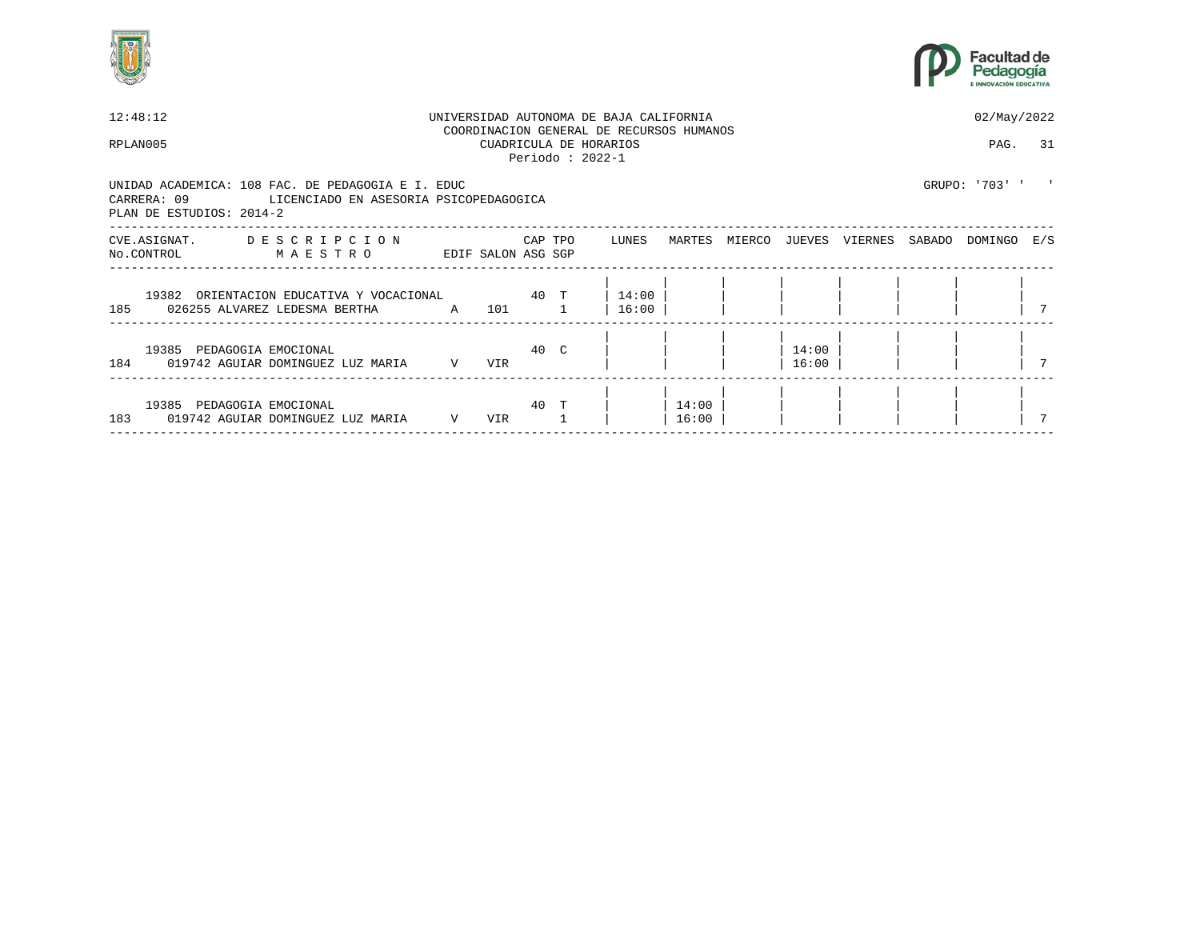12:48:12 UNIVERSIDAD AUTONOMA DE BAJA CALIFORNIA 02/May/2022
COORDINACION GENERAL DE RECURSOS HUMANOS
RPLAN005 CUADRICULA DE HORARIOS PAG. 31
Periodo : 2022-1

UNIDAD ACADEMICA: 108 FAC. DE PEDAGOGIA E I. EDUC GRUPO: '703' ' '
CARRERA: 09 LICENCIADO EN ASESORIA PSICOPEDAGOGICA
PLAN DE ESTUDIOS: 2014-2

| CVE.ASIGNAT. No.CONTROL | DESCRIPCION MAESTRO | EDIF | SALON | CAP ASG | TPO SGP | LUNES | MARTES | MIERCO | JUEVES | VIERNES | SABADO | DOMINGO | E/S |
|---|---|---|---|---|---|---|---|---|---|---|---|---|---|
| 19382 185 | ORIENTACION EDUCATIVA Y VOCACIONAL 026255 ALVAREZ LEDESMA BERTHA | A | 101 | 40 | T 1 | 14:00 16:00 | | | | | | | 7 |
| 19385 184 | PEDAGOGIA EMOCIONAL 019742 AGUIAR DOMINGUEZ LUZ MARIA | V | VIR | 40 | C | | | | 14:00 16:00 | | | | 7 |
| 19385 183 | PEDAGOGIA EMOCIONAL 019742 AGUIAR DOMINGUEZ LUZ MARIA | V | VIR | 40 | T 1 | | 14:00 16:00 | | | | | | 7 |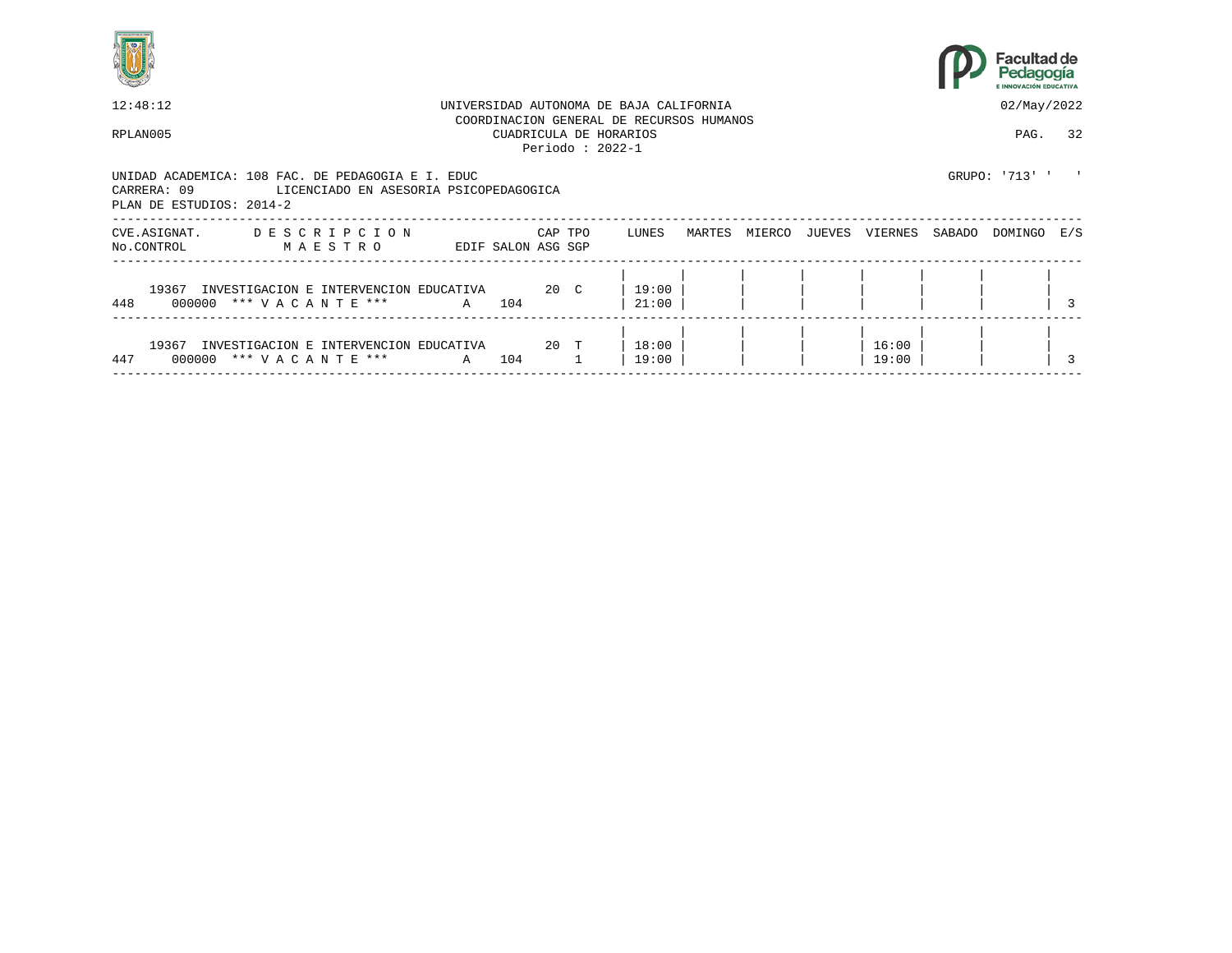12:48:12 UNIVERSIDAD AUTONOMA DE BAJA CALIFORNIA 02/May/2022
COORDINACION GENERAL DE RECURSOS HUMANOS
RPLAN005 CUADRICULA DE HORARIOS
Periodo : 2022-1

UNIDAD ACADEMICA: 108 FAC. DE PEDAGOGIA E I. EDUC GRUPO: '713' ' '
CARRERA: 09 LICENCIADO EN ASESORIA PSICOPEDAGOGICA
PLAN DE ESTUDIOS: 2014-2

| CVE.ASIGNAT. No.CONTROL | DESCRIPCION MAESTRO | EDIF | SALON | CAP ASG | TPO SGP | LUNES | MARTES | MIERCO | JUEVES | VIERNES | SABADO | DOMINGO | E/S |
|---|---|---|---|---|---|---|---|---|---|---|---|---|---|
| 19367 448 | INVESTIGACION E INTERVENCION EDUCATIVA 000000 *** V A C A N T E *** | A | 104 | 20 | C | 19:00 21:00 | | | | | | | 3 |
| 19367 447 | INVESTIGACION E INTERVENCION EDUCATIVA 000000 *** V A C A N T E *** | A | 104 | 20 | T 1 | 18:00 19:00 | | | | 16:00 19:00 | | | 3 |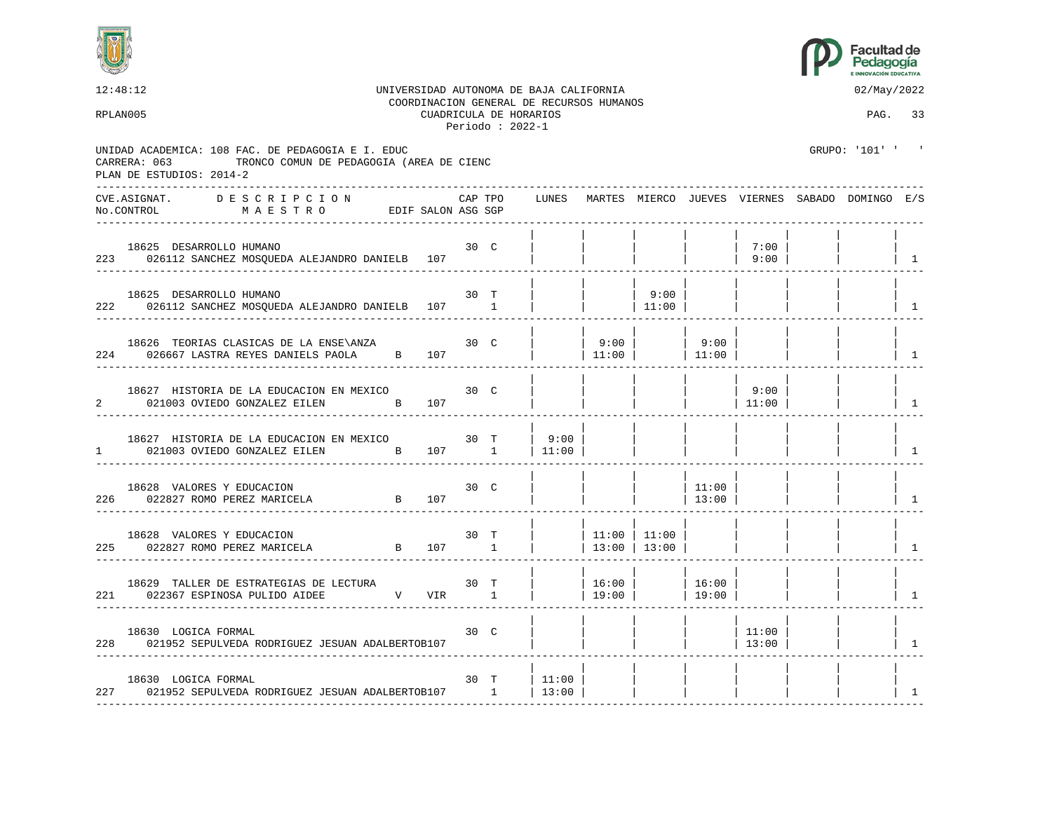12:48:12 UNIVERSIDAD AUTONOMA DE BAJA CALIFORNIA 02/May/2022

COORDINACION GENERAL DE RECURSOS HUMANOS

RPLAN005 CUADRICULA DE HORARIOS

Periodo : 2022-1

UNIDAD ACADEMICA: 108 FAC. DE PEDAGOGIA E I. EDUC GRUPO: '101' ' '

CARRERA: 063 TRONCO COMUN DE PEDAGOGIA (AREA DE CIENC

PLAN DE ESTUDIOS: 2014-2

| CVE.ASIGNAT. / No.CONTROL | DESCRIPCION / MAESTRO | EDIF | SALON | CAP | TPO ASG SGP | LUNES | MARTES | MIERCO | JUEVES | VIERNES | SABADO | DOMINGO | E/S |
|---|---|---|---|---|---|---|---|---|---|---|---|---|---|
| 18625 / 223 | DESARROLLO HUMANO / 026112 SANCHEZ MOSQUEDA ALEJANDRO DANIEL | B | 107 | 30 | C | | | | | 7:00 9:00 | | | 1 |
| 18625 / 222 | DESARROLLO HUMANO / 026112 SANCHEZ MOSQUEDA ALEJANDRO DANIEL | B | 107 | 30 | T 1 | | | 9:00 11:00 | | | | | 1 |
| 18626 / 224 | TEORIAS CLASICAS DE LA ENSE\ANZA / 026667 LASTRA REYES DANIELS PAOLA | B | 107 | 30 | C | | 9:00 11:00 | | 9:00 11:00 | | | | 1 |
| 18627 / 2 | HISTORIA DE LA EDUCACION EN MEXICO / 021003 OVIEDO GONZALEZ EILEN | B | 107 | 30 | C | | | | | 9:00 11:00 | | | 1 |
| 18627 / 1 | HISTORIA DE LA EDUCACION EN MEXICO / 021003 OVIEDO GONZALEZ EILEN | B | 107 | 30 | T 1 | 9:00 11:00 | | | | | | | 1 |
| 18628 / 226 | VALORES Y EDUCACION / 022827 ROMO PEREZ MARICELA | B | 107 | 30 | C | | | | 11:00 13:00 | | | | 1 |
| 18628 / 225 | VALORES Y EDUCACION / 022827 ROMO PEREZ MARICELA | B | 107 | 30 | T 1 | | 11:00 13:00 | 11:00 13:00 | | | | | 1 |
| 18629 / 221 | TALLER DE ESTRATEGIAS DE LECTURA / 022367 ESPINOSA PULIDO AIDEE | V | VIR | 30 | T 1 | | 16:00 19:00 | | 16:00 19:00 | | | | 1 |
| 18630 / 228 | LOGICA FORMAL / 021952 SEPULVEDA RODRIGUEZ JESUAN ADALBERTO | B | 107 | 30 | C | | | | | 11:00 13:00 | | | 1 |
| 18630 / 227 | LOGICA FORMAL / 021952 SEPULVEDA RODRIGUEZ JESUAN ADALBERTO | B | 107 | 30 | T 1 | 11:00 13:00 | | | | | | | 1 |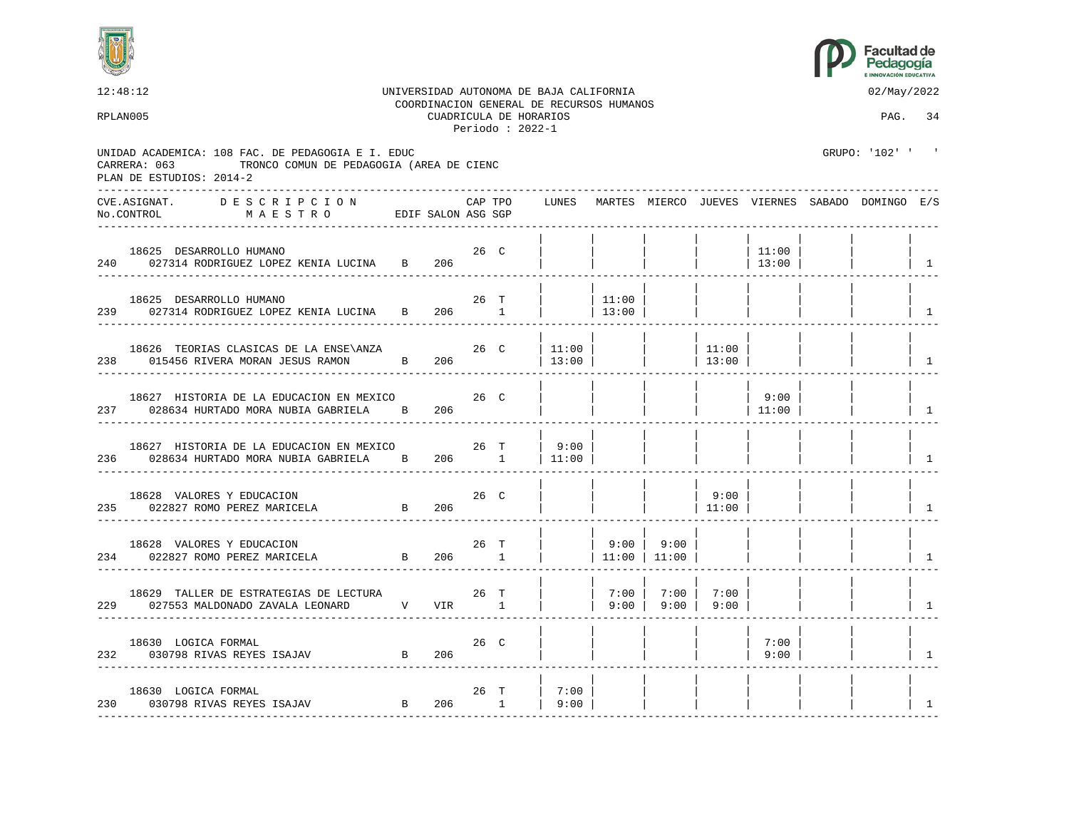12:48:12 UNIVERSIDAD AUTONOMA DE BAJA CALIFORNIA 02/May/2022
COORDINACION GENERAL DE RECURSOS HUMANOS
RPLAN005 CUADRICULA DE HORARIOS
Periodo : 2022-1

UNIDAD ACADEMICA: 108 FAC. DE PEDAGOGIA E I. EDUC GRUPO: '102' ' '
CARRERA: 063 TRONCO COMUN DE PEDAGOGIA (AREA DE CIENC
PLAN DE ESTUDIOS: 2014-2

| CVE.ASIGNAT. No.CONTROL | DESCRIPCION MAESTRO | EDIF | SALON | CAP ASG | TPO SGP | LUNES | MARTES | MIERCO | JUEVES | VIERNES | SABADO | DOMINGO | E/S |
|---|---|---|---|---|---|---|---|---|---|---|---|---|---|
| 18625 240 | DESARROLLO HUMANO 027314 RODRIGUEZ LOPEZ KENIA LUCINA | B | 206 | 26 | C | | | | | 11:00 13:00 | | | 1 |
| 18625 239 | DESARROLLO HUMANO 027314 RODRIGUEZ LOPEZ KENIA LUCINA | B | 206 | 26 | T 1 | | 11:00 13:00 | | | | | | 1 |
| 18626 238 | TEORIAS CLASICAS DE LA ENSE\ANZA 015456 RIVERA MORAN JESUS RAMON | B | 206 | 26 | C | 11:00 13:00 | | | 11:00 13:00 | | | | 1 |
| 18627 237 | HISTORIA DE LA EDUCACION EN MEXICO 028634 HURTADO MORA NUBIA GABRIELA | B | 206 | 26 | C | | | | | 9:00 11:00 | | | 1 |
| 18627 236 | HISTORIA DE LA EDUCACION EN MEXICO 028634 HURTADO MORA NUBIA GABRIELA | B | 206 | 26 | T 1 | 9:00 11:00 | | | | | | | 1 |
| 18628 235 | VALORES Y EDUCACION 022827 ROMO PEREZ MARICELA | B | 206 | 26 | C | | | | 9:00 11:00 | | | | 1 |
| 18628 234 | VALORES Y EDUCACION 022827 ROMO PEREZ MARICELA | B | 206 | 26 | T 1 | | 9:00 11:00 | 9:00 11:00 | | | | | 1 |
| 18629 229 | TALLER DE ESTRATEGIAS DE LECTURA 027553 MALDONADO ZAVALA LEONARD | V | VIR | 26 | T 1 | | 7:00 9:00 | 7:00 9:00 | 7:00 9:00 | | | | 1 |
| 18630 232 | LOGICA FORMAL 030798 RIVAS REYES ISAJAV | B | 206 | 26 | C | | | | | 7:00 9:00 | | | 1 |
| 18630 230 | LOGICA FORMAL 030798 RIVAS REYES ISAJAV | B | 206 | 26 | T 1 | 7:00 9:00 | | | | | | | 1 |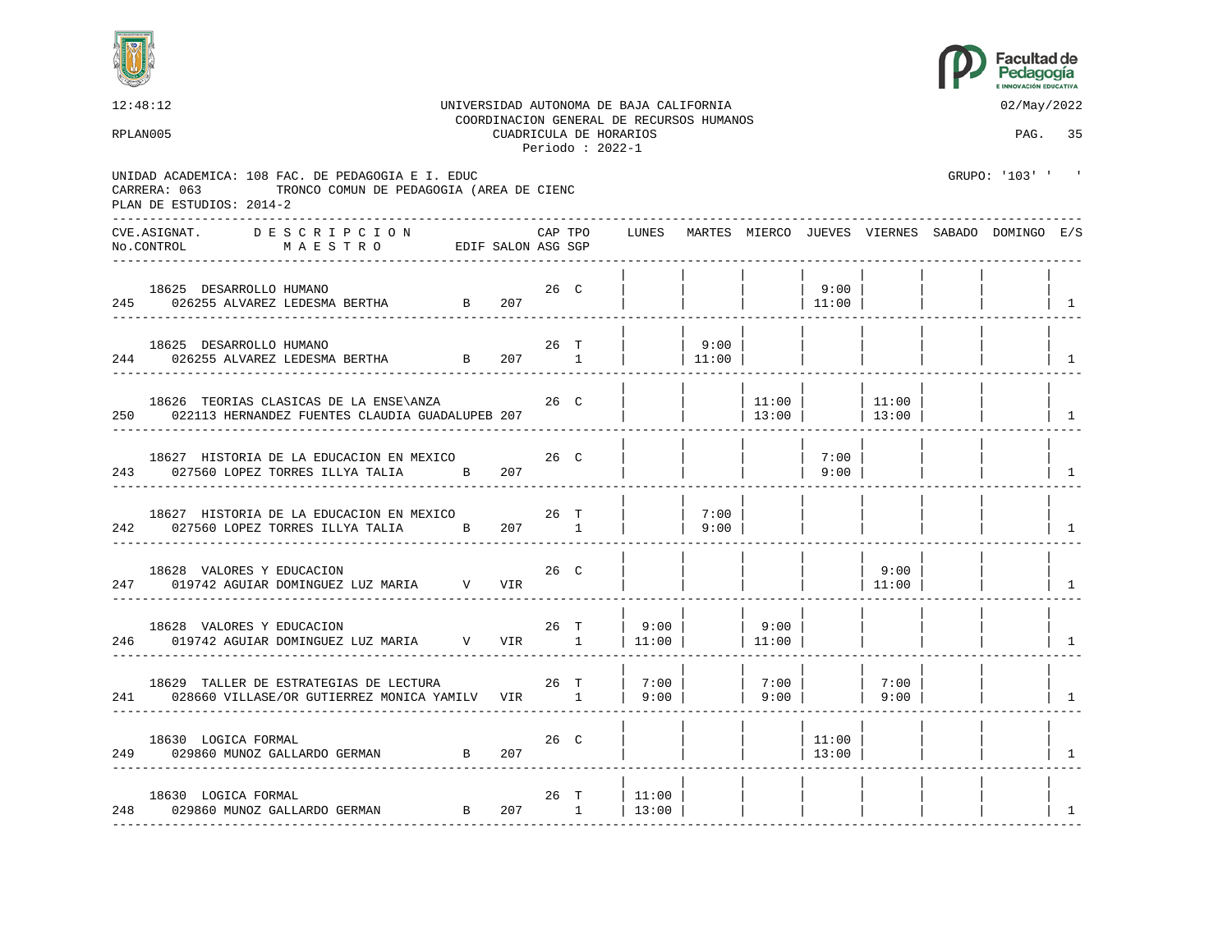UNIVERSIDAD AUTONOMA DE BAJA CALIFORNIA
COORDINACION GENERAL DE RECURSOS HUMANOS
CUADRICULA DE HORARIOS
Periodo : 2022-1

12:48:12 — 02/May/2022

RPLAN005 — PAG. 35

UNIDAD ACADEMICA: 108 FAC. DE PEDAGOGIA E I. EDUC — GRUPO: '103' ' '
CARRERA: 063 TRONCO COMUN DE PEDAGOGIA (AREA DE CIENC
PLAN DE ESTUDIOS: 2014-2

| CVE.ASIGNAT. / No.CONTROL | DESCRIPCION / MAESTRO | EDIF | SALON | CAP | TPO | ASG SGP | LUNES | MARTES | MIERCO | JUEVES | VIERNES | SABADO | DOMINGO | E/S |
|---|---|---|---|---|---|---|---|---|---|---|---|---|---|---|
| 18625 / 245 | DESARROLLO HUMANO / 026255 ALVAREZ LEDESMA BERTHA | B | 207 | 26 | C | | | | | 9:00 11:00 | | | | 1 |
| 18625 / 244 | DESARROLLO HUMANO / 026255 ALVAREZ LEDESMA BERTHA | B | 207 | 26 | T | 1 | | 9:00 11:00 | | | | | | 1 |
| 18626 / 250 | TEORIAS CLASICAS DE LA ENSE\ANZA / 022113 HERNANDEZ FUENTES CLAUDIA GUADALUPE | B | 207 | 26 | C | | | | 11:00 13:00 | | 11:00 13:00 | | | 1 |
| 18627 / 243 | HISTORIA DE LA EDUCACION EN MEXICO / 027560 LOPEZ TORRES ILLYA TALIA | B | 207 | 26 | C | | | | | 7:00 9:00 | | | | 1 |
| 18627 / 242 | HISTORIA DE LA EDUCACION EN MEXICO / 027560 LOPEZ TORRES ILLYA TALIA | B | 207 | 26 | T | 1 | | 7:00 9:00 | | | | | | 1 |
| 18628 / 247 | VALORES Y EDUCACION / 019742 AGUIAR DOMINGUEZ LUZ MARIA | V | VIR | 26 | C | | | | | | 9:00 11:00 | | | 1 |
| 18628 / 246 | VALORES Y EDUCACION / 019742 AGUIAR DOMINGUEZ LUZ MARIA | V | VIR | 26 | T | 1 | 9:00 11:00 | | 9:00 11:00 | | | | | 1 |
| 18629 / 241 | TALLER DE ESTRATEGIAS DE LECTURA / 028660 VILLASE/OR GUTIERREZ MONICA YAMILV | | VIR | 26 | T | 1 | 7:00 9:00 | | 7:00 9:00 | | 7:00 9:00 | | | 1 |
| 18630 / 249 | LOGICA FORMAL / 029860 MUNOZ GALLARDO GERMAN | B | 207 | 26 | C | | | | | 11:00 13:00 | | | | 1 |
| 18630 / 248 | LOGICA FORMAL / 029860 MUNOZ GALLARDO GERMAN | B | 207 | 26 | T | 1 | 11:00 13:00 | | | | | | | 1 |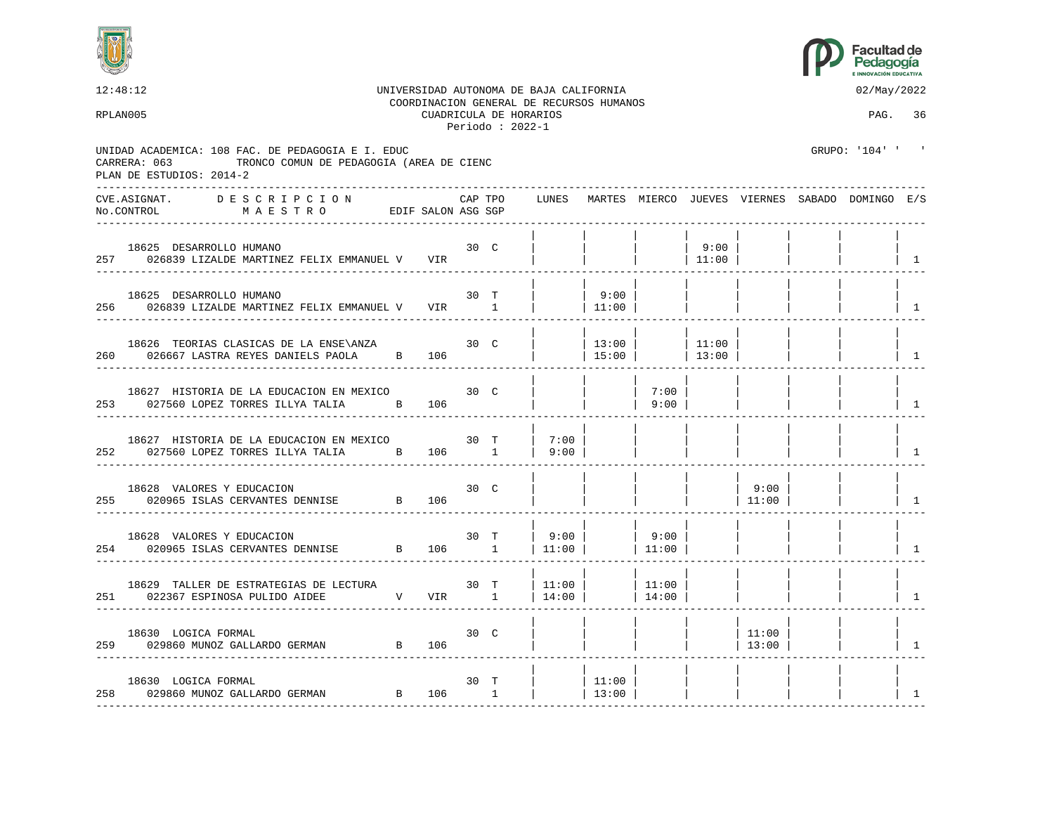12:48:12 UNIVERSIDAD AUTONOMA DE BAJA CALIFORNIA 02/May/2022

COORDINACION GENERAL DE RECURSOS HUMANOS

RPLAN005 CUADRICULA DE HORARIOS PAG. 36

Periodo : 2022-1

UNIDAD ACADEMICA: 108 FAC. DE PEDAGOGIA E I. EDUC GRUPO: '104' ' '

CARRERA: 063 TRONCO COMUN DE PEDAGOGIA (AREA DE CIENC

PLAN DE ESTUDIOS: 2014-2

| CVE.ASIGNAT. / No.CONTROL | DESCRIPCION / MAESTRO | EDIF | SALON | CAP | TPO | ASG SGP | LUNES | MARTES | MIERCO | JUEVES | VIERNES | SABADO | DOMINGO | E/S |
|---|---|---|---|---|---|---|---|---|---|---|---|---|---|---|
| 18625 / 257 | DESARROLLO HUMANO / 026839 LIZALDE MARTINEZ FELIX EMMANUEL | V | VIR | 30 | C | | | | | 9:00 11:00 | | | | 1 |
| 18625 / 256 | DESARROLLO HUMANO / 026839 LIZALDE MARTINEZ FELIX EMMANUEL | V | VIR | 30 | T | 1 | | 9:00 11:00 | | | | | | 1 |
| 18626 / 260 | TEORIAS CLASICAS DE LA ENSE\ANZA / 026667 LASTRA REYES DANIELS PAOLA | B | 106 | 30 | C | | | 13:00 15:00 | | 11:00 13:00 | | | | 1 |
| 18627 / 253 | HISTORIA DE LA EDUCACION EN MEXICO / 027560 LOPEZ TORRES ILLYA TALIA | B | 106 | 30 | C | | | | 7:00 9:00 | | | | | 1 |
| 18627 / 252 | HISTORIA DE LA EDUCACION EN MEXICO / 027560 LOPEZ TORRES ILLYA TALIA | B | 106 | 30 | T | 1 | 7:00 9:00 | | | | | | | 1 |
| 18628 / 255 | VALORES Y EDUCACION / 020965 ISLAS CERVANTES DENNISE | B | 106 | 30 | C | | | | | | 9:00 11:00 | | | 1 |
| 18628 / 254 | VALORES Y EDUCACION / 020965 ISLAS CERVANTES DENNISE | B | 106 | 30 | T | 1 | 9:00 11:00 | | 9:00 11:00 | | | | | 1 |
| 18629 / 251 | TALLER DE ESTRATEGIAS DE LECTURA / 022367 ESPINOSA PULIDO AIDEE | V | VIR | 30 | T | 1 | 11:00 14:00 | | 11:00 14:00 | | | | | 1 |
| 18630 / 259 | LOGICA FORMAL / 029860 MUNOZ GALLARDO GERMAN | B | 106 | 30 | C | | | | | | 11:00 13:00 | | | 1 |
| 18630 / 258 | LOGICA FORMAL / 029860 MUNOZ GALLARDO GERMAN | B | 106 | 30 | T | 1 | | 11:00 13:00 | | | | | | 1 |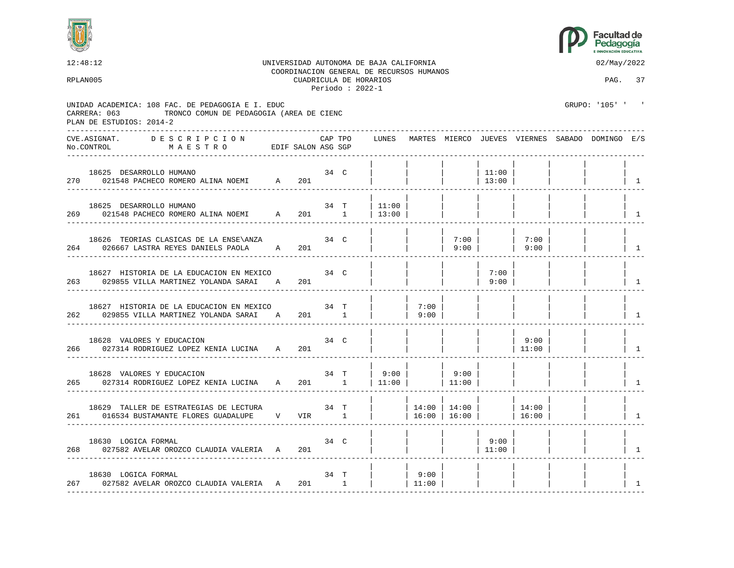UNIVERSIDAD AUTONOMA DE BAJA CALIFORNIA
COORDINACION GENERAL DE RECURSOS HUMANOS
CUADRICULA DE HORARIOS
Periodo : 2022-1

12:48:12 — 02/May/2022

RPLAN005 — PAG. 37

UNIDAD ACADEMICA: 108 FAC. DE PEDAGOGIA E I. EDUC — GRUPO: '105' ' '
CARRERA: 063 TRONCO COMUN DE PEDAGOGIA (AREA DE CIENC
PLAN DE ESTUDIOS: 2014-2

| CVE.ASIGNAT. / No.CONTROL | DESCRIPCION / MAESTRO | EDIF | SALON | CAP ASG | TPO SGP | LUNES | MARTES | MIERCO | JUEVES | VIERNES | SABADO | DOMINGO | E/S |
|---|---|---|---|---|---|---|---|---|---|---|---|---|---|
| 18625 / 270 | DESARROLLO HUMANO / 021548 PACHECO ROMERO ALINA NOEMI | A | 201 | 34 | C | | | | 11:00 13:00 | | | | 1 |
| 18625 / 269 | DESARROLLO HUMANO / 021548 PACHECO ROMERO ALINA NOEMI | A | 201 | 34 | T 1 | 11:00 13:00 | | | | | | | 1 |
| 18626 / 264 | TEORIAS CLASICAS DE LA ENSE\ANZA / 026667 LASTRA REYES DANIELS PAOLA | A | 201 | 34 | C | | | 7:00 9:00 | | 7:00 9:00 | | | 1 |
| 18627 / 263 | HISTORIA DE LA EDUCACION EN MEXICO / 029855 VILLA MARTINEZ YOLANDA SARAI | A | 201 | 34 | C | | | | 7:00 9:00 | | | | 1 |
| 18627 / 262 | HISTORIA DE LA EDUCACION EN MEXICO / 029855 VILLA MARTINEZ YOLANDA SARAI | A | 201 | 34 | T 1 | | 7:00 9:00 | | | | | | 1 |
| 18628 / 266 | VALORES Y EDUCACION / 027314 RODRIGUEZ LOPEZ KENIA LUCINA | A | 201 | 34 | C | | | | | 9:00 11:00 | | | 1 |
| 18628 / 265 | VALORES Y EDUCACION / 027314 RODRIGUEZ LOPEZ KENIA LUCINA | A | 201 | 34 | T 1 | 9:00 11:00 | | 9:00 11:00 | | | | | 1 |
| 18629 / 261 | TALLER DE ESTRATEGIAS DE LECTURA / 016534 BUSTAMANTE FLORES GUADALUPE | V | VIR | 34 | T 1 | | 14:00 16:00 | 14:00 16:00 | | 14:00 16:00 | | | 1 |
| 18630 / 268 | LOGICA FORMAL / 027582 AVELAR OROZCO CLAUDIA VALERIA | A | 201 | 34 | C | | | | 9:00 11:00 | | | | 1 |
| 18630 / 267 | LOGICA FORMAL / 027582 AVELAR OROZCO CLAUDIA VALERIA | A | 201 | 34 | T 1 | | 9:00 11:00 | | | | | | 1 |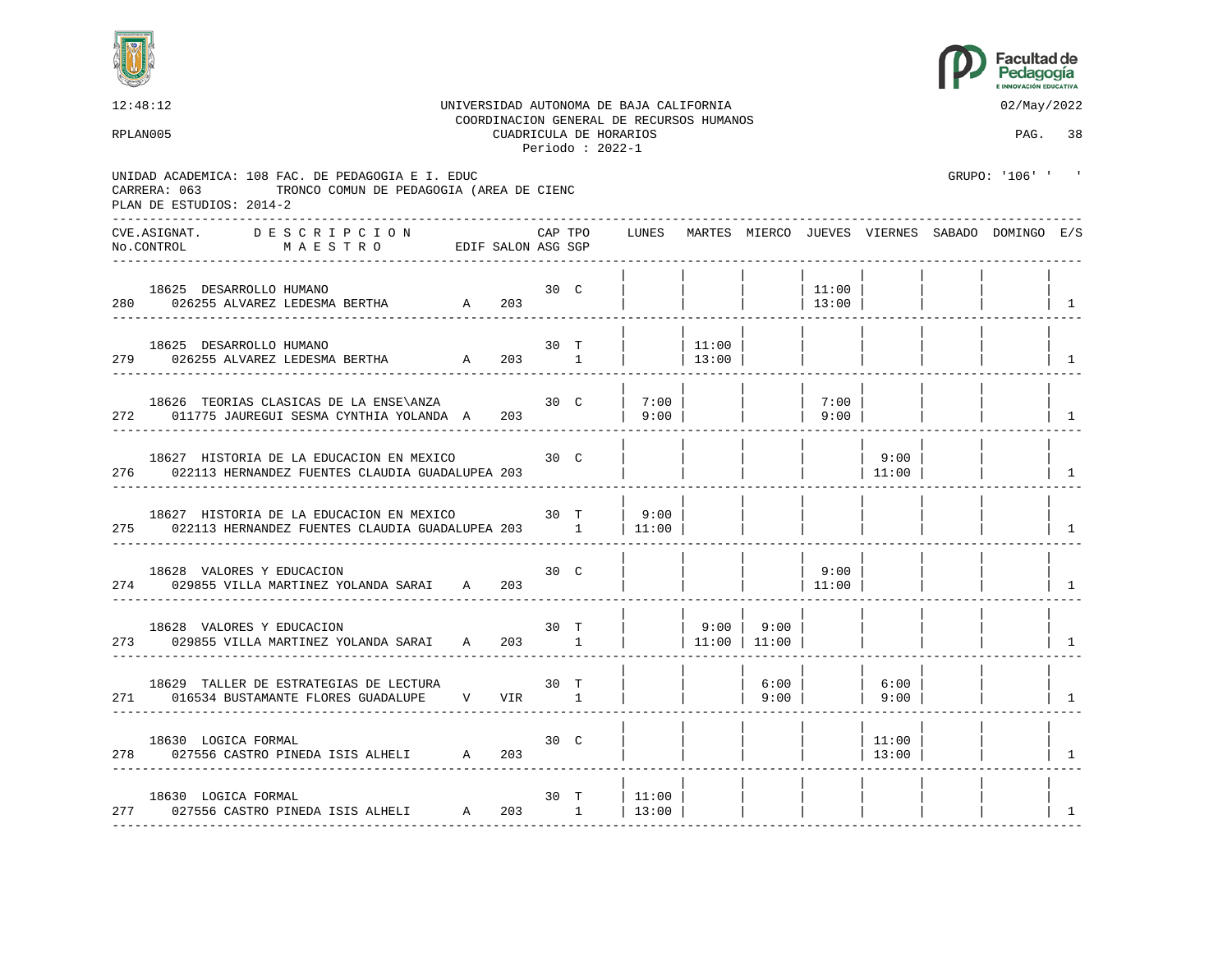UNIVERSIDAD AUTONOMA DE BAJA CALIFORNIA
COORDINACION GENERAL DE RECURSOS HUMANOS
CUADRICULA DE HORARIOS
Periodo : 2022-1

12:48:12 — 02/May/2022
RPLAN005

UNIDAD ACADEMICA: 108 FAC. DE PEDAGOGIA E I. EDUC — GRUPO: '106' ' '
CARRERA: 063 TRONCO COMUN DE PEDAGOGIA (AREA DE CIENC
PLAN DE ESTUDIOS: 2014-2

| CVE.ASIGNAT. / No.CONTROL | DESCRIPCION / MAESTRO | EDIF | SALON | CAP | TPO / ASG SGP | LUNES | MARTES | MIERCO | JUEVES | VIERNES | SABADO | DOMINGO | E/S |
|---|---|---|---|---|---|---|---|---|---|---|---|---|---|
| 18625 / 280 | DESARROLLO HUMANO / 026255 ALVAREZ LEDESMA BERTHA | A | 203 | 30 | C | | | | 11:00 13:00 | | | | 1 |
| 18625 / 279 | DESARROLLO HUMANO / 026255 ALVAREZ LEDESMA BERTHA | A | 203 | 30 | T 1 | | 11:00 13:00 | | | | | | 1 |
| 18626 / 272 | TEORIAS CLASICAS DE LA ENSE\ANZA / 011775 JAUREGUI SESMA CYNTHIA YOLANDA | A | 203 | 30 | C | 7:00 9:00 | | | 7:00 9:00 | | | | 1 |
| 18627 / 276 | HISTORIA DE LA EDUCACION EN MEXICO / 022113 HERNANDEZ FUENTES CLAUDIA GUADALUPEA | | 203 | 30 | C | | | | | 9:00 11:00 | | | 1 |
| 18627 / 275 | HISTORIA DE LA EDUCACION EN MEXICO / 022113 HERNANDEZ FUENTES CLAUDIA GUADALUPEA | | 203 | 30 | T 1 | 9:00 11:00 | | | | | | | 1 |
| 18628 / 274 | VALORES Y EDUCACION / 029855 VILLA MARTINEZ YOLANDA SARAI | A | 203 | 30 | C | | | | 9:00 11:00 | | | | 1 |
| 18628 / 273 | VALORES Y EDUCACION / 029855 VILLA MARTINEZ YOLANDA SARAI | A | 203 | 30 | T 1 | | 9:00 11:00 | 9:00 11:00 | | | | | 1 |
| 18629 / 271 | TALLER DE ESTRATEGIAS DE LECTURA / 016534 BUSTAMANTE FLORES GUADALUPE | V | VIR | 30 | T 1 | | | 6:00 9:00 | | 6:00 9:00 | | | 1 |
| 18630 / 278 | LOGICA FORMAL / 027556 CASTRO PINEDA ISIS ALHELI | A | 203 | 30 | C | | | | | 11:00 13:00 | | | 1 |
| 18630 / 277 | LOGICA FORMAL / 027556 CASTRO PINEDA ISIS ALHELI | A | 203 | 30 | T 1 | 11:00 13:00 | | | | | | | 1 |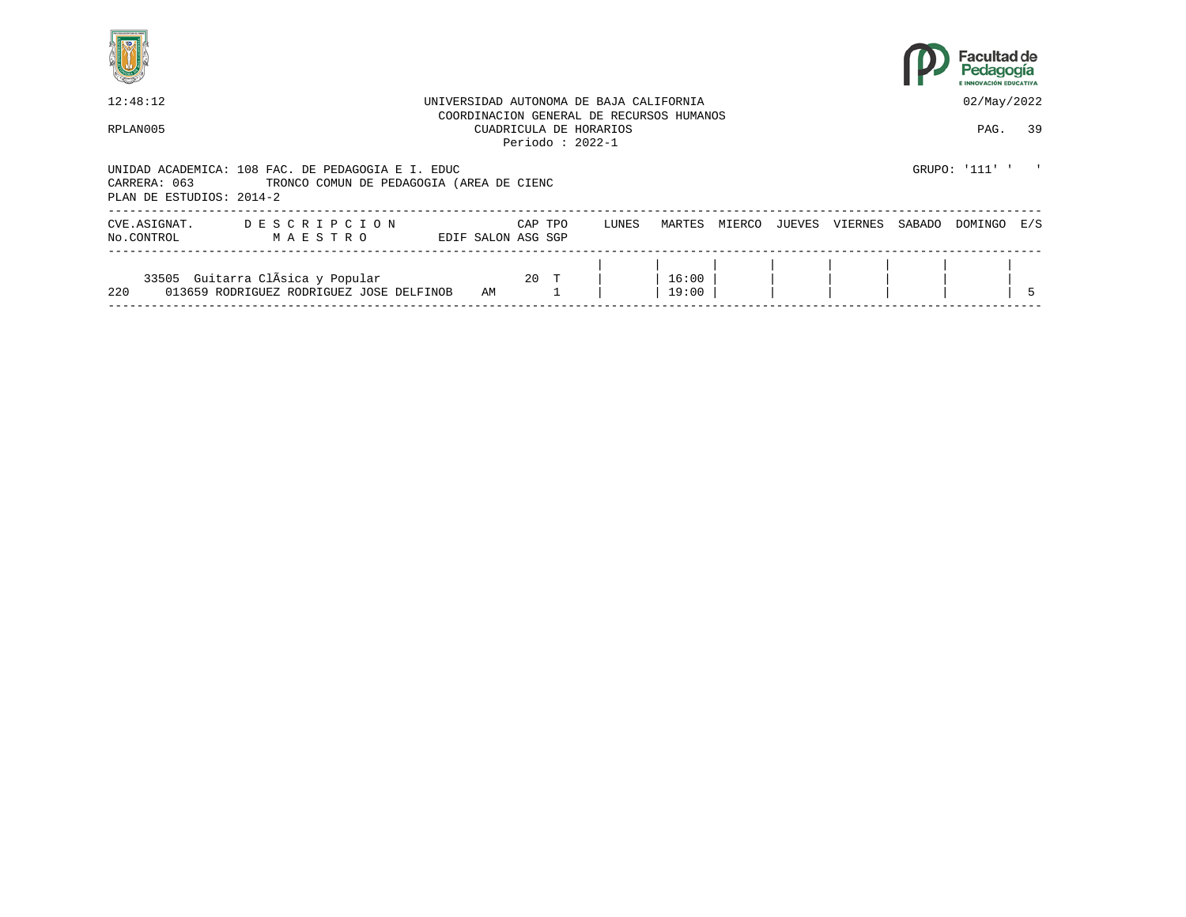12:48:12 UNIVERSIDAD AUTONOMA DE BAJA CALIFORNIA 02/May/2022

COORDINACION GENERAL DE RECURSOS HUMANOS

RPLAN005 CUADRICULA DE HORARIOS

Periodo : 2022-1

UNIDAD ACADEMICA: 108 FAC. DE PEDAGOGIA E I. EDUC GRUPO: '111' ' '

CARRERA: 063 TRONCO COMUN DE PEDAGOGIA (AREA DE CIENC

PLAN DE ESTUDIOS: 2014-2

| CVE.ASIGNAT. / No.CONTROL | DESCRIPCION / MAESTRO | EDIF | SALON | CAP / ASG | TPO / SGP | LUNES | MARTES | MIERCO | JUEVES | VIERNES | SABADO | DOMINGO | E/S |
|---|---|---|---|---|---|---|---|---|---|---|---|---|---|
| 33505 | Guitarra ClÃsica y Popular | | | 20 | T | | 16:00 | | | | | | |
| 220 | 013659 RODRIGUEZ RODRIGUEZ JOSE DELFINOB | AM | | | 1 | | 19:00 | | | | | | 5 |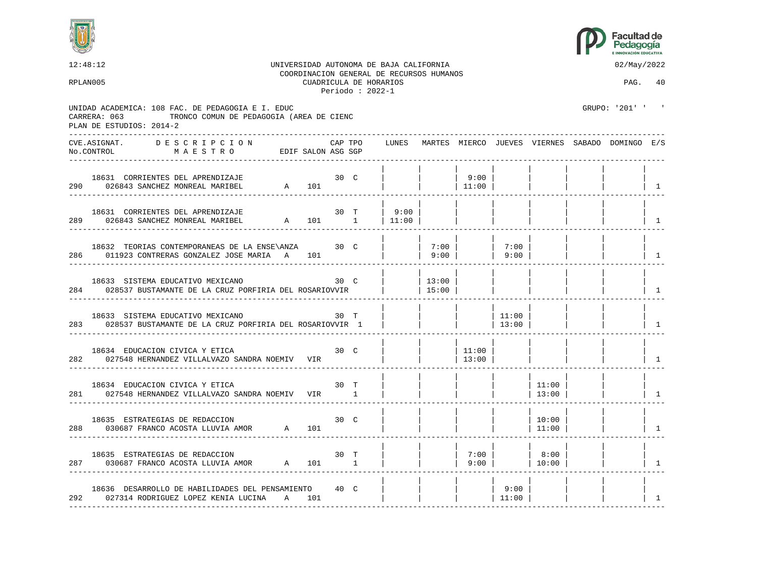UNIVERSIDAD AUTONOMA DE BAJA CALIFORNIA
COORDINACION GENERAL DE RECURSOS HUMANOS
CUADRICULA DE HORARIOS
Periodo : 2022-1

12:48:12 — 02/May/2022

RPLAN005 — PAG. 40

UNIDAD ACADEMICA: 108 FAC. DE PEDAGOGIA E I. EDUC — GRUPO: '201' ' '
CARRERA: 063 TRONCO COMUN DE PEDAGOGIA (AREA DE CIENC
PLAN DE ESTUDIOS: 2014-2

| CVE.ASIGNAT. / No.CONTROL | DESCRIPCION / MAESTRO | EDIF | SALON | CAP | TPO | ASG SGP | LUNES | MARTES | MIERCO | JUEVES | VIERNES | SABADO | DOMINGO | E/S |
|---|---|---|---|---|---|---|---|---|---|---|---|---|---|---|
| 18631 / 290 | CORRIENTES DEL APRENDIZAJE / 026843 SANCHEZ MONREAL MARIBEL | A | 101 | 30 | C | | | | 9:00 11:00 | | | | | 1 |
| 18631 / 289 | CORRIENTES DEL APRENDIZAJE / 026843 SANCHEZ MONREAL MARIBEL | A | 101 | 30 | T | 1 | 9:00 11:00 | | | | | | | 1 |
| 18632 / 286 | TEORIAS CONTEMPORANEAS DE LA ENSE\ANZA / 011923 CONTRERAS GONZALEZ JOSE MARIA | A | 101 | 30 | C | | | 7:00 9:00 | | 7:00 9:00 | | | | 1 |
| 18633 / 284 | SISTEMA EDUCATIVO MEXICANO / 028537 BUSTAMANTE DE LA CRUZ PORFIRIA DEL ROSARIO | VVIR | | 30 | C | | | 13:00 15:00 | | | | | | 1 |
| 18633 / 283 | SISTEMA EDUCATIVO MEXICANO / 028537 BUSTAMANTE DE LA CRUZ PORFIRIA DEL ROSARIO | VVIR | | 30 | T | 1 | | | | 11:00 13:00 | | | | 1 |
| 18634 / 282 | EDUCACION CIVICA Y ETICA / 027548 HERNANDEZ VILLALVAZO SANDRA NOEMI | V | VIR | 30 | C | | | | 11:00 13:00 | | | | | 1 |
| 18634 / 281 | EDUCACION CIVICA Y ETICA / 027548 HERNANDEZ VILLALVAZO SANDRA NOEMI | V | VIR | 30 | T | 1 | | | | | 11:00 13:00 | | | 1 |
| 18635 / 288 | ESTRATEGIAS DE REDACCION / 030687 FRANCO ACOSTA LLUVIA AMOR | A | 101 | 30 | C | | | | | | 10:00 11:00 | | | 1 |
| 18635 / 287 | ESTRATEGIAS DE REDACCION / 030687 FRANCO ACOSTA LLUVIA AMOR | A | 101 | 30 | T | 1 | | | 7:00 9:00 | | 8:00 10:00 | | | 1 |
| 18636 / 292 | DESARROLLO DE HABILIDADES DEL PENSAMIENTO / 027314 RODRIGUEZ LOPEZ KENIA LUCINA | A | 101 | 40 | C | | | | | 9:00 11:00 | | | | 1 |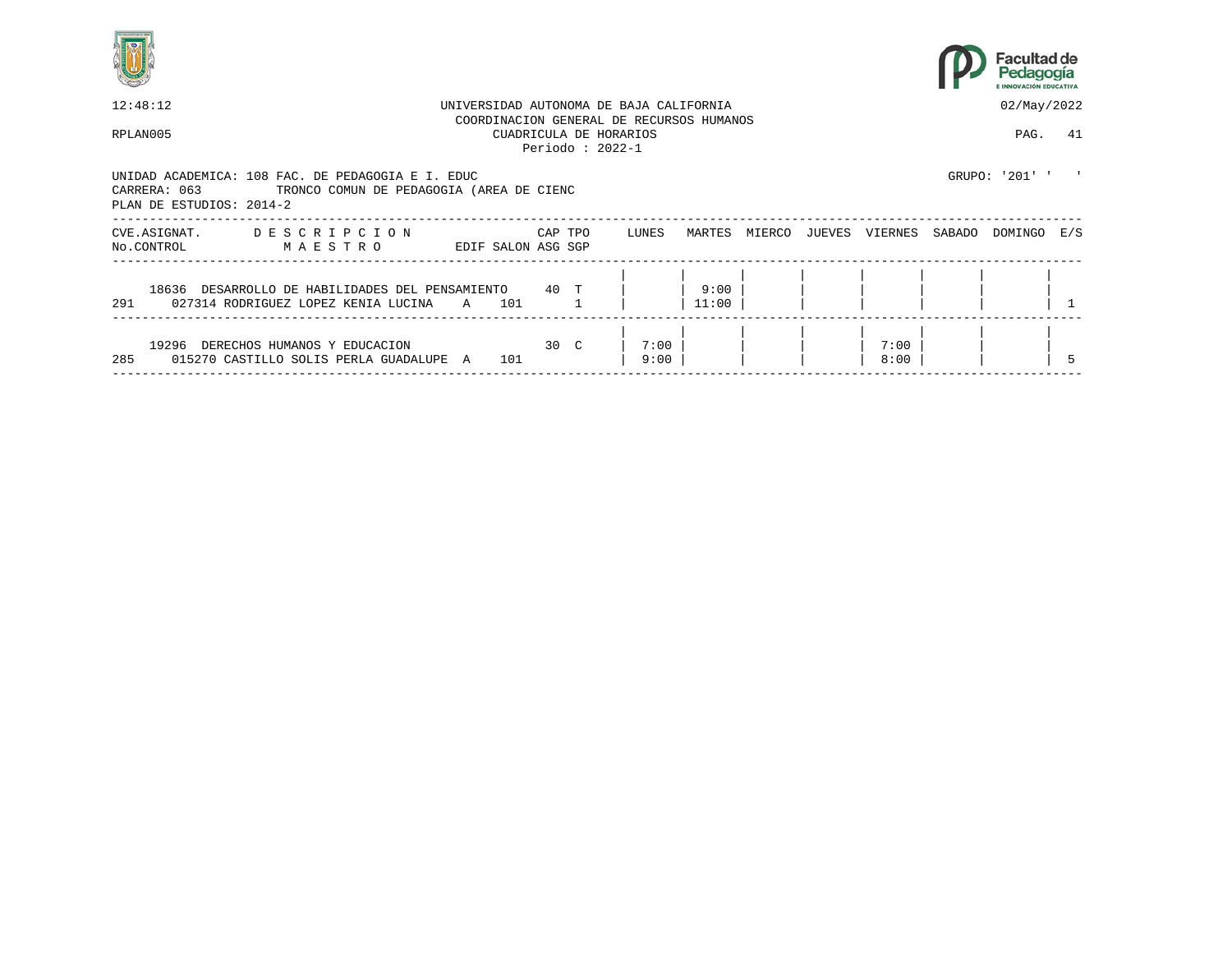12:48:12 UNIVERSIDAD AUTONOMA DE BAJA CALIFORNIA 02/May/2022

COORDINACION GENERAL DE RECURSOS HUMANOS

RPLAN005 CUADRICULA DE HORARIOS PAG. 41

Periodo : 2022-1

UNIDAD ACADEMICA: 108 FAC. DE PEDAGOGIA E I. EDUC GRUPO: '201' ' '

CARRERA: 063 TRONCO COMUN DE PEDAGOGIA (AREA DE CIENC

PLAN DE ESTUDIOS: 2014-2

| CVE.ASIGNAT. No.CONTROL | D E S C R I P C I O N / M A E S T R O | EDIF | SALON | CAP ASG | TPO SGP | LUNES | MARTES | MIERCO | JUEVES | VIERNES | SABADO | DOMINGO | E/S |
|---|---|---|---|---|---|---|---|---|---|---|---|---|---|
| 18636 / 291 | DESARROLLO DE HABILIDADES DEL PENSAMIENTO / 027314 RODRIGUEZ LOPEZ KENIA LUCINA | A | 101 | 40 | T / 1 | | 9:00 / 11:00 | | | | | | 1 |
| 19296 / 285 | DERECHOS HUMANOS Y EDUCACION / 015270 CASTILLO SOLIS PERLA GUADALUPE | A | 101 | 30 | C | 7:00 / 9:00 | | | | 7:00 / 8:00 | | | 5 |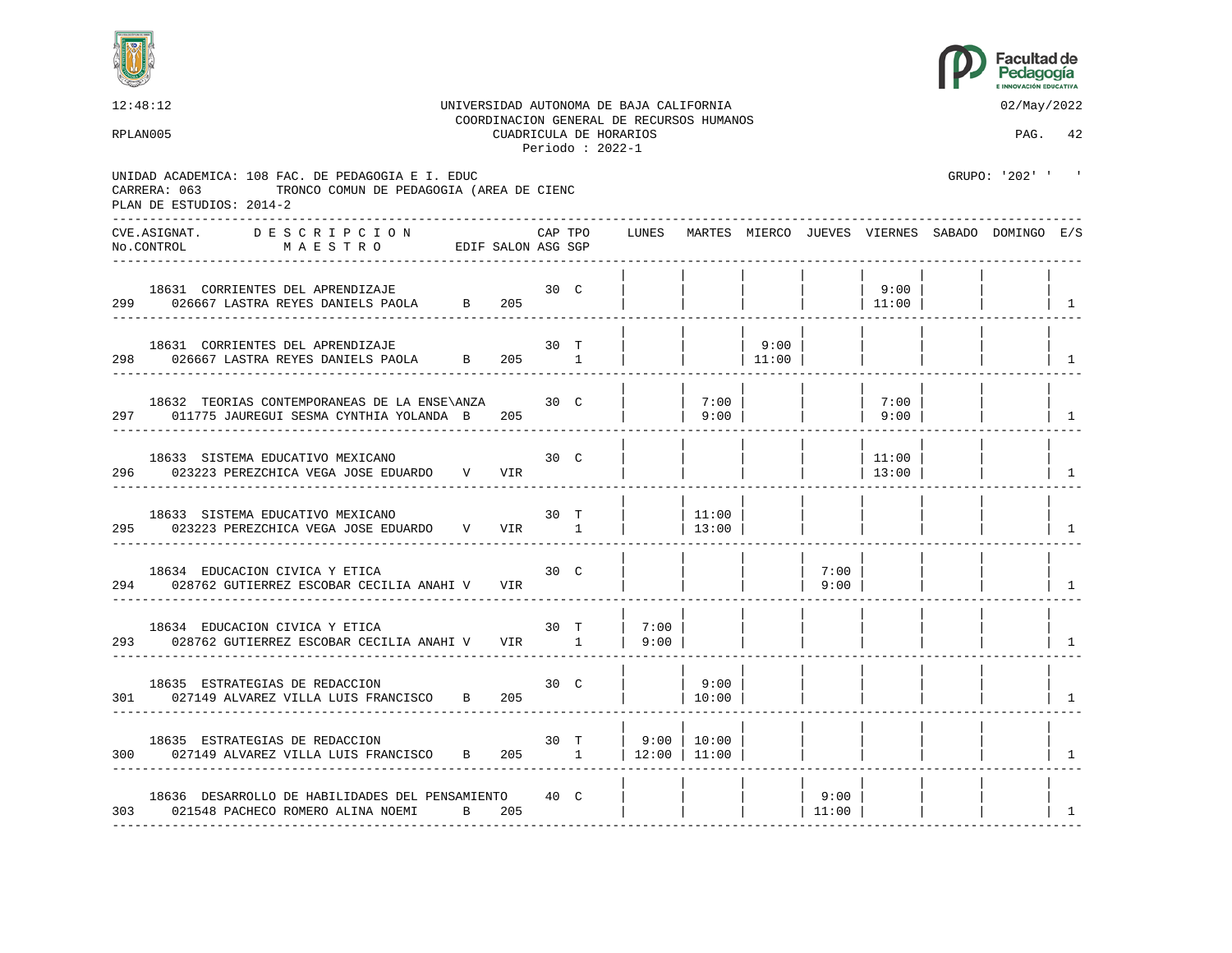12:48:12 UNIVERSIDAD AUTONOMA DE BAJA CALIFORNIA 02/May/2022

COORDINACION GENERAL DE RECURSOS HUMANOS

RPLAN005 CUADRICULA DE HORARIOS PAG. 42

Periodo : 2022-1

UNIDAD ACADEMICA: 108 FAC. DE PEDAGOGIA E I. EDUC GRUPO: '202' ' '

CARRERA: 063 TRONCO COMUN DE PEDAGOGIA (AREA DE CIENC

PLAN DE ESTUDIOS: 2014-2

| CVE.ASIGNAT. / No.CONTROL | DESCRIPCION / MAESTRO | EDIF | SALON | CAP | TPO / ASG SGP | LUNES | MARTES | MIERCO | JUEVES | VIERNES | SABADO | DOMINGO | E/S |
|---|---|---|---|---|---|---|---|---|---|---|---|---|---|
| 18631 / 299 | CORRIENTES DEL APRENDIZAJE / 026667 LASTRA REYES DANIELS PAOLA | B | 205 | 30 | C | | | | | 9:00 11:00 | | | 1 |
| 18631 / 298 | CORRIENTES DEL APRENDIZAJE / 026667 LASTRA REYES DANIELS PAOLA | B | 205 | 30 | T 1 | | | 9:00 11:00 | | | | | 1 |
| 18632 / 297 | TEORIAS CONTEMPORANEAS DE LA ENSE\ANZA / 011775 JAUREGUI SESMA CYNTHIA YOLANDA | B | 205 | 30 | C | | 7:00 9:00 | | | 7:00 9:00 | | | 1 |
| 18633 / 296 | SISTEMA EDUCATIVO MEXICANO / 023223 PEREZCHICA VEGA JOSE EDUARDO | V | VIR | 30 | C | | | | | 11:00 13:00 | | | 1 |
| 18633 / 295 | SISTEMA EDUCATIVO MEXICANO / 023223 PEREZCHICA VEGA JOSE EDUARDO | V | VIR | 30 | T 1 | | 11:00 13:00 | | | | | | 1 |
| 18634 / 294 | EDUCACION CIVICA Y ETICA / 028762 GUTIERREZ ESCOBAR CECILIA ANAHI | V | VIR | 30 | C | | | | 7:00 9:00 | | | | 1 |
| 18634 / 293 | EDUCACION CIVICA Y ETICA / 028762 GUTIERREZ ESCOBAR CECILIA ANAHI | V | VIR | 30 | T 1 | 7:00 9:00 | | | | | | | 1 |
| 18635 / 301 | ESTRATEGIAS DE REDACCION / 027149 ALVAREZ VILLA LUIS FRANCISCO | B | 205 | 30 | C | | 9:00 10:00 | | | | | | 1 |
| 18635 / 300 | ESTRATEGIAS DE REDACCION / 027149 ALVAREZ VILLA LUIS FRANCISCO | B | 205 | 30 | T 1 | 9:00 12:00 | 10:00 11:00 | | | | | | 1 |
| 18636 / 303 | DESARROLLO DE HABILIDADES DEL PENSAMIENTO / 021548 PACHECO ROMERO ALINA NOEMI | B | 205 | 40 | C | | | | 9:00 11:00 | | | | 1 |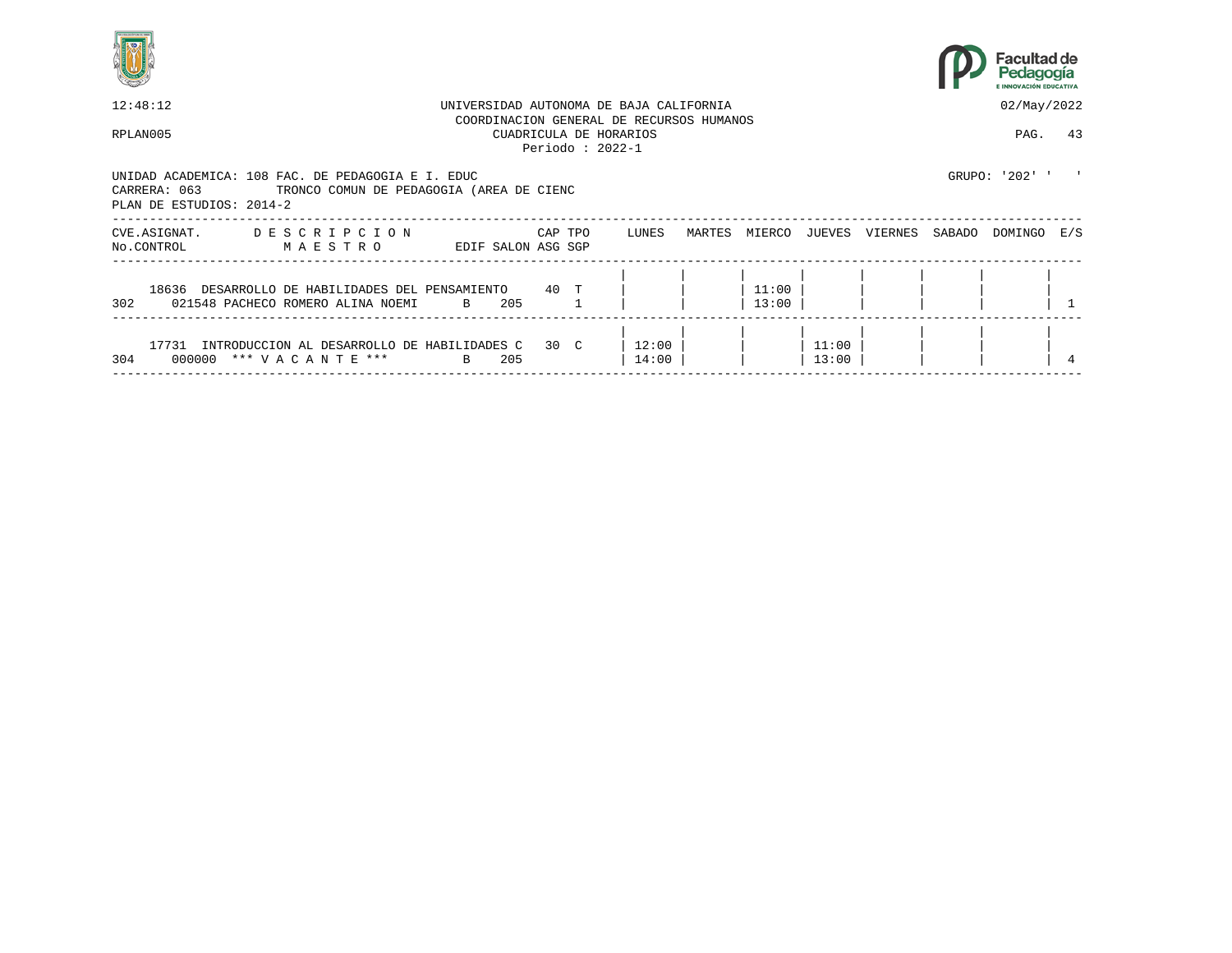UNIVERSIDAD AUTONOMA DE BAJA CALIFORNIA
COORDINACION GENERAL DE RECURSOS HUMANOS
CUADRICULA DE HORARIOS
Periodo : 2022-1

12:48:12 — 02/May/2022

RPLAN005 — PAG. 43

UNIDAD ACADEMICA: 108 FAC. DE PEDAGOGIA E I. EDUC — GRUPO: '202' ' '
CARRERA: 063 TRONCO COMUN DE PEDAGOGIA (AREA DE CIENC
PLAN DE ESTUDIOS: 2014-2

| CVE.ASIGNAT. / No.CONTROL | DESCRIPCION / MAESTRO | EDIF | SALON | CAP / ASG | TPO / SGP | LUNES | MARTES | MIERCO | JUEVES | VIERNES | SABADO | DOMINGO | E/S |
|---|---|---|---|---|---|---|---|---|---|---|---|---|---|
| 18636 / 302 | DESARROLLO DE HABILIDADES DEL PENSAMIENTO / 021548 PACHECO ROMERO ALINA NOEMI | B | 205 | 40 | T / 1 | | | 11:00 13:00 | | | | | 1 |
| 17731 / 304 | INTRODUCCION AL DESARROLLO DE HABILIDADES C / 000000 *** V A C A N T E *** | B | 205 | 30 | C | 12:00 14:00 | | | 11:00 13:00 | | | | 4 |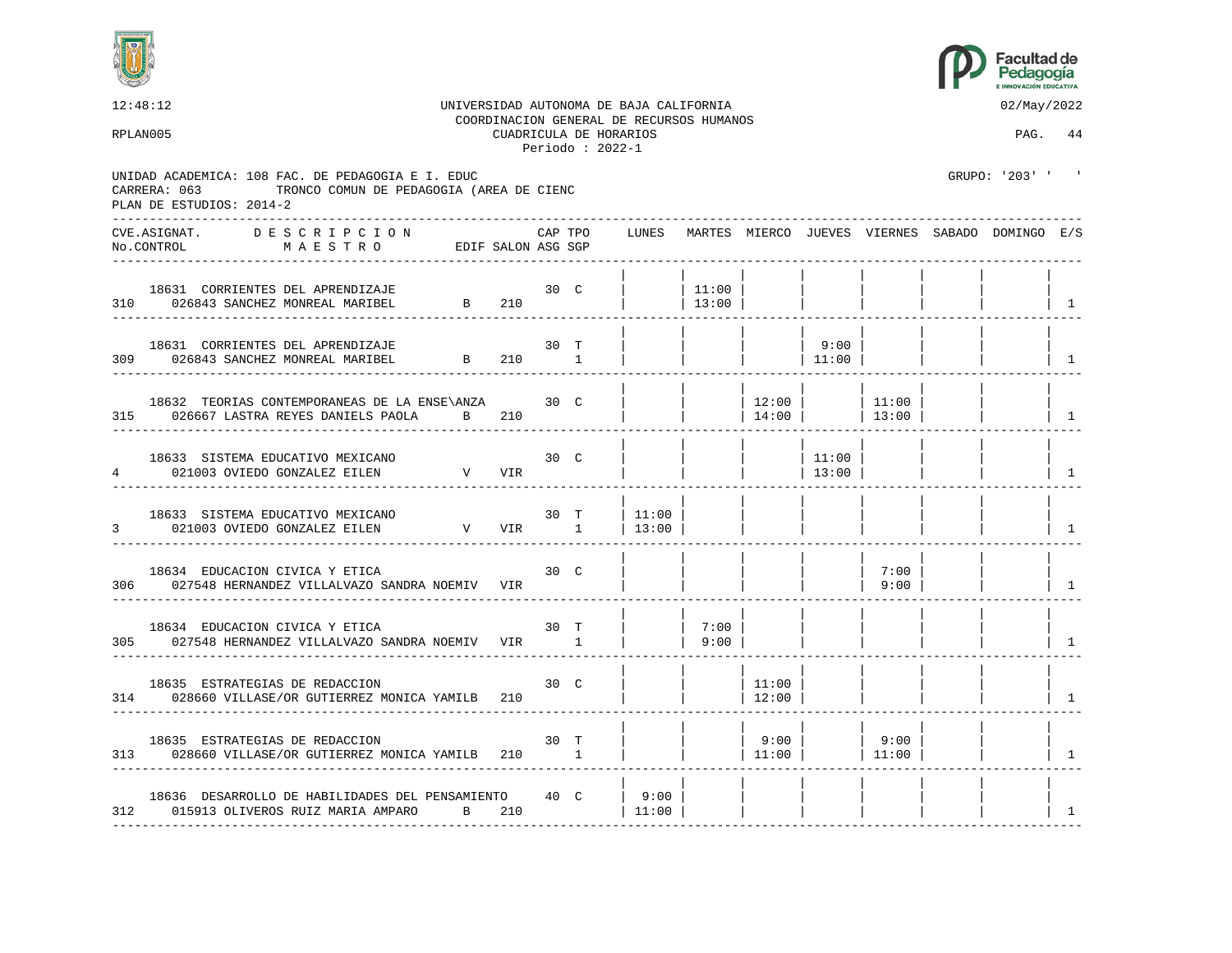UNIVERSIDAD AUTONOMA DE BAJA CALIFORNIA
COORDINACION GENERAL DE RECURSOS HUMANOS
CUADRICULA DE HORARIOS
Periodo : 2022-1

12:48:12 — 02/May/2022

RPLAN005

UNIDAD ACADEMICA: 108 FAC. DE PEDAGOGIA E I. EDUC
CARRERA: 063 TRONCO COMUN DE PEDAGOGIA (AREA DE CIENC
PLAN DE ESTUDIOS: 2014-2

GRUPO: '203' ' '

| CVE.ASIGNAT. / No.CONTROL | DESCRIPCION / MAESTRO | EDIF | SALON | CAP | TPO / ASG SGP | LUNES | MARTES | MIERCO | JUEVES | VIERNES | SABADO | DOMINGO | E/S |
|---|---|---|---|---|---|---|---|---|---|---|---|---|---|
| 18631 / 310 | CORRIENTES DEL APRENDIZAJE / 026843 SANCHEZ MONREAL MARIBEL | B | 210 | 30 | C | | 11:00 13:00 | | | | | | 1 |
| 18631 / 309 | CORRIENTES DEL APRENDIZAJE / 026843 SANCHEZ MONREAL MARIBEL | B | 210 | 30 | T 1 | | | | 9:00 11:00 | | | | 1 |
| 18632 / 315 | TEORIAS CONTEMPORANEAS DE LA ENSE\ANZA / 026667 LASTRA REYES DANIELS PAOLA | B | 210 | 30 | C | | | 12:00 14:00 | | 11:00 13:00 | | | 1 |
| 18633 / 4 | SISTEMA EDUCATIVO MEXICANO / 021003 OVIEDO GONZALEZ EILEN | V | VIR | 30 | C | | | | 11:00 13:00 | | | | 1 |
| 18633 / 3 | SISTEMA EDUCATIVO MEXICANO / 021003 OVIEDO GONZALEZ EILEN | V | VIR | 30 | T 1 | 11:00 13:00 | | | | | | | 1 |
| 18634 / 306 | EDUCACION CIVICA Y ETICA / 027548 HERNANDEZ VILLALVAZO SANDRA NOEMI | V | VIR | 30 | C | | | | | 7:00 9:00 | | | 1 |
| 18634 / 305 | EDUCACION CIVICA Y ETICA / 027548 HERNANDEZ VILLALVAZO SANDRA NOEMI | V | VIR | 30 | T 1 | | 7:00 9:00 | | | | | | 1 |
| 18635 / 314 | ESTRATEGIAS DE REDACCION / 028660 VILLASE/OR GUTIERREZ MONICA YAMILB | | 210 | 30 | C | | | 11:00 12:00 | | | | | 1 |
| 18635 / 313 | ESTRATEGIAS DE REDACCION / 028660 VILLASE/OR GUTIERREZ MONICA YAMILB | | 210 | 30 | T 1 | | | 9:00 11:00 | | 9:00 11:00 | | | 1 |
| 18636 / 312 | DESARROLLO DE HABILIDADES DEL PENSAMIENTO / 015913 OLIVEROS RUIZ MARIA AMPARO | B | 210 | 40 | C | 9:00 11:00 | | | | | | | 1 |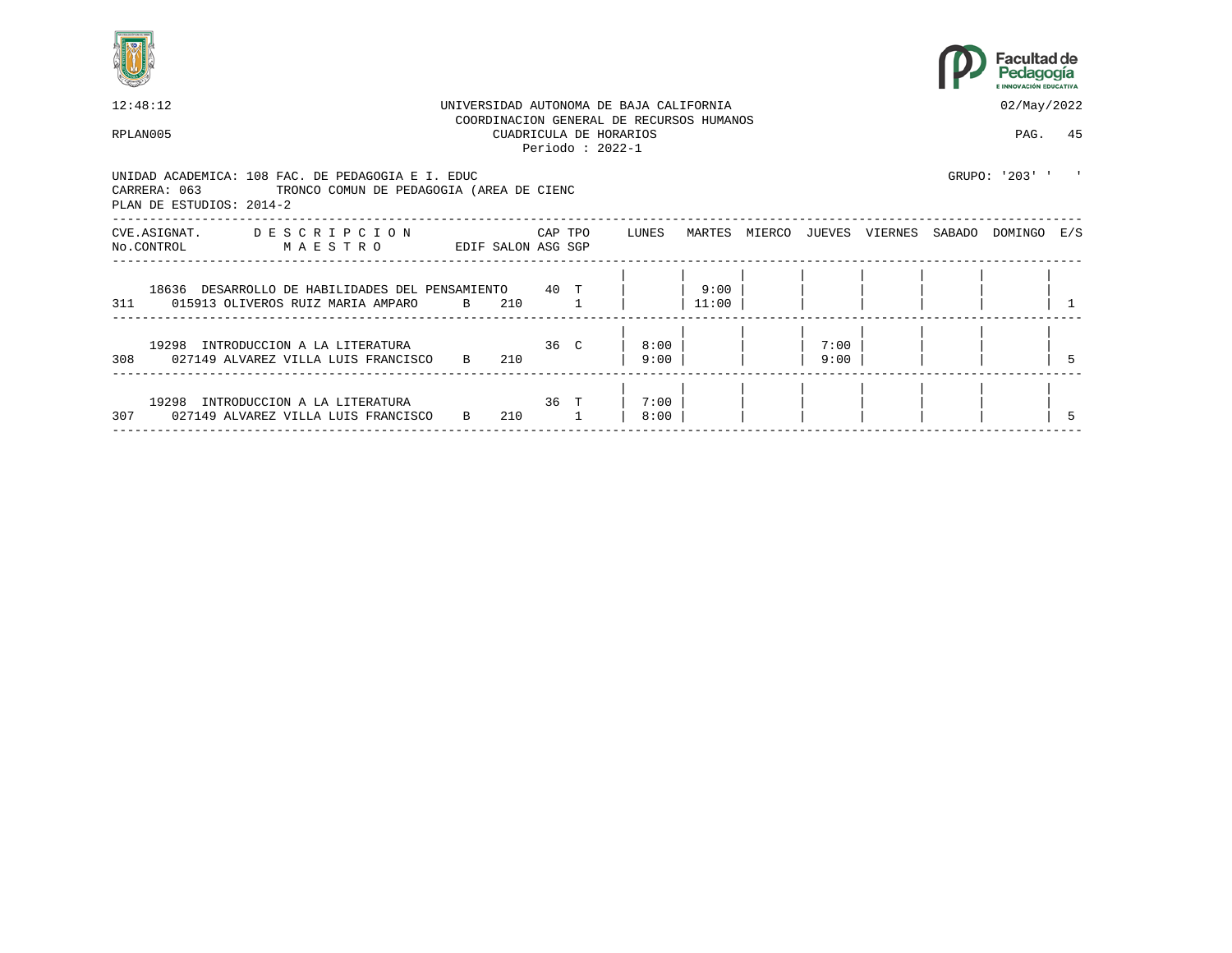12:48:12 UNIVERSIDAD AUTONOMA DE BAJA CALIFORNIA 02/May/2022
COORDINACION GENERAL DE RECURSOS HUMANOS
RPLAN005 CUADRICULA DE HORARIOS PAG. 45
Periodo : 2022-1

UNIDAD ACADEMICA: 108 FAC. DE PEDAGOGIA E I. EDUC GRUPO: '203' ' '
CARRERA: 063 TRONCO COMUN DE PEDAGOGIA (AREA DE CIENC
PLAN DE ESTUDIOS: 2014-2

| CVE.ASIGNAT. / No.CONTROL | DESCRIPCION / MAESTRO | EDIF | SALON | CAP / ASG | TPO / SGP | LUNES | MARTES | MIERCO | JUEVES | VIERNES | SABADO | DOMINGO | E/S |
|---|---|---|---|---|---|---|---|---|---|---|---|---|---|
| 18636 / 311 | DESARROLLO DE HABILIDADES DEL PENSAMIENTO / 015913 OLIVEROS RUIZ MARIA AMPARO | B | 210 | 40 | T / 1 | | 9:00 11:00 | | | | | | 1 |
| 19298 / 308 | INTRODUCCION A LA LITERATURA / 027149 ALVAREZ VILLA LUIS FRANCISCO | B | 210 | 36 | C | 8:00 9:00 | | | 7:00 9:00 | | | | 5 |
| 19298 / 307 | INTRODUCCION A LA LITERATURA / 027149 ALVAREZ VILLA LUIS FRANCISCO | B | 210 | 36 | T / 1 | 7:00 8:00 | | | | | | | 5 |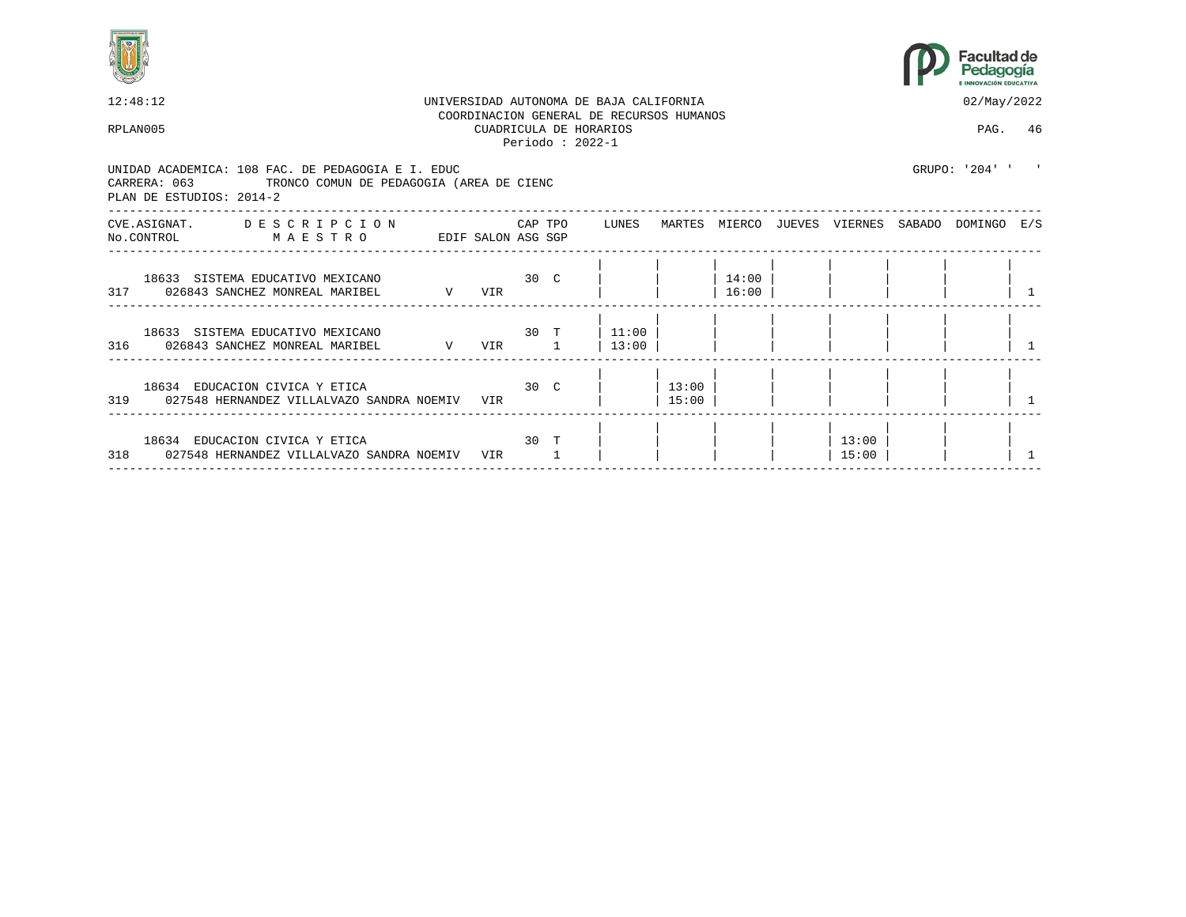12:48:12 UNIVERSIDAD AUTONOMA DE BAJA CALIFORNIA 02/May/2022

COORDINACION GENERAL DE RECURSOS HUMANOS

RPLAN005 CUADRICULA DE HORARIOS PAG. 46

Periodo : 2022-1

UNIDAD ACADEMICA: 108 FAC. DE PEDAGOGIA E I. EDUC GRUPO: '204' ' '

CARRERA: 063 TRONCO COMUN DE PEDAGOGIA (AREA DE CIENC

PLAN DE ESTUDIOS: 2014-2

| CVE.ASIGNAT. / No.CONTROL | DESCRIPCION / MAESTRO | EDIF | SALON | CAP / ASG | TPO / SGP | LUNES | MARTES | MIERCO | JUEVES | VIERNES | SABADO | DOMINGO | E/S |
|---|---|---|---|---|---|---|---|---|---|---|---|---|---|
| 18633 / 317 | SISTEMA EDUCATIVO MEXICANO / 026843 SANCHEZ MONREAL MARIBEL | V | VIR | 30 | C | | | 14:00 16:00 | | | | | 1 |
| 18633 / 316 | SISTEMA EDUCATIVO MEXICANO / 026843 SANCHEZ MONREAL MARIBEL | V | VIR | 30 | T 1 | 11:00 13:00 | | | | | | | 1 |
| 18634 / 319 | EDUCACION CIVICA Y ETICA / 027548 HERNANDEZ VILLALVAZO SANDRA NOEMI | V | VIR | 30 | C | | 13:00 15:00 | | | | | | 1 |
| 18634 / 318 | EDUCACION CIVICA Y ETICA / 027548 HERNANDEZ VILLALVAZO SANDRA NOEMI | V | VIR | 30 | T 1 | | | | | 13:00 15:00 | | | 1 |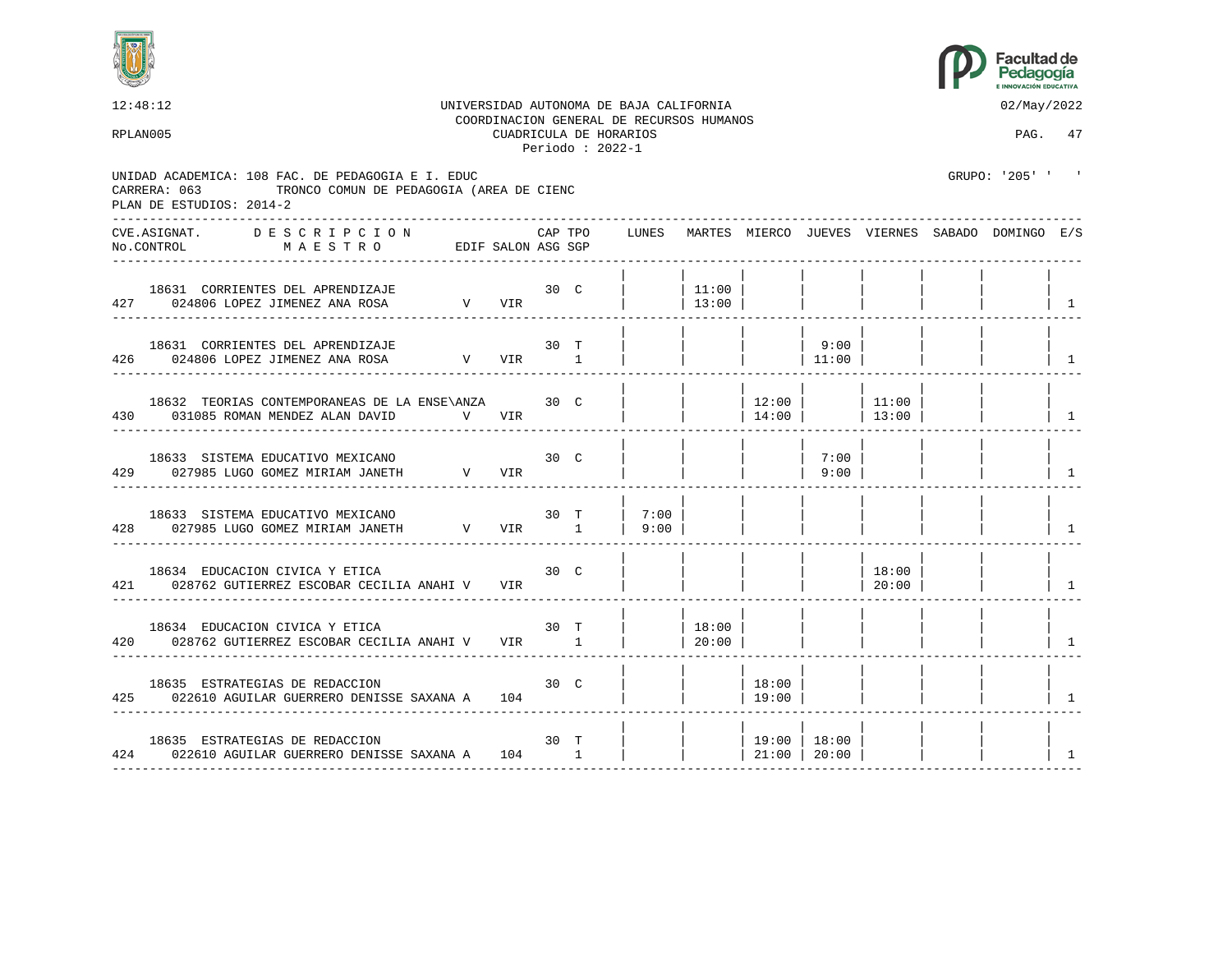UNIVERSIDAD AUTONOMA DE BAJA CALIFORNIA
COORDINACION GENERAL DE RECURSOS HUMANOS
CUADRICULA DE HORARIOS
Periodo : 2022-1

12:48:12 — 02/May/2022
RPLAN005

UNIDAD ACADEMICA: 108 FAC. DE PEDAGOGIA E I. EDUC — GRUPO: '205' ' '
CARRERA: 063 TRONCO COMUN DE PEDAGOGIA (AREA DE CIENC
PLAN DE ESTUDIOS: 2014-2

| No.CONTROL | CVE.ASIGNAT. | DESCRIPCION / MAESTRO | EDIF | SALON | CAP | TPO | ASG SGP | LUNES | MARTES | MIERCO | JUEVES | VIERNES | SABADO | DOMINGO | E/S |
|---|---|---|---|---|---|---|---|---|---|---|---|---|---|---|---|
| 427 | 18631 | CORRIENTES DEL APRENDIZAJE / 024806 LOPEZ JIMENEZ ANA ROSA | V | VIR | 30 | C | | | 11:00 13:00 | | | | | | 1 |
| 426 | 18631 | CORRIENTES DEL APRENDIZAJE / 024806 LOPEZ JIMENEZ ANA ROSA | V | VIR | 30 | T | 1 | | | | 9:00 11:00 | | | | 1 |
| 430 | 18632 | TEORIAS CONTEMPORANEAS DE LA ENSE\ANZA / 031085 ROMAN MENDEZ ALAN DAVID | V | VIR | 30 | C | | | | 12:00 14:00 | | 11:00 13:00 | | | 1 |
| 429 | 18633 | SISTEMA EDUCATIVO MEXICANO / 027985 LUGO GOMEZ MIRIAM JANETH | V | VIR | 30 | C | | | | | 7:00 9:00 | | | | 1 |
| 428 | 18633 | SISTEMA EDUCATIVO MEXICANO / 027985 LUGO GOMEZ MIRIAM JANETH | V | VIR | 30 | T | 1 | 7:00 9:00 | | | | | | | 1 |
| 421 | 18634 | EDUCACION CIVICA Y ETICA / 028762 GUTIERREZ ESCOBAR CECILIA ANAHI | V | VIR | 30 | C | | | | | | 18:00 20:00 | | | 1 |
| 420 | 18634 | EDUCACION CIVICA Y ETICA / 028762 GUTIERREZ ESCOBAR CECILIA ANAHI | V | VIR | 30 | T | 1 | | 18:00 20:00 | | | | | | 1 |
| 425 | 18635 | ESTRATEGIAS DE REDACCION / 022610 AGUILAR GUERRERO DENISSE SAXANA | A | 104 | 30 | C | | | | 18:00 19:00 | | | | | 1 |
| 424 | 18635 | ESTRATEGIAS DE REDACCION / 022610 AGUILAR GUERRERO DENISSE SAXANA | A | 104 | 30 | T | 1 | | | 19:00 21:00 | 18:00 20:00 | | | | 1 |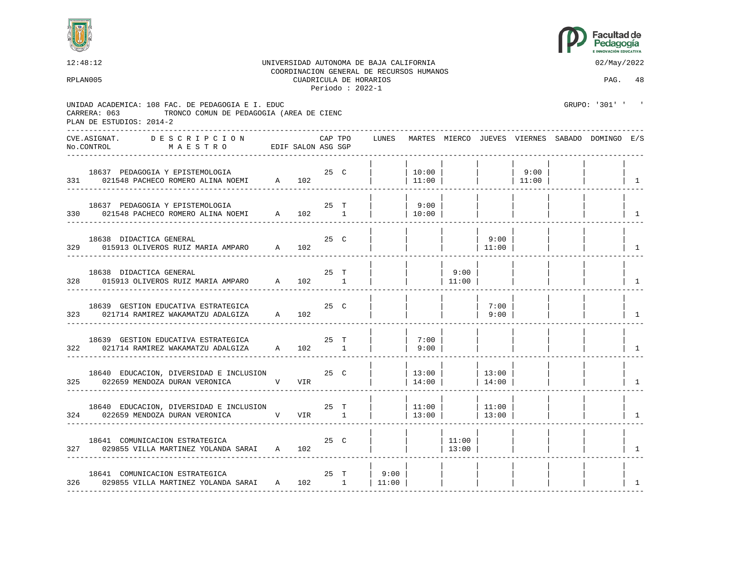12:48:12 UNIVERSIDAD AUTONOMA DE BAJA CALIFORNIA 02/May/2022

COORDINACION GENERAL DE RECURSOS HUMANOS

RPLAN005 CUADRICULA DE HORARIOS

Periodo : 2022-1

UNIDAD ACADEMICA: 108 FAC. DE PEDAGOGIA E I. EDUC GRUPO: '301' ' '

CARRERA: 063 TRONCO COMUN DE PEDAGOGIA (AREA DE CIENC

PLAN DE ESTUDIOS: 2014-2

| CVE.ASIGNAT. No.CONTROL | DESCRIPCION MAESTRO | EDIF | SALON | CAP ASG | TPO SGP | LUNES | MARTES | MIERCO | JUEVES | VIERNES | SABADO | DOMINGO | E/S |
|---|---|---|---|---|---|---|---|---|---|---|---|---|---|
| 18637 331 | PEDAGOGIA Y EPISTEMOLOGIA 021548 PACHECO ROMERO ALINA NOEMI | A | 102 | 25 | C | | 10:00 11:00 | | | 9:00 11:00 | | | 1 |
| 18637 330 | PEDAGOGIA Y EPISTEMOLOGIA 021548 PACHECO ROMERO ALINA NOEMI | A | 102 | 25 | T 1 | | 9:00 10:00 | | | | | | 1 |
| 18638 329 | DIDACTICA GENERAL 015913 OLIVEROS RUIZ MARIA AMPARO | A | 102 | 25 | C | | | | 9:00 11:00 | | | | 1 |
| 18638 328 | DIDACTICA GENERAL 015913 OLIVEROS RUIZ MARIA AMPARO | A | 102 | 25 | T 1 | | | 9:00 11:00 | | | | | 1 |
| 18639 323 | GESTION EDUCATIVA ESTRATEGICA 021714 RAMIREZ WAKAMATZU ADALGIZA | A | 102 | 25 | C | | | | 7:00 9:00 | | | | 1 |
| 18639 322 | GESTION EDUCATIVA ESTRATEGICA 021714 RAMIREZ WAKAMATZU ADALGIZA | A | 102 | 25 | T 1 | | 7:00 9:00 | | | | | | 1 |
| 18640 325 | EDUCACION, DIVERSIDAD E INCLUSION 022659 MENDOZA DURAN VERONICA | V | VIR | 25 | C | | 13:00 14:00 | | 13:00 14:00 | | | | 1 |
| 18640 324 | EDUCACION, DIVERSIDAD E INCLUSION 022659 MENDOZA DURAN VERONICA | V | VIR | 25 | T 1 | | 11:00 13:00 | | 11:00 13:00 | | | | 1 |
| 18641 327 | COMUNICACION ESTRATEGICA 029855 VILLA MARTINEZ YOLANDA SARAI | A | 102 | 25 | C | | | 11:00 13:00 | | | | | 1 |
| 18641 326 | COMUNICACION ESTRATEGICA 029855 VILLA MARTINEZ YOLANDA SARAI | A | 102 | 25 | T 1 | 9:00 11:00 | | | | | | | 1 |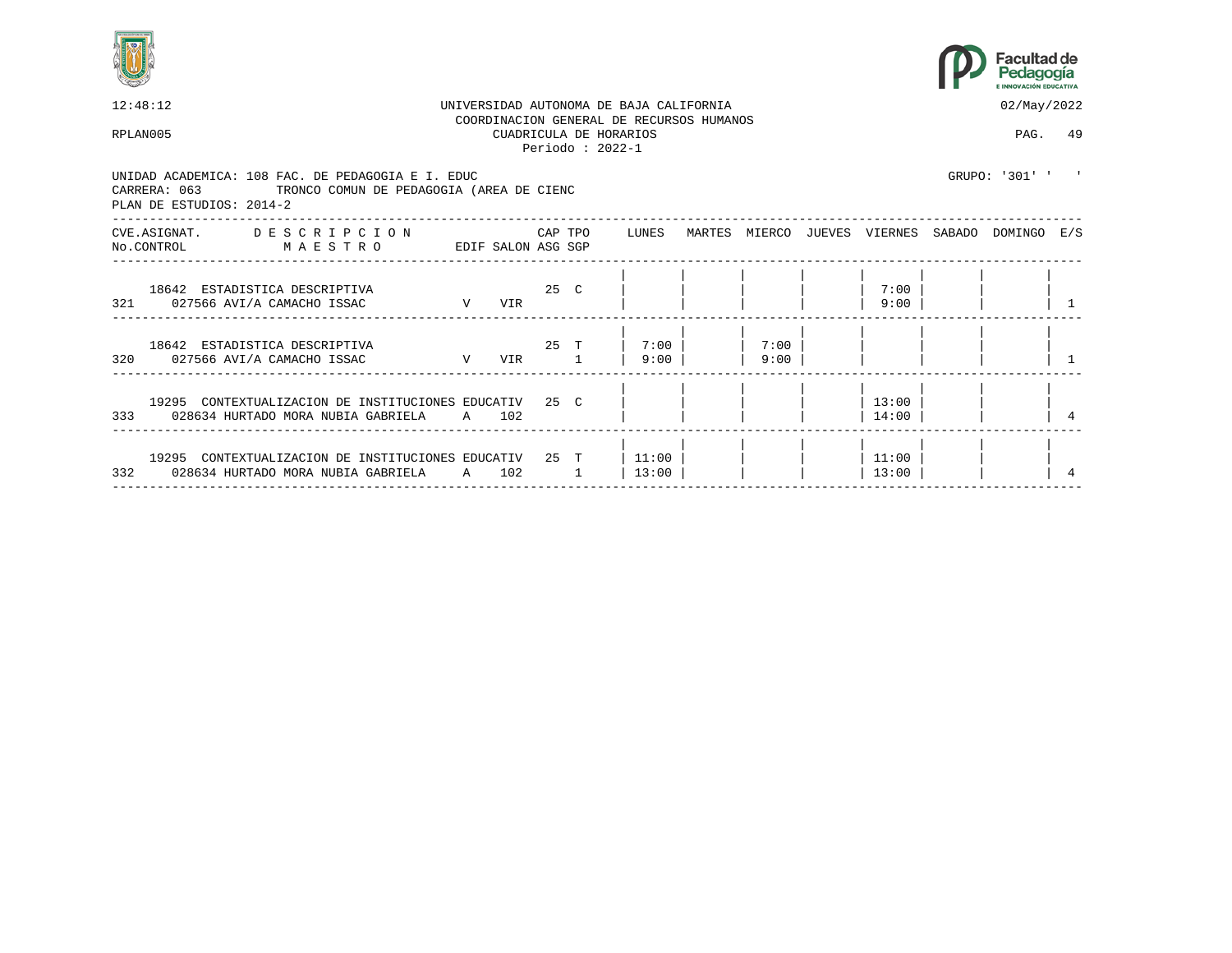12:48:12 UNIVERSIDAD AUTONOMA DE BAJA CALIFORNIA 02/May/2022
COORDINACION GENERAL DE RECURSOS HUMANOS
RPLAN005 CUADRICULA DE HORARIOS PAG. 49
Periodo : 2022-1

UNIDAD ACADEMICA: 108 FAC. DE PEDAGOGIA E I. EDUC GRUPO: '301' ' '
CARRERA: 063 TRONCO COMUN DE PEDAGOGIA (AREA DE CIENC
PLAN DE ESTUDIOS: 2014-2

| CVE.ASIGNAT. / No.CONTROL | DESCRIPCION / MAESTRO | EDIF | SALON | CAP ASG | TPO SGP | LUNES | MARTES | MIERCO | JUEVES | VIERNES | SABADO | DOMINGO | E/S |
|---|---|---|---|---|---|---|---|---|---|---|---|---|---|
| 18642 / 321 | ESTADISTICA DESCRIPTIVA / 027566 AVI/A CAMACHO ISSAC | V | VIR | 25 | C | | | | | 7:00 9:00 | | | 1 |
| 18642 / 320 | ESTADISTICA DESCRIPTIVA / 027566 AVI/A CAMACHO ISSAC | V | VIR | 25 | T 1 | 7:00 9:00 | | 7:00 9:00 | | | | | 1 |
| 19295 / 333 | CONTEXTUALIZACION DE INSTITUCIONES EDUCATIV / 028634 HURTADO MORA NUBIA GABRIELA | A | 102 | 25 | C | | | | | 13:00 14:00 | | | 4 |
| 19295 / 332 | CONTEXTUALIZACION DE INSTITUCIONES EDUCATIV / 028634 HURTADO MORA NUBIA GABRIELA | A | 102 | 25 | T 1 | 11:00 13:00 | | | | 11:00 13:00 | | | 4 |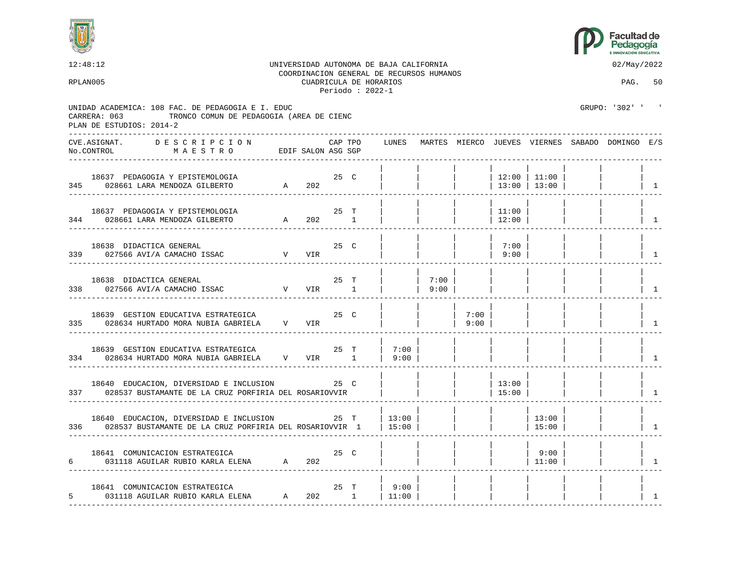12:48:12 UNIVERSIDAD AUTONOMA DE BAJA CALIFORNIA 02/May/2022

COORDINACION GENERAL DE RECURSOS HUMANOS

RPLAN005 CUADRICULA DE HORARIOS

Periodo : 2022-1

UNIDAD ACADEMICA: 108 FAC. DE PEDAGOGIA E I. EDUC GRUPO: '302' ' '

CARRERA: 063 TRONCO COMUN DE PEDAGOGIA (AREA DE CIENC

PLAN DE ESTUDIOS: 2014-2

| CVE.ASIGNAT. No.CONTROL | DESCRIPCION MAESTRO | EDIF | SALON | CAP | TPO | ASG SGP | LUNES | MARTES | MIERCO | JUEVES | VIERNES | SABADO | DOMINGO | E/S |
|---|---|---|---|---|---|---|---|---|---|---|---|---|---|---|
| 18637 / 345 | PEDAGOGIA Y EPISTEMOLOGIA / 028661 LARA MENDOZA GILBERTO | A | 202 | 25 | C | | | | | 12:00 13:00 | 11:00 13:00 | | | 1 |
| 18637 / 344 | PEDAGOGIA Y EPISTEMOLOGIA / 028661 LARA MENDOZA GILBERTO | A | 202 | 25 | T | 1 | | | | 11:00 12:00 | | | | 1 |
| 18638 / 339 | DIDACTICA GENERAL / 027566 AVI/A CAMACHO ISSAC | V | VIR | 25 | C | | | | | 7:00 9:00 | | | | 1 |
| 18638 / 338 | DIDACTICA GENERAL / 027566 AVI/A CAMACHO ISSAC | V | VIR | 25 | T | 1 | | 7:00 9:00 | | | | | | 1 |
| 18639 / 335 | GESTION EDUCATIVA ESTRATEGICA / 028634 HURTADO MORA NUBIA GABRIELA | V | VIR | 25 | C | | | | 7:00 9:00 | | | | | 1 |
| 18639 / 334 | GESTION EDUCATIVA ESTRATEGICA / 028634 HURTADO MORA NUBIA GABRIELA | V | VIR | 25 | T | 1 | 7:00 9:00 | | | | | | | 1 |
| 18640 / 337 | EDUCACION, DIVERSIDAD E INCLUSION / 028537 BUSTAMANTE DE LA CRUZ PORFIRIA DEL ROSARIO | V | VIR | 25 | C | | | | | 13:00 15:00 | | | | 1 |
| 18640 / 336 | EDUCACION, DIVERSIDAD E INCLUSION / 028537 BUSTAMANTE DE LA CRUZ PORFIRIA DEL ROSARIO | V | VIR | 25 | T | 1 | 13:00 15:00 | | | | 13:00 15:00 | | | 1 |
| 18641 / 6 | COMUNICACION ESTRATEGICA / 031118 AGUILAR RUBIO KARLA ELENA | A | 202 | 25 | C | | | | | | 9:00 11:00 | | | 1 |
| 18641 / 5 | COMUNICACION ESTRATEGICA / 031118 AGUILAR RUBIO KARLA ELENA | A | 202 | 25 | T | 1 | 9:00 11:00 | | | | | | | 1 |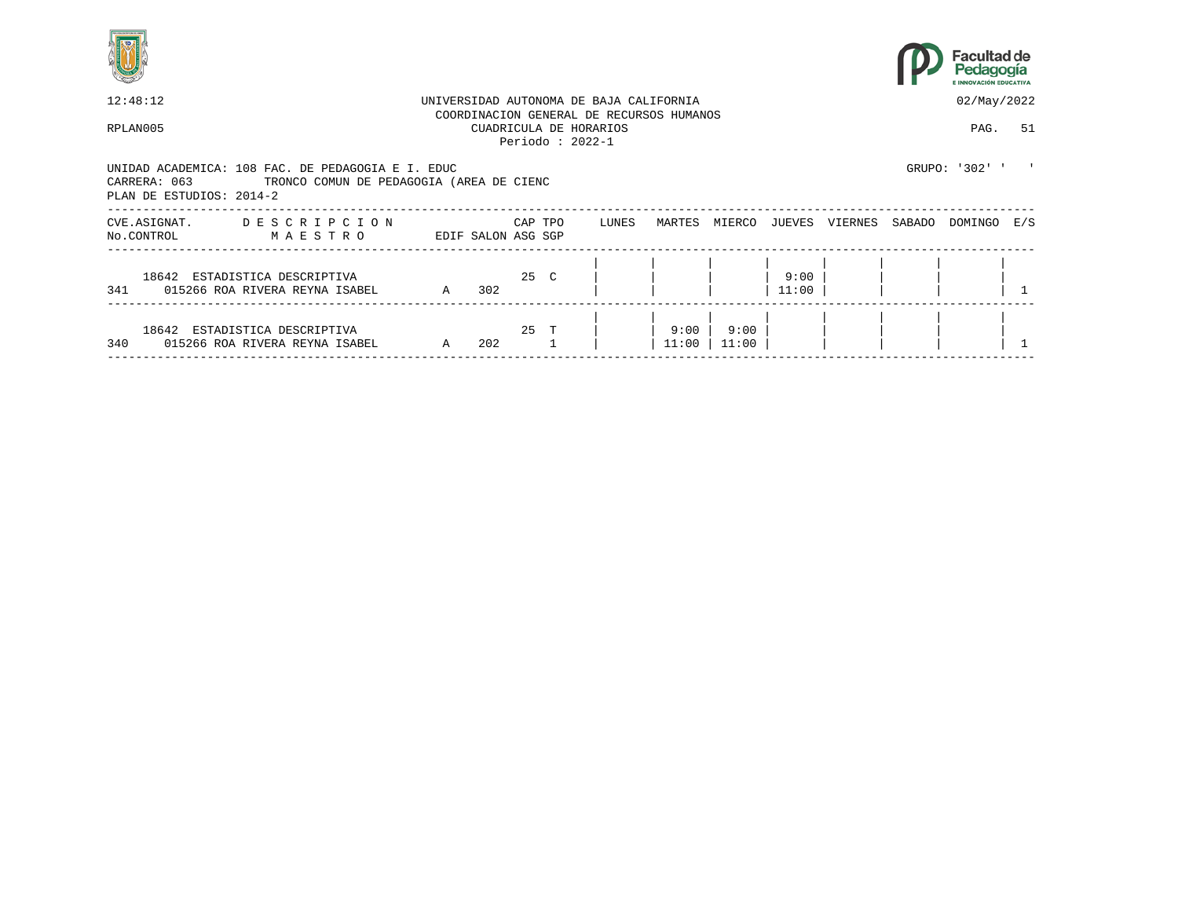12:48:12 UNIVERSIDAD AUTONOMA DE BAJA CALIFORNIA 02/May/2022
COORDINACION GENERAL DE RECURSOS HUMANOS
RPLAN005 CUADRICULA DE HORARIOS
Periodo : 2022-1

UNIDAD ACADEMICA: 108 FAC. DE PEDAGOGIA E I. EDUC GRUPO: '302' ' '
CARRERA: 063 TRONCO COMUN DE PEDAGOGIA (AREA DE CIENC
PLAN DE ESTUDIOS: 2014-2

| CVE.ASIGNAT. No.CONTROL | D E S C R I P C I O N / M A E S T R O | EDIF | SALON | CAP ASG | TPO SGP | LUNES | MARTES | MIERCO | JUEVES | VIERNES | SABADO | DOMINGO | E/S |
|---|---|---|---|---|---|---|---|---|---|---|---|---|---|
| 18642 / 341 | ESTADISTICA DESCRIPTIVA / 015266 ROA RIVERA REYNA ISABEL | A | 302 | 25 | C | | | | 9:00 11:00 | | | | 1 |
| 18642 / 340 | ESTADISTICA DESCRIPTIVA / 015266 ROA RIVERA REYNA ISABEL | A | 202 | 25 | T 1 | | 9:00 11:00 | 9:00 11:00 | | | | | 1 |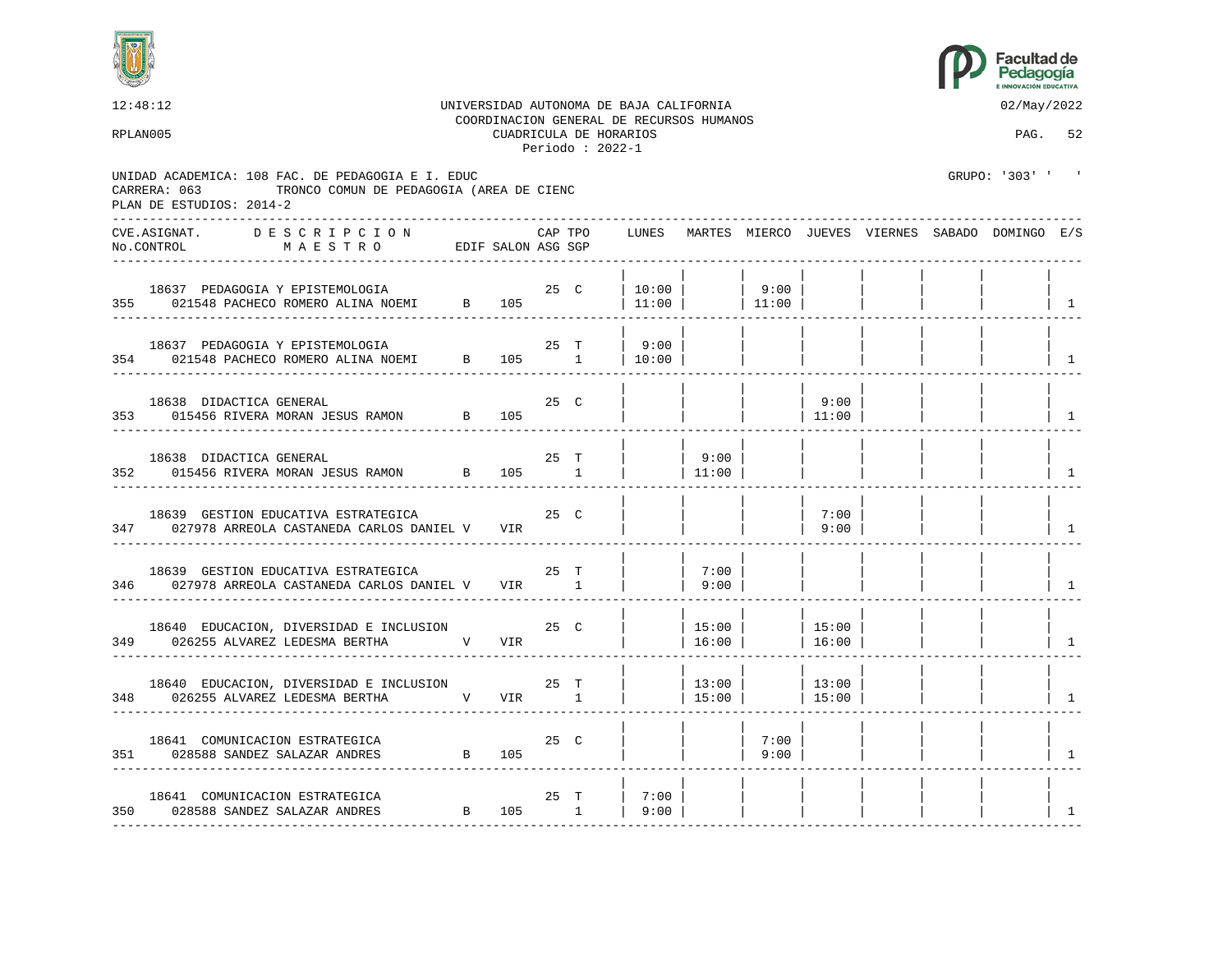UNIVERSIDAD AUTONOMA DE BAJA CALIFORNIA
COORDINACION GENERAL DE RECURSOS HUMANOS
CUADRICULA DE HORARIOS
Periodo : 2022-1

12:48:12 — 02/May/2022

RPLAN005 — PAG. 52

UNIDAD ACADEMICA: 108 FAC. DE PEDAGOGIA E I. EDUC
CARRERA: 063 TRONCO COMUN DE PEDAGOGIA (AREA DE CIENC
PLAN DE ESTUDIOS: 2014-2

GRUPO: '303' ' '

| No.CONTROL | CVE.ASIGNAT. / MAESTRO | DESCRIPCION | EDIF | SALON | CAP | TPO | ASG SGP | LUNES | MARTES | MIERCO | JUEVES | VIERNES | SABADO | DOMINGO | E/S |
|---|---|---|---|---|---|---|---|---|---|---|---|---|---|---|---|
| 355 | 18637 / 021548 PACHECO ROMERO ALINA NOEMI | PEDAGOGIA Y EPISTEMOLOGIA | B | 105 | 25 | C | | 10:00 11:00 | | 9:00 11:00 | | | | | 1 |
| 354 | 18637 / 021548 PACHECO ROMERO ALINA NOEMI | PEDAGOGIA Y EPISTEMOLOGIA | B | 105 | 25 | T | 1 | 9:00 10:00 | | | | | | | 1 |
| 353 | 18638 / 015456 RIVERA MORAN JESUS RAMON | DIDACTICA GENERAL | B | 105 | 25 | C | | | | | 9:00 11:00 | | | | 1 |
| 352 | 18638 / 015456 RIVERA MORAN JESUS RAMON | DIDACTICA GENERAL | B | 105 | 25 | T | 1 | | 9:00 11:00 | | | | | | 1 |
| 347 | 18639 / 027978 ARREOLA CASTANEDA CARLOS DANIEL | GESTION EDUCATIVA ESTRATEGICA | V | VIR | 25 | C | | | | | 7:00 9:00 | | | | 1 |
| 346 | 18639 / 027978 ARREOLA CASTANEDA CARLOS DANIEL | GESTION EDUCATIVA ESTRATEGICA | V | VIR | 25 | T | 1 | | 7:00 9:00 | | | | | | 1 |
| 349 | 18640 / 026255 ALVAREZ LEDESMA BERTHA | EDUCACION, DIVERSIDAD E INCLUSION | V | VIR | 25 | C | | | 15:00 16:00 | | 15:00 16:00 | | | | 1 |
| 348 | 18640 / 026255 ALVAREZ LEDESMA BERTHA | EDUCACION, DIVERSIDAD E INCLUSION | V | VIR | 25 | T | 1 | | 13:00 15:00 | | 13:00 15:00 | | | | 1 |
| 351 | 18641 / 028588 SANDEZ SALAZAR ANDRES | COMUNICACION ESTRATEGICA | B | 105 | 25 | C | | | | 7:00 9:00 | | | | | 1 |
| 350 | 18641 / 028588 SANDEZ SALAZAR ANDRES | COMUNICACION ESTRATEGICA | B | 105 | 25 | T | 1 | 7:00 9:00 | | | | | | | 1 |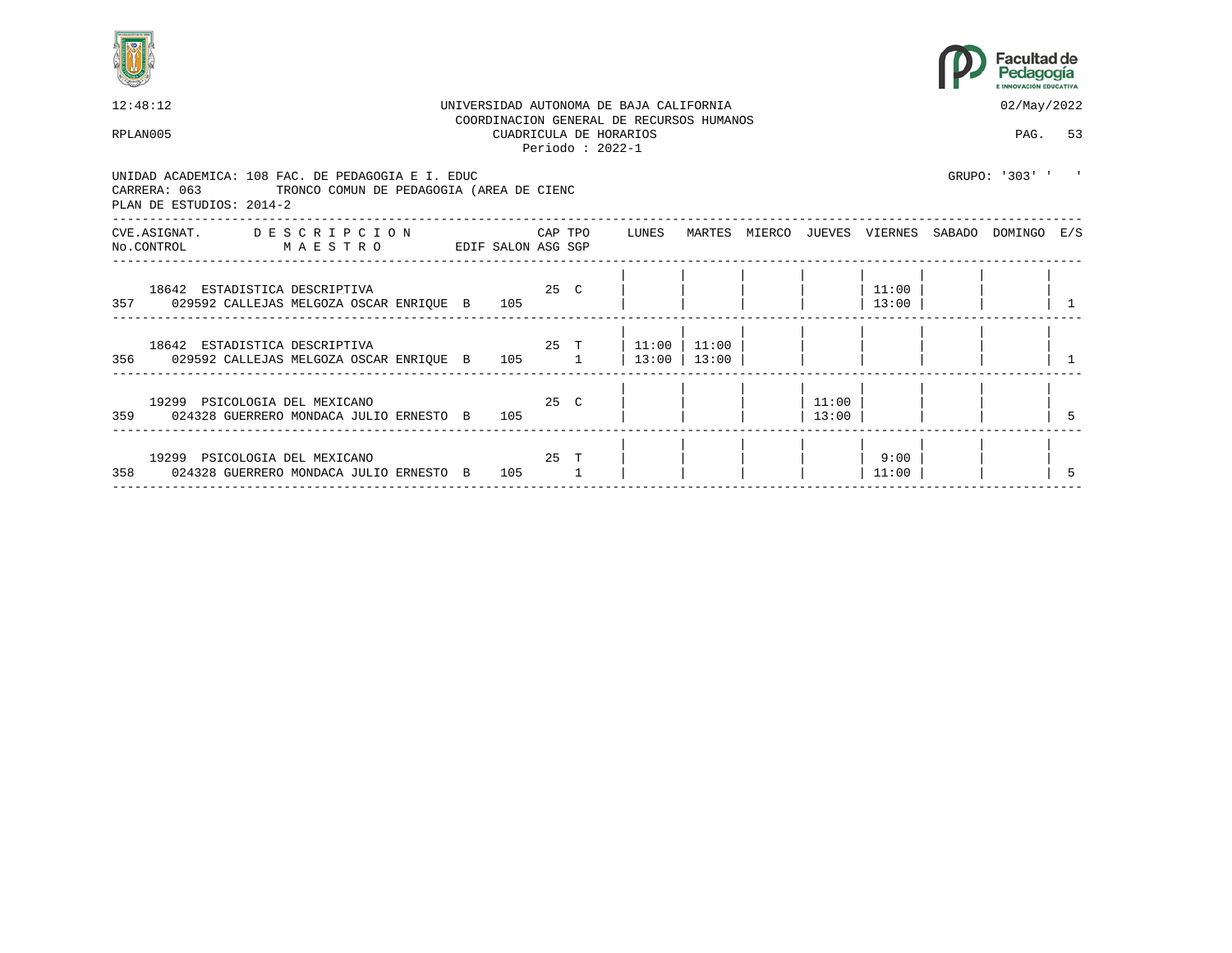12:48:12 UNIVERSIDAD AUTONOMA DE BAJA CALIFORNIA 02/May/2022

COORDINACION GENERAL DE RECURSOS HUMANOS

RPLAN005 CUADRICULA DE HORARIOS

Periodo : 2022-1

UNIDAD ACADEMICA: 108 FAC. DE PEDAGOGIA E I. EDUC GRUPO: '303' ' '

CARRERA: 063 TRONCO COMUN DE PEDAGOGIA (AREA DE CIENC

PLAN DE ESTUDIOS: 2014-2

| CVE.ASIGNAT. No.CONTROL | DESCRIPCION MAESTRO | EDIF | SALON | CAP ASG | TPO SGP | LUNES | MARTES | MIERCO | JUEVES | VIERNES | SABADO | DOMINGO | E/S |
|---|---|---|---|---|---|---|---|---|---|---|---|---|---|
| 18642<br>357 | ESTADISTICA DESCRIPTIVA<br>029592 CALLEJAS MELGOZA OSCAR ENRIQUE | B | 105 | 25 | C | | | | | 11:00<br>13:00 | | | 1 |
| 18642<br>356 | ESTADISTICA DESCRIPTIVA<br>029592 CALLEJAS MELGOZA OSCAR ENRIQUE | B | 105 | 25 | T<br>1 | 11:00<br>13:00 | 11:00<br>13:00 | | | | | | 1 |
| 19299<br>359 | PSICOLOGIA DEL MEXICANO<br>024328 GUERRERO MONDACA JULIO ERNESTO | B | 105 | 25 | C | | | | 11:00<br>13:00 | | | | 5 |
| 19299<br>358 | PSICOLOGIA DEL MEXICANO<br>024328 GUERRERO MONDACA JULIO ERNESTO | B | 105 | 25 | T<br>1 | | | | | 9:00<br>11:00 | | | 5 |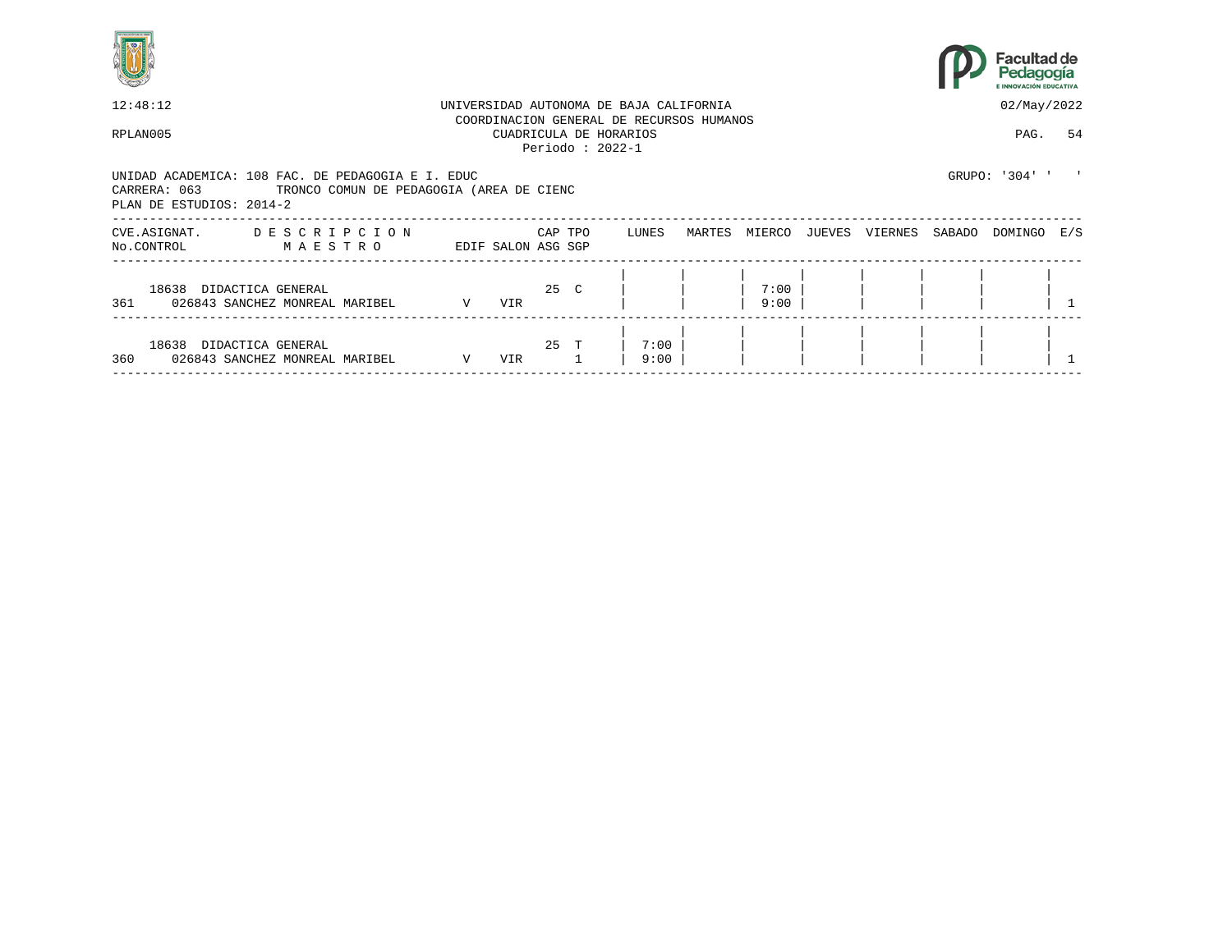12:48:12 UNIVERSIDAD AUTONOMA DE BAJA CALIFORNIA 02/May/2022
COORDINACION GENERAL DE RECURSOS HUMANOS
RPLAN005 CUADRICULA DE HORARIOS PAG. 54
Periodo : 2022-1

UNIDAD ACADEMICA: 108 FAC. DE PEDAGOGIA E I. EDUC GRUPO: '304' ' '
CARRERA: 063 TRONCO COMUN DE PEDAGOGIA (AREA DE CIENC
PLAN DE ESTUDIOS: 2014-2

| CVE.ASIGNAT. No.CONTROL | DESCRIPCION MAESTRO | EDIF | SALON | CAP ASG | TPO SGP | LUNES | MARTES | MIERCO | JUEVES | VIERNES | SABADO | DOMINGO | E/S |
|---|---|---|---|---|---|---|---|---|---|---|---|---|---|
| 18638 361 | DIDACTICA GENERAL 026843 SANCHEZ MONREAL MARIBEL | V | VIR | 25 | C | | | 7:00 9:00 | | | | | 1 |
| 18638 360 | DIDACTICA GENERAL 026843 SANCHEZ MONREAL MARIBEL | V | VIR | 25 | T 1 | 7:00 9:00 | | | | | | | 1 |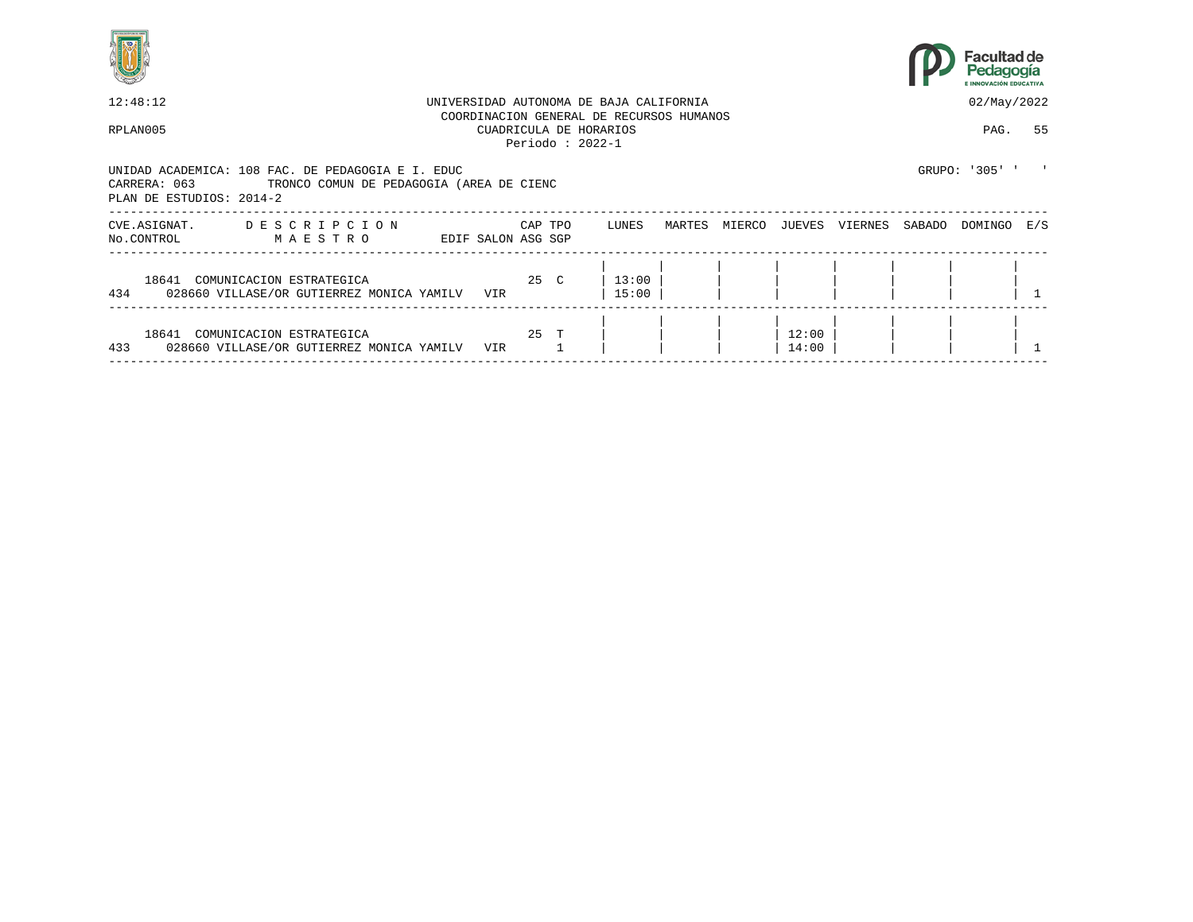UNIVERSIDAD AUTONOMA DE BAJA CALIFORNIA
COORDINACION GENERAL DE RECURSOS HUMANOS
CUADRICULA DE HORARIOS
Periodo : 2022-1

12:48:12 — 02/May/2022

RPLAN005

UNIDAD ACADEMICA: 108 FAC. DE PEDAGOGIA E I. EDUC — GRUPO: '305' ' '
CARRERA: 063 TRONCO COMUN DE PEDAGOGIA (AREA DE CIENC
PLAN DE ESTUDIOS: 2014-2

| CVE.ASIGNAT. / No.CONTROL | DESCRIPCION / MAESTRO | EDIF | SALON | CAP / ASG | TPO / SGP | LUNES | MARTES | MIERCO | JUEVES | VIERNES | SABADO | DOMINGO | E/S |
|---|---|---|---|---|---|---|---|---|---|---|---|---|---|
| 18641 / 434 | COMUNICACION ESTRATEGICA / 028660 VILLASE/OR GUTIERREZ MONICA YAMILV | VIR | | 25 | C | 13:00 15:00 | | | | | | | 1 |
| 18641 / 433 | COMUNICACION ESTRATEGICA / 028660 VILLASE/OR GUTIERREZ MONICA YAMILV | VIR | | 25 | T 1 | | | | 12:00 14:00 | | | | 1 |